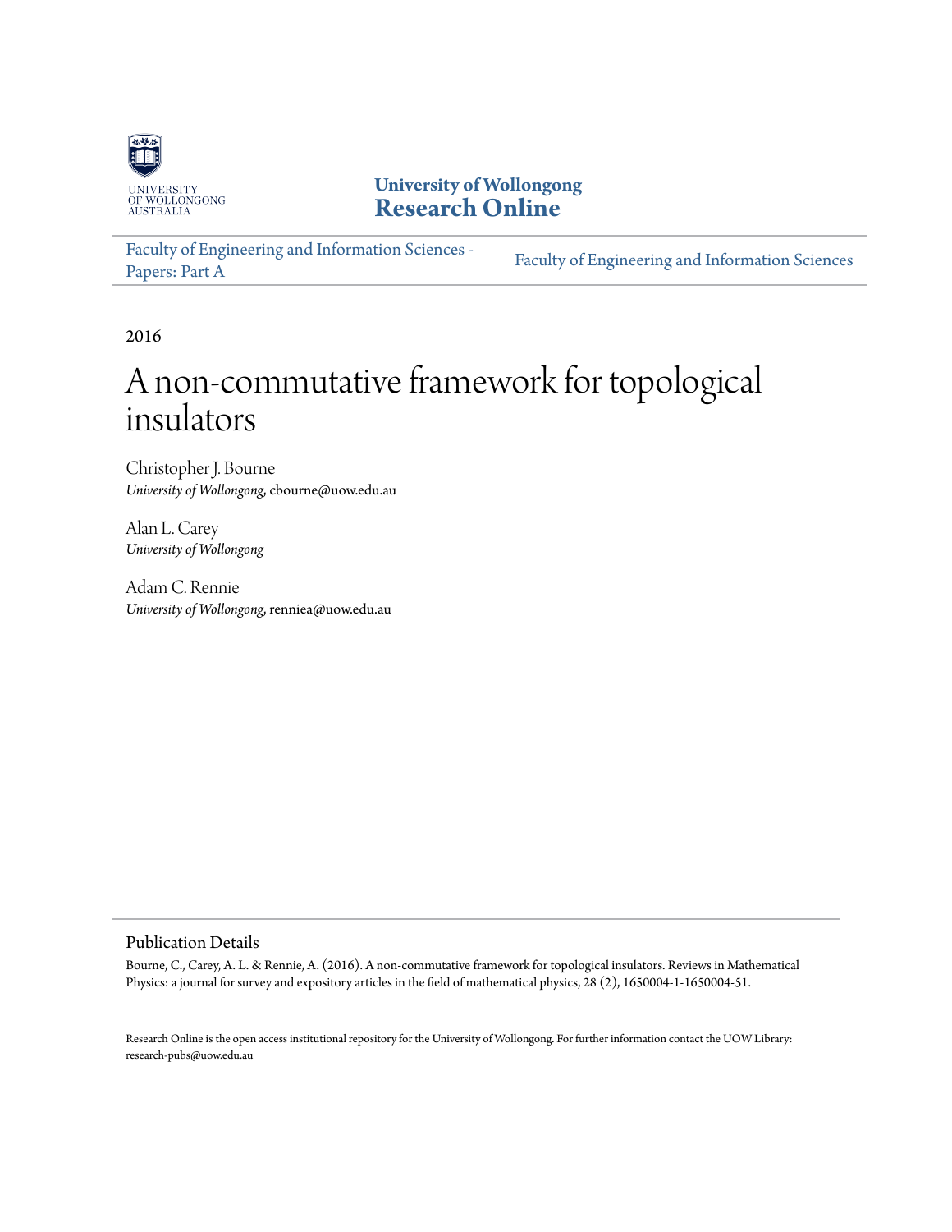University of Wollongong
# Research Online

Faculty of Engineering and Information Sciences - Papers: Part A

Faculty of Engineering and Information Sciences

2016

# A non-commutative framework for topological insulators

Christopher J. Bourne
*University of Wollongong*, cbourne@uow.edu.au

Alan L. Carey
*University of Wollongong*

Adam C. Rennie
*University of Wollongong*, renniea@uow.edu.au

## Publication Details

Bourne, C., Carey, A. L. & Rennie, A. (2016). A non-commutative framework for topological insulators. Reviews in Mathematical Physics: a journal for survey and expository articles in the field of mathematical physics, 28 (2), 1650004-1-1650004-51.

Research Online is the open access institutional repository for the University of Wollongong. For further information contact the UOW Library: research-pubs@uow.edu.au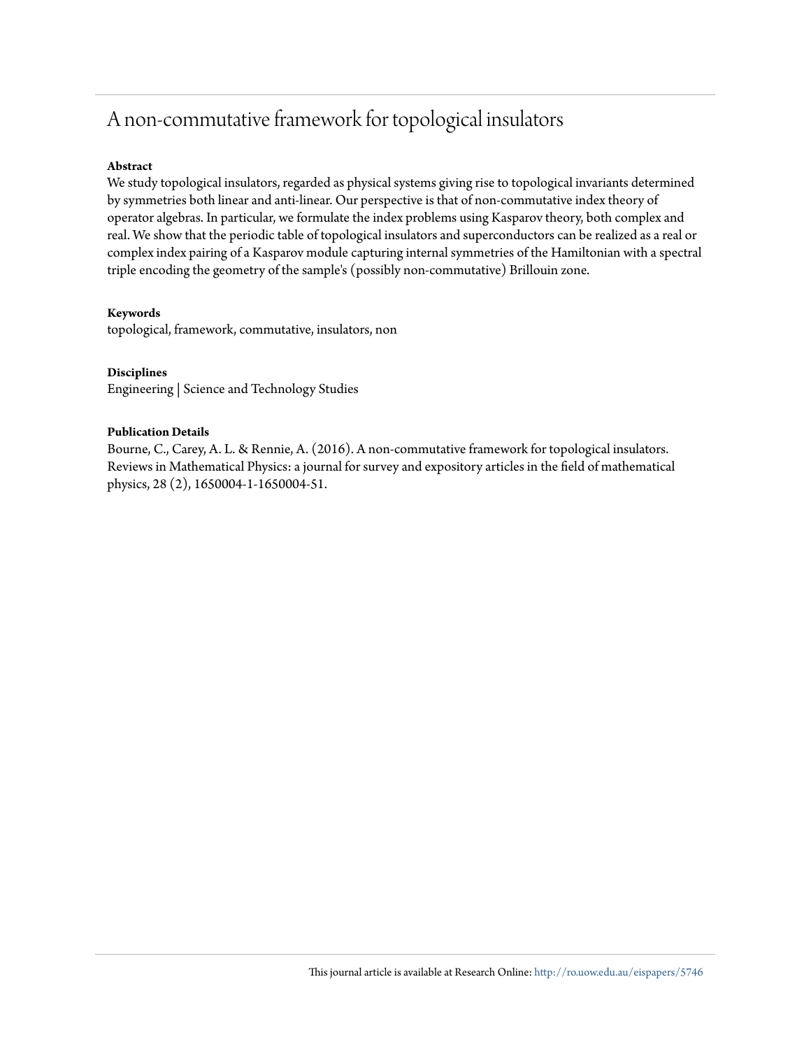# A non-commutative framework for topological insulators

**Abstract**

We study topological insulators, regarded as physical systems giving rise to topological invariants determined by symmetries both linear and anti-linear. Our perspective is that of non-commutative index theory of operator algebras. In particular, we formulate the index problems using Kasparov theory, both complex and real. We show that the periodic table of topological insulators and superconductors can be realized as a real or complex index pairing of a Kasparov module capturing internal symmetries of the Hamiltonian with a spectral triple encoding the geometry of the sample's (possibly non-commutative) Brillouin zone.

**Keywords**

topological, framework, commutative, insulators, non

**Disciplines**

Engineering | Science and Technology Studies

**Publication Details**

Bourne, C., Carey, A. L. & Rennie, A. (2016). A non-commutative framework for topological insulators. Reviews in Mathematical Physics: a journal for survey and expository articles in the field of mathematical physics, 28 (2), 1650004-1-1650004-51.

This journal article is available at Research Online: http://ro.uow.edu.au/eispapers/5746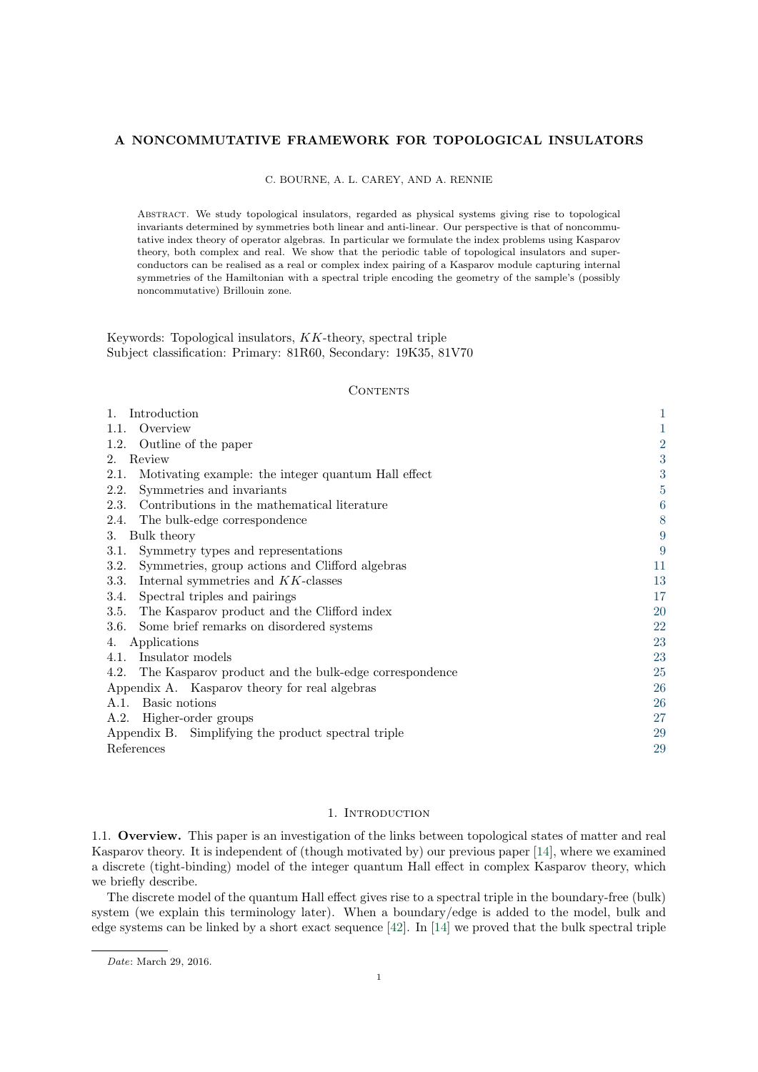# A NONCOMMUTATIVE FRAMEWORK FOR TOPOLOGICAL INSULATORS

C. BOURNE, A. L. CAREY, AND A. RENNIE

Abstract. We study topological insulators, regarded as physical systems giving rise to topological invariants determined by symmetries both linear and anti-linear. Our perspective is that of noncommutative index theory of operator algebras. In particular we formulate the index problems using Kasparov theory, both complex and real. We show that the periodic table of topological insulators and superconductors can be realised as a real or complex index pairing of a Kasparov module capturing internal symmetries of the Hamiltonian with a spectral triple encoding the geometry of the sample's (possibly noncommutative) Brillouin zone.

Keywords: Topological insulators, $KK$-theory, spectral triple
Subject classification: Primary: 81R60, Secondary: 19K35, 81V70

## Contents

| | |
|---|---|
| 1. Introduction | 1 |
| 1.1. Overview | 1 |
| 1.2. Outline of the paper | 2 |
| 2. Review | 3 |
| 2.1. Motivating example: the integer quantum Hall effect | 3 |
| 2.2. Symmetries and invariants | 5 |
| 2.3. Contributions in the mathematical literature | 6 |
| 2.4. The bulk-edge correspondence | 8 |
| 3. Bulk theory | 9 |
| 3.1. Symmetry types and representations | 9 |
| 3.2. Symmetries, group actions and Clifford algebras | 11 |
| 3.3. Internal symmetries and $KK$-classes | 13 |
| 3.4. Spectral triples and pairings | 17 |
| 3.5. The Kasparov product and the Clifford index | 20 |
| 3.6. Some brief remarks on disordered systems | 22 |
| 4. Applications | 23 |
| 4.1. Insulator models | 23 |
| 4.2. The Kasparov product and the bulk-edge correspondence | 25 |
| Appendix A. Kasparov theory for real algebras | 26 |
| A.1. Basic notions | 26 |
| A.2. Higher-order groups | 27 |
| Appendix B. Simplifying the product spectral triple | 29 |
| References | 29 |

## 1. Introduction

1.1. **Overview.** This paper is an investigation of the links between topological states of matter and real Kasparov theory. It is independent of (though motivated by) our previous paper [14], where we examined a discrete (tight-binding) model of the integer quantum Hall effect in complex Kasparov theory, which we briefly describe.

The discrete model of the quantum Hall effect gives rise to a spectral triple in the boundary-free (bulk) system (we explain this terminology later). When a boundary/edge is added to the model, bulk and edge systems can be linked by a short exact sequence [42]. In [14] we proved that the bulk spectral triple

*Date*: March 29, 2016.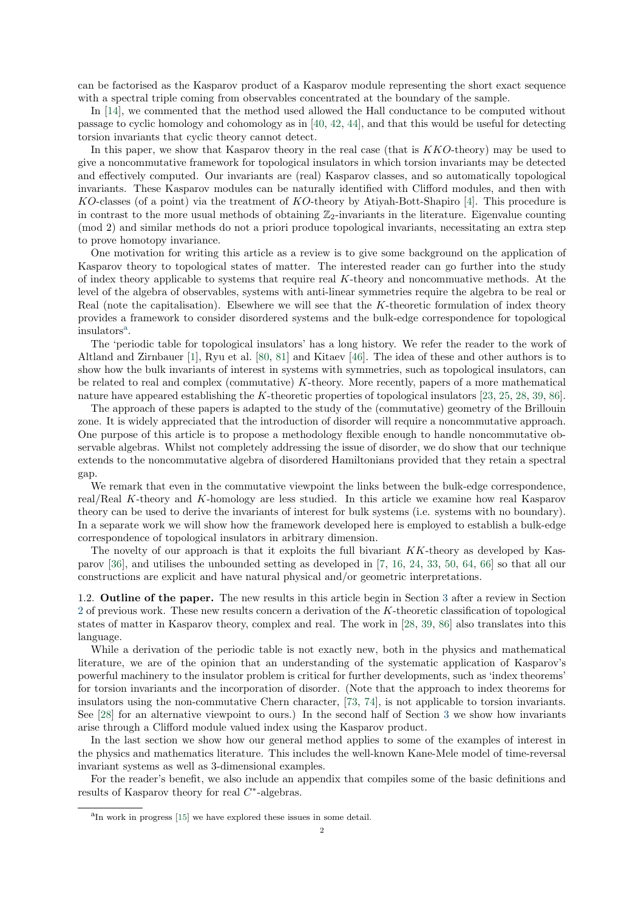can be factorised as the Kasparov product of a Kasparov module representing the short exact sequence with a spectral triple coming from observables concentrated at the boundary of the sample.

In [14], we commented that the method used allowed the Hall conductance to be computed without passage to cyclic homology and cohomology as in [40, 42, 44], and that this would be useful for detecting torsion invariants that cyclic theory cannot detect.

In this paper, we show that Kasparov theory in the real case (that is $KKO$-theory) may be used to give a noncommutative framework for topological insulators in which torsion invariants may be detected and effectively computed. Our invariants are (real) Kasparov classes, and so automatically topological invariants. These Kasparov modules can be naturally identified with Clifford modules, and then with $KO$-classes (of a point) via the treatment of $KO$-theory by Atiyah-Bott-Shapiro [4]. This procedure is in contrast to the more usual methods of obtaining $\mathbb{Z}_2$-invariants in the literature. Eigenvalue counting (mod 2) and similar methods do not a priori produce topological invariants, necessitating an extra step to prove homotopy invariance.

One motivation for writing this article as a review is to give some background on the application of Kasparov theory to topological states of matter. The interested reader can go further into the study of index theory applicable to systems that require real $K$-theory and noncommuative methods. At the level of the algebra of observables, systems with anti-linear symmetries require the algebra to be real or Real (note the capitalisation). Elsewhere we will see that the $K$-theoretic formulation of index theory provides a framework to consider disordered systems and the bulk-edge correspondence for topological insulators[a].

The 'periodic table for topological insulators' has a long history. We refer the reader to the work of Altland and Zirnbauer [1], Ryu et al. [80, 81] and Kitaev [46]. The idea of these and other authors is to show how the bulk invariants of interest in systems with symmetries, such as topological insulators, can be related to real and complex (commutative) $K$-theory. More recently, papers of a more mathematical nature have appeared establishing the $K$-theoretic properties of topological insulators [23, 25, 28, 39, 86].

The approach of these papers is adapted to the study of the (commutative) geometry of the Brillouin zone. It is widely appreciated that the introduction of disorder will require a noncommutative approach. One purpose of this article is to propose a methodology flexible enough to handle noncommutative observable algebras. Whilst not completely addressing the issue of disorder, we do show that our technique extends to the noncommutative algebra of disordered Hamiltonians provided that they retain a spectral gap.

We remark that even in the commutative viewpoint the links between the bulk-edge correspondence, real/Real $K$-theory and $K$-homology are less studied. In this article we examine how real Kasparov theory can be used to derive the invariants of interest for bulk systems (i.e. systems with no boundary). In a separate work we will show how the framework developed here is employed to establish a bulk-edge correspondence of topological insulators in arbitrary dimension.

The novelty of our approach is that it exploits the full bivariant $KK$-theory as developed by Kasparov [36], and utilises the unbounded setting as developed in [7, 16, 24, 33, 50, 64, 66] so that all our constructions are explicit and have natural physical and/or geometric interpretations.

**1.2. Outline of the paper.** The new results in this article begin in Section 3 after a review in Section 2 of previous work. These new results concern a derivation of the $K$-theoretic classification of topological states of matter in Kasparov theory, complex and real. The work in [28, 39, 86] also translates into this language.

While a derivation of the periodic table is not exactly new, both in the physics and mathematical literature, we are of the opinion that an understanding of the systematic application of Kasparov's powerful machinery to the insulator problem is critical for further developments, such as 'index theorems' for torsion invariants and the incorporation of disorder. (Note that the approach to index theorems for insulators using the non-commutative Chern character, [73, 74], is not applicable to torsion invariants. See [28] for an alternative viewpoint to ours.) In the second half of Section 3 we show how invariants arise through a Clifford module valued index using the Kasparov product.

In the last section we show how our general method applies to some of the examples of interest in the physics and mathematics literature. This includes the well-known Kane-Mele model of time-reversal invariant systems as well as 3-dimensional examples.

For the reader's benefit, we also include an appendix that compiles some of the basic definitions and results of Kasparov theory for real $C^*$-algebras.

[a] In work in progress [15] we have explored these issues in some detail.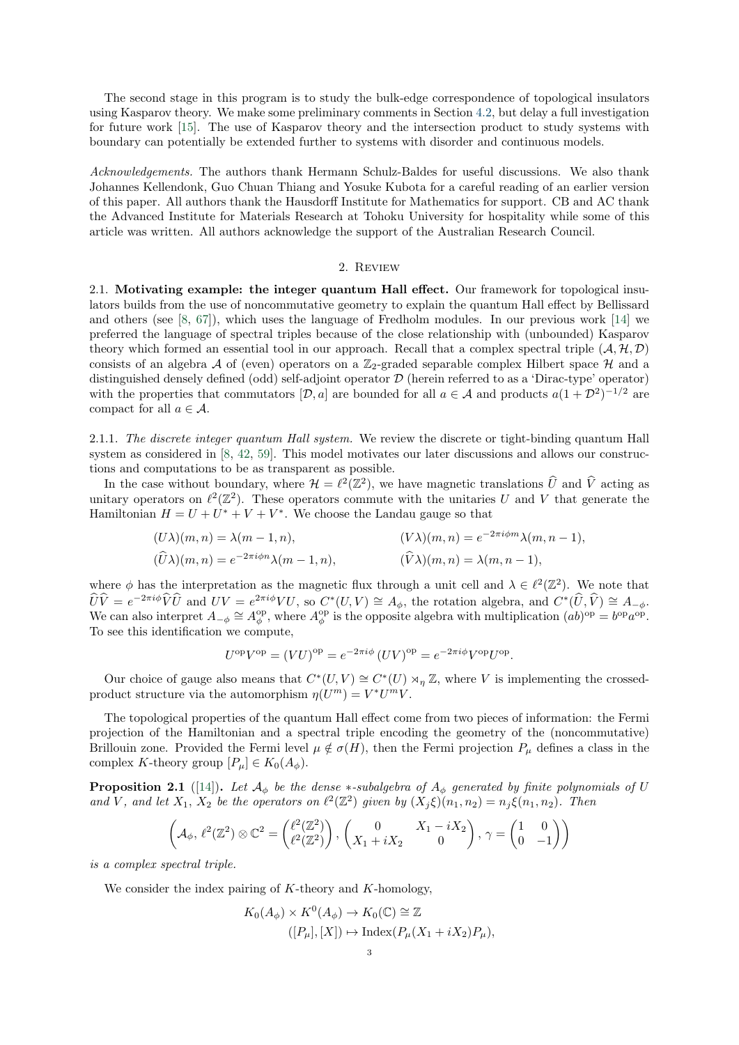The second stage in this program is to study the bulk-edge correspondence of topological insulators using Kasparov theory. We make some preliminary comments in Section 4.2, but delay a full investigation for future work [15]. The use of Kasparov theory and the intersection product to study systems with boundary can potentially be extended further to systems with disorder and continuous models.

*Acknowledgements.* The authors thank Hermann Schulz-Baldes for useful discussions. We also thank Johannes Kellendonk, Guo Chuan Thiang and Yosuke Kubota for a careful reading of an earlier version of this paper. All authors thank the Hausdorff Institute for Mathematics for support. CB and AC thank the Advanced Institute for Materials Research at Tohoku University for hospitality while some of this article was written. All authors acknowledge the support of the Australian Research Council.

## 2. Review

2.1. **Motivating example: the integer quantum Hall effect.** Our framework for topological insulators builds from the use of noncommutative geometry to explain the quantum Hall effect by Bellissard and others (see [8, 67]), which uses the language of Fredholm modules. In our previous work [14] we preferred the language of spectral triples because of the close relationship with (unbounded) Kasparov theory which formed an essential tool in our approach. Recall that a complex spectral triple $(\mathcal{A}, \mathcal{H}, \mathcal{D})$ consists of an algebra $\mathcal{A}$ of (even) operators on a $\mathbb{Z}_2$-graded separable complex Hilbert space $\mathcal{H}$ and a distinguished densely defined (odd) self-adjoint operator $\mathcal{D}$ (herein referred to as a 'Dirac-type' operator) with the properties that commutators $[\mathcal{D}, a]$ are bounded for all $a \in \mathcal{A}$ and products $a(1+\mathcal{D}^2)^{-1/2}$ are compact for all $a \in \mathcal{A}$.

2.1.1. *The discrete integer quantum Hall system.* We review the discrete or tight-binding quantum Hall system as considered in [8, 42, 59]. This model motivates our later discussions and allows our constructions and computations to be as transparent as possible.

In the case without boundary, where $\mathcal{H} = \ell^2(\mathbb{Z}^2)$, we have magnetic translations $\widehat{U}$ and $\widehat{V}$ acting as unitary operators on $\ell^2(\mathbb{Z}^2)$. These operators commute with the unitaries $U$ and $V$ that generate the Hamiltonian $H = U + U^* + V + V^*$. We choose the Landau gauge so that

$$
\begin{aligned}
(U\lambda)(m,n) &= \lambda(m-1,n), & (V\lambda)(m,n) &= e^{-2\pi i\phi m}\lambda(m,n-1), \\
(\widehat{U}\lambda)(m,n) &= e^{-2\pi i\phi n}\lambda(m-1,n), & (\widehat{V}\lambda)(m,n) &= \lambda(m,n-1),
\end{aligned}
$$

where $\phi$ has the interpretation as the magnetic flux through a unit cell and $\lambda \in \ell^2(\mathbb{Z}^2)$. We note that $\widehat{U}\widehat{V} = e^{-2\pi i\phi}\widehat{V}\widehat{U}$ and $UV = e^{2\pi i\phi}VU$, so $C^*(U,V) \cong A_\phi$, the rotation algebra, and $C^*(\widehat{U},\widehat{V}) \cong A_{-\phi}$. We can also interpret $A_{-\phi} \cong A_\phi^{\mathrm{op}}$, where $A_\phi^{\mathrm{op}}$ is the opposite algebra with multiplication $(ab)^{\mathrm{op}} = b^{\mathrm{op}}a^{\mathrm{op}}$. To see this identification we compute,

$$
U^{\mathrm{op}}V^{\mathrm{op}} = (VU)^{\mathrm{op}} = e^{-2\pi i\phi}\,(UV)^{\mathrm{op}} = e^{-2\pi i\phi}V^{\mathrm{op}}U^{\mathrm{op}}.
$$

Our choice of gauge also means that $C^*(U,V) \cong C^*(U) \rtimes_\eta \mathbb{Z}$, where $V$ is implementing the crossed-product structure via the automorphism $\eta(U^m) = V^*U^mV$.

The topological properties of the quantum Hall effect come from two pieces of information: the Fermi projection of the Hamiltonian and a spectral triple encoding the geometry of the (noncommutative) Brillouin zone. Provided the Fermi level $\mu \notin \sigma(H)$, then the Fermi projection $P_\mu$ defines a class in the complex $K$-theory group $[P_\mu] \in K_0(A_\phi)$.

**Proposition 2.1** ([14]). *Let $\mathcal{A}_\phi$ be the dense $*$-subalgebra of $A_\phi$ generated by finite polynomials of $U$ and $V$, and let $X_1$, $X_2$ be the operators on $\ell^2(\mathbb{Z}^2)$ given by $(X_j\xi)(n_1,n_2) = n_j\xi(n_1,n_2)$. Then*

$$
\left(\mathcal{A}_\phi,\, \ell^2(\mathbb{Z}^2)\otimes\mathbb{C}^2 = \begin{pmatrix}\ell^2(\mathbb{Z}^2)\\ \ell^2(\mathbb{Z}^2)\end{pmatrix},\, \begin{pmatrix}0 & X_1 - iX_2\\ X_1 + iX_2 & 0\end{pmatrix},\, \gamma = \begin{pmatrix}1 & 0\\ 0 & -1\end{pmatrix}\right)
$$

*is a complex spectral triple.*

We consider the index pairing of $K$-theory and $K$-homology,

$$
\begin{aligned}
K_0(A_\phi) \times K^0(A_\phi) &\to K_0(\mathbb{C}) \cong \mathbb{Z} \\
([P_\mu],[X]) &\mapsto \mathrm{Index}(P_\mu(X_1 + iX_2)P_\mu),
\end{aligned}
$$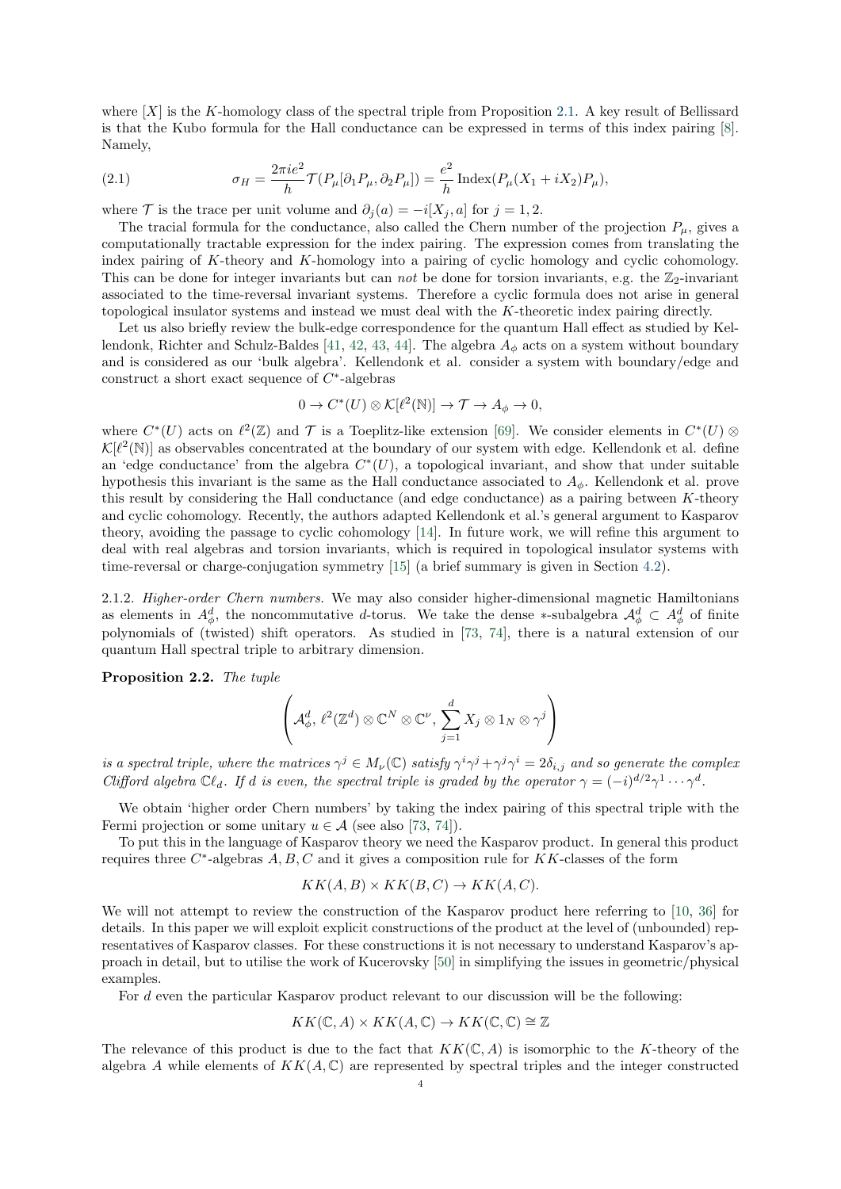where $[X]$ is the $K$-homology class of the spectral triple from Proposition 2.1. A key result of Bellissard is that the Kubo formula for the Hall conductance can be expressed in terms of this index pairing [8]. Namely,

$$\sigma_H = \frac{2\pi i e^2}{h}\mathcal{T}(P_\mu[\partial_1 P_\mu, \partial_2 P_\mu]) = \frac{e^2}{h}\,\mathrm{Index}(P_\mu(X_1 + iX_2)P_\mu), \tag{2.1}$$

where $\mathcal{T}$ is the trace per unit volume and $\partial_j(a) = -i[X_j, a]$ for $j = 1, 2$.

The tracial formula for the conductance, also called the Chern number of the projection $P_\mu$, gives a computationally tractable expression for the index pairing. The expression comes from translating the index pairing of $K$-theory and $K$-homology into a pairing of cyclic homology and cyclic cohomology. This can be done for integer invariants but can *not* be done for torsion invariants, e.g. the $\mathbb{Z}_2$-invariant associated to the time-reversal invariant systems. Therefore a cyclic formula does not arise in general topological insulator systems and instead we must deal with the $K$-theoretic index pairing directly.

Let us also briefly review the bulk-edge correspondence for the quantum Hall effect as studied by Kellendonk, Richter and Schulz-Baldes [41, 42, 43, 44]. The algebra $A_\phi$ acts on a system without boundary and is considered as our 'bulk algebra'. Kellendonk et al. consider a system with boundary/edge and construct a short exact sequence of $C^*$-algebras

$$0 \to C^*(U) \otimes \mathcal{K}[\ell^2(\mathbb{N})] \to \mathcal{T} \to A_\phi \to 0,$$

where $C^*(U)$ acts on $\ell^2(\mathbb{Z})$ and $\mathcal{T}$ is a Toeplitz-like extension [69]. We consider elements in $C^*(U) \otimes \mathcal{K}[\ell^2(\mathbb{N})]$ as observables concentrated at the boundary of our system with edge. Kellendonk et al. define an 'edge conductance' from the algebra $C^*(U)$, a topological invariant, and show that under suitable hypothesis this invariant is the same as the Hall conductance associated to $A_\phi$. Kellendonk et al. prove this result by considering the Hall conductance (and edge conductance) as a pairing between $K$-theory and cyclic cohomology. Recently, the authors adapted Kellendonk et al.'s general argument to Kasparov theory, avoiding the passage to cyclic cohomology [14]. In future work, we will refine this argument to deal with real algebras and torsion invariants, which is required in topological insulator systems with time-reversal or charge-conjugation symmetry [15] (a brief summary is given in Section 4.2).

2.1.2. *Higher-order Chern numbers.* We may also consider higher-dimensional magnetic Hamiltonians as elements in $A^d_\phi$, the noncommutative $d$-torus. We take the dense $*$-subalgebra $\mathcal{A}^d_\phi \subset A^d_\phi$ of finite polynomials of (twisted) shift operators. As studied in [73, 74], there is a natural extension of our quantum Hall spectral triple to arbitrary dimension.

**Proposition 2.2.** *The tuple*

$$\left(\mathcal{A}^d_\phi,\, \ell^2(\mathbb{Z}^d) \otimes \mathbb{C}^N \otimes \mathbb{C}^\nu,\, \sum_{j=1}^d X_j \otimes 1_N \otimes \gamma^j\right)$$

*is a spectral triple, where the matrices $\gamma^j \in M_\nu(\mathbb{C})$ satisfy $\gamma^i\gamma^j + \gamma^j\gamma^i = 2\delta_{i,j}$ and so generate the complex Clifford algebra $\mathbb{C}\ell_d$. If $d$ is even, the spectral triple is graded by the operator $\gamma = (-i)^{d/2}\gamma^1 \cdots \gamma^d$.*

We obtain 'higher order Chern numbers' by taking the index pairing of this spectral triple with the Fermi projection or some unitary $u \in \mathcal{A}$ (see also [73, 74]).

To put this in the language of Kasparov theory we need the Kasparov product. In general this product requires three $C^*$-algebras $A, B, C$ and it gives a composition rule for $KK$-classes of the form

$$KK(A, B) \times KK(B, C) \to KK(A, C).$$

We will not attempt to review the construction of the Kasparov product here referring to [10, 36] for details. In this paper we will exploit explicit constructions of the product at the level of (unbounded) representatives of Kasparov classes. For these constructions it is not necessary to understand Kasparov's approach in detail, but to utilise the work of Kucerovsky [50] in simplifying the issues in geometric/physical examples.

For $d$ even the particular Kasparov product relevant to our discussion will be the following:

$$KK(\mathbb{C}, A) \times KK(A, \mathbb{C}) \to KK(\mathbb{C}, \mathbb{C}) \cong \mathbb{Z}$$

The relevance of this product is due to the fact that $KK(\mathbb{C}, A)$ is isomorphic to the $K$-theory of the algebra $A$ while elements of $KK(A, \mathbb{C})$ are represented by spectral triples and the integer constructed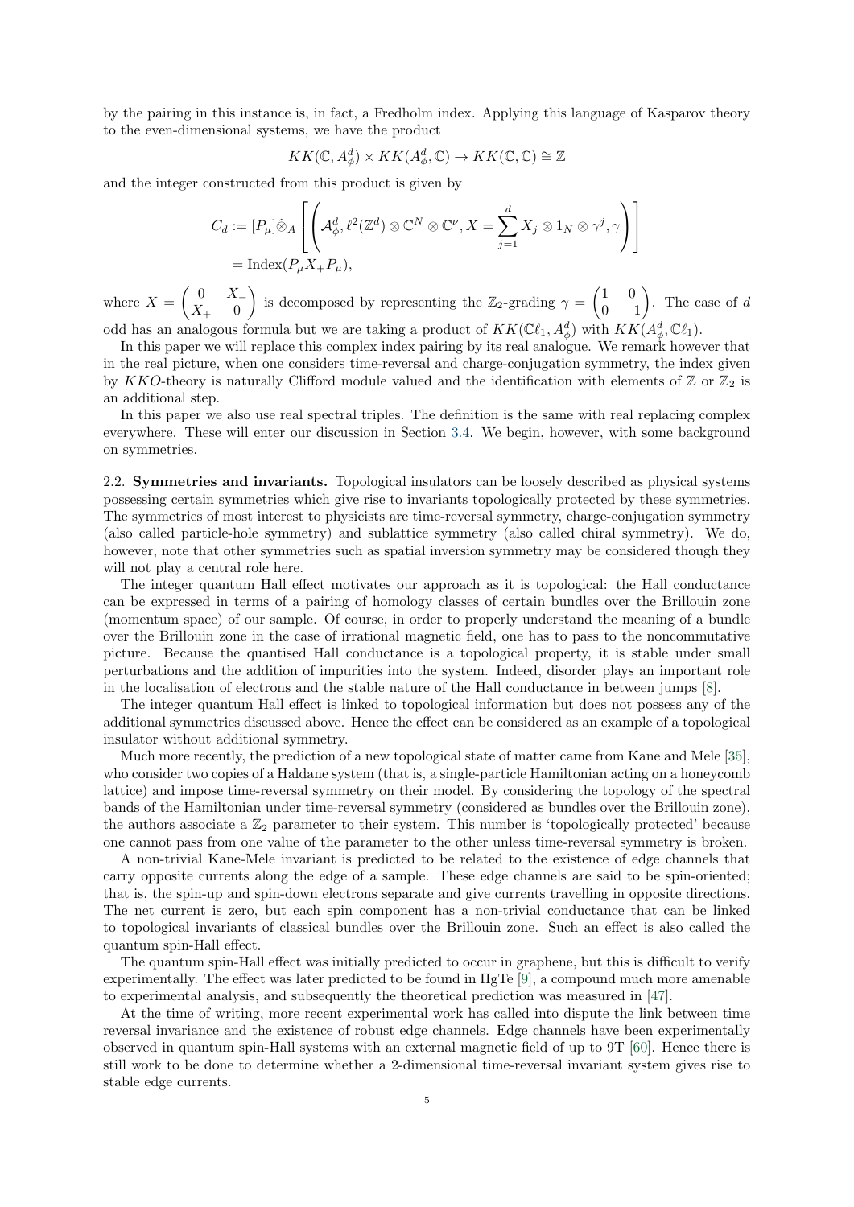by the pairing in this instance is, in fact, a Fredholm index. Applying this language of Kasparov theory to the even-dimensional systems, we have the product

$$KK(\mathbb{C}, A^d_\phi) \times KK(A^d_\phi, \mathbb{C}) \to KK(\mathbb{C}, \mathbb{C}) \cong \mathbb{Z}$$

and the integer constructed from this product is given by

$$\begin{aligned} C_d &:= [P_\mu] \hat{\otimes}_A \left[ \left( \mathcal{A}^d_\phi, \ell^2(\mathbb{Z}^d) \otimes \mathbb{C}^N \otimes \mathbb{C}^\nu, X = \sum_{j=1}^d X_j \otimes 1_N \otimes \gamma^j, \gamma \right) \right] \\ &= \mathrm{Index}(P_\mu X_+ P_\mu), \end{aligned}$$

where $X = \begin{pmatrix} 0 & X_- \\ X_+ & 0 \end{pmatrix}$ is decomposed by representing the $\mathbb{Z}_2$-grading $\gamma = \begin{pmatrix} 1 & 0 \\ 0 & -1 \end{pmatrix}$. The case of $d$ odd has an analogous formula but we are taking a product of $KK(\mathbb{C}\ell_1, A^d_\phi)$ with $KK(A^d_\phi, \mathbb{C}\ell_1)$.

In this paper we will replace this complex index pairing by its real analogue. We remark however that in the real picture, when one considers time-reversal and charge-conjugation symmetry, the index given by $KKO$-theory is naturally Clifford module valued and the identification with elements of $\mathbb{Z}$ or $\mathbb{Z}_2$ is an additional step.

In this paper we also use real spectral triples. The definition is the same with real replacing complex everywhere. These will enter our discussion in Section 3.4. We begin, however, with some background on symmetries.

2.2. **Symmetries and invariants.** Topological insulators can be loosely described as physical systems possessing certain symmetries which give rise to invariants topologically protected by these symmetries. The symmetries of most interest to physicists are time-reversal symmetry, charge-conjugation symmetry (also called particle-hole symmetry) and sublattice symmetry (also called chiral symmetry). We do, however, note that other symmetries such as spatial inversion symmetry may be considered though they will not play a central role here.

The integer quantum Hall effect motivates our approach as it is topological: the Hall conductance can be expressed in terms of a pairing of homology classes of certain bundles over the Brillouin zone (momentum space) of our sample. Of course, in order to properly understand the meaning of a bundle over the Brillouin zone in the case of irrational magnetic field, one has to pass to the noncommutative picture. Because the quantised Hall conductance is a topological property, it is stable under small perturbations and the addition of impurities into the system. Indeed, disorder plays an important role in the localisation of electrons and the stable nature of the Hall conductance in between jumps [8].

The integer quantum Hall effect is linked to topological information but does not possess any of the additional symmetries discussed above. Hence the effect can be considered as an example of a topological insulator without additional symmetry.

Much more recently, the prediction of a new topological state of matter came from Kane and Mele [35], who consider two copies of a Haldane system (that is, a single-particle Hamiltonian acting on a honeycomb lattice) and impose time-reversal symmetry on their model. By considering the topology of the spectral bands of the Hamiltonian under time-reversal symmetry (considered as bundles over the Brillouin zone), the authors associate a $\mathbb{Z}_2$ parameter to their system. This number is 'topologically protected' because one cannot pass from one value of the parameter to the other unless time-reversal symmetry is broken.

A non-trivial Kane-Mele invariant is predicted to be related to the existence of edge channels that carry opposite currents along the edge of a sample. These edge channels are said to be spin-oriented; that is, the spin-up and spin-down electrons separate and give currents travelling in opposite directions. The net current is zero, but each spin component has a non-trivial conductance that can be linked to topological invariants of classical bundles over the Brillouin zone. Such an effect is also called the quantum spin-Hall effect.

The quantum spin-Hall effect was initially predicted to occur in graphene, but this is difficult to verify experimentally. The effect was later predicted to be found in HgTe [9], a compound much more amenable to experimental analysis, and subsequently the theoretical prediction was measured in [47].

At the time of writing, more recent experimental work has called into dispute the link between time reversal invariance and the existence of robust edge channels. Edge channels have been experimentally observed in quantum spin-Hall systems with an external magnetic field of up to 9T [60]. Hence there is still work to be done to determine whether a 2-dimensional time-reversal invariant system gives rise to stable edge currents.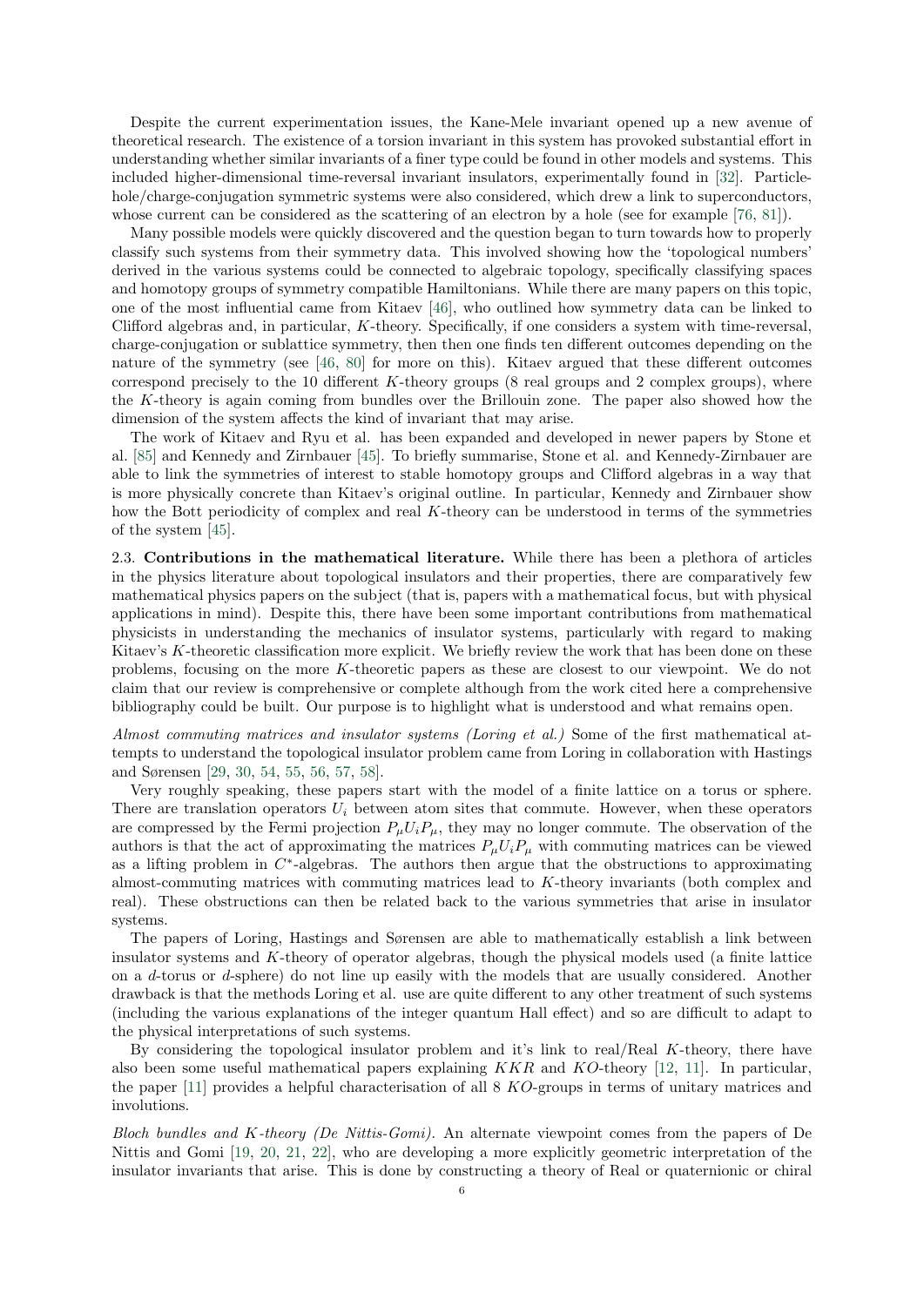Despite the current experimentation issues, the Kane-Mele invariant opened up a new avenue of theoretical research. The existence of a torsion invariant in this system has provoked substantial effort in understanding whether similar invariants of a finer type could be found in other models and systems. This included higher-dimensional time-reversal invariant insulators, experimentally found in [32]. Particle-hole/charge-conjugation symmetric systems were also considered, which drew a link to superconductors, whose current can be considered as the scattering of an electron by a hole (see for example [76, 81]).

Many possible models were quickly discovered and the question began to turn towards how to properly classify such systems from their symmetry data. This involved showing how the 'topological numbers' derived in the various systems could be connected to algebraic topology, specifically classifying spaces and homotopy groups of symmetry compatible Hamiltonians. While there are many papers on this topic, one of the most influential came from Kitaev [46], who outlined how symmetry data can be linked to Clifford algebras and, in particular, $K$-theory. Specifically, if one considers a system with time-reversal, charge-conjugation or sublattice symmetry, then then one finds ten different outcomes depending on the nature of the symmetry (see [46, 80] for more on this). Kitaev argued that these different outcomes correspond precisely to the 10 different $K$-theory groups (8 real groups and 2 complex groups), where the $K$-theory is again coming from bundles over the Brillouin zone. The paper also showed how the dimension of the system affects the kind of invariant that may arise.

The work of Kitaev and Ryu et al. has been expanded and developed in newer papers by Stone et al. [85] and Kennedy and Zirnbauer [45]. To briefly summarise, Stone et al. and Kennedy-Zirnbauer are able to link the symmetries of interest to stable homotopy groups and Clifford algebras in a way that is more physically concrete than Kitaev's original outline. In particular, Kennedy and Zirnbauer show how the Bott periodicity of complex and real $K$-theory can be understood in terms of the symmetries of the system [45].

**2.3. Contributions in the mathematical literature.** While there has been a plethora of articles in the physics literature about topological insulators and their properties, there are comparatively few mathematical physics papers on the subject (that is, papers with a mathematical focus, but with physical applications in mind). Despite this, there have been some important contributions from mathematical physicists in understanding the mechanics of insulator systems, particularly with regard to making Kitaev's $K$-theoretic classification more explicit. We briefly review the work that has been done on these problems, focusing on the more $K$-theoretic papers as these are closest to our viewpoint. We do not claim that our review is comprehensive or complete although from the work cited here a comprehensive bibliography could be built. Our purpose is to highlight what is understood and what remains open.

*Almost commuting matrices and insulator systems (Loring et al.)* Some of the first mathematical attempts to understand the topological insulator problem came from Loring in collaboration with Hastings and Sørensen [29, 30, 54, 55, 56, 57, 58].

Very roughly speaking, these papers start with the model of a finite lattice on a torus or sphere. There are translation operators $U_i$ between atom sites that commute. However, when these operators are compressed by the Fermi projection $P_\mu U_i P_\mu$, they may no longer commute. The observation of the authors is that the act of approximating the matrices $P_\mu U_i P_\mu$ with commuting matrices can be viewed as a lifting problem in $C^*$-algebras. The authors then argue that the obstructions to approximating almost-commuting matrices with commuting matrices lead to $K$-theory invariants (both complex and real). These obstructions can then be related back to the various symmetries that arise in insulator systems.

The papers of Loring, Hastings and Sørensen are able to mathematically establish a link between insulator systems and $K$-theory of operator algebras, though the physical models used (a finite lattice on a $d$-torus or $d$-sphere) do not line up easily with the models that are usually considered. Another drawback is that the methods Loring et al. use are quite different to any other treatment of such systems (including the various explanations of the integer quantum Hall effect) and so are difficult to adapt to the physical interpretations of such systems.

By considering the topological insulator problem and it's link to real/Real $K$-theory, there have also been some useful mathematical papers explaining $KKR$ and $KO$-theory [12, 11]. In particular, the paper [11] provides a helpful characterisation of all 8 $KO$-groups in terms of unitary matrices and involutions.

*Bloch bundles and $K$-theory (De Nittis-Gomi).* An alternate viewpoint comes from the papers of De Nittis and Gomi [19, 20, 21, 22], who are developing a more explicitly geometric interpretation of the insulator invariants that arise. This is done by constructing a theory of Real or quaternionic or chiral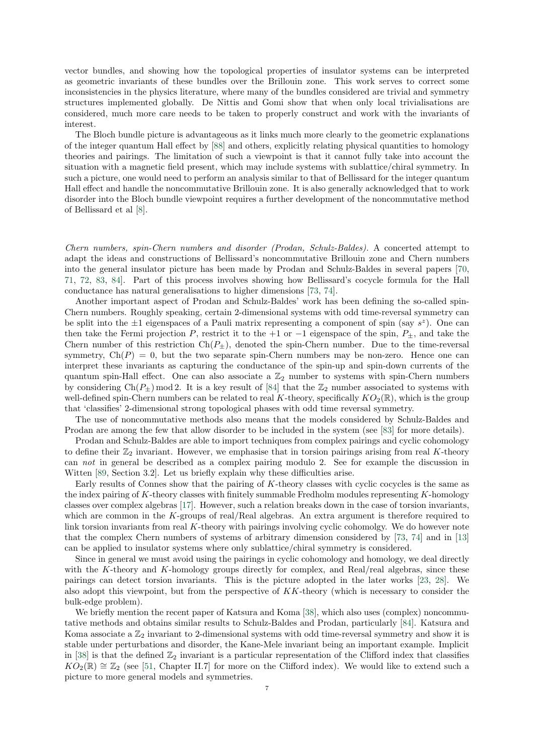vector bundles, and showing how the topological properties of insulator systems can be interpreted as geometric invariants of these bundles over the Brillouin zone. This work serves to correct some inconsistencies in the physics literature, where many of the bundles considered are trivial and symmetry structures implemented globally. De Nittis and Gomi show that when only local trivialisations are considered, much more care needs to be taken to properly construct and work with the invariants of interest.

The Bloch bundle picture is advantageous as it links much more clearly to the geometric explanations of the integer quantum Hall effect by [88] and others, explicitly relating physical quantities to homology theories and pairings. The limitation of such a viewpoint is that it cannot fully take into account the situation with a magnetic field present, which may include systems with sublattice/chiral symmetry. In such a picture, one would need to perform an analysis similar to that of Bellissard for the integer quantum Hall effect and handle the noncommutative Brillouin zone. It is also generally acknowledged that to work disorder into the Bloch bundle viewpoint requires a further development of the noncommutative method of Bellissard et al [8].

*Chern numbers, spin-Chern numbers and disorder (Prodan, Schulz-Baldes).* A concerted attempt to adapt the ideas and constructions of Bellissard's noncommutative Brillouin zone and Chern numbers into the general insulator picture has been made by Prodan and Schulz-Baldes in several papers [70, 71, 72, 83, 84]. Part of this process involves showing how Bellissard's cocycle formula for the Hall conductance has natural generalisations to higher dimensions [73, 74].

Another important aspect of Prodan and Schulz-Baldes' work has been defining the so-called spin-Chern numbers. Roughly speaking, certain 2-dimensional systems with odd time-reversal symmetry can be split into the $\pm 1$ eigenspaces of a Pauli matrix representing a component of spin (say $s^z$). One can then take the Fermi projection $P$, restrict it to the $+1$ or $-1$ eigenspace of the spin, $P_\pm$, and take the Chern number of this restriction $\mathrm{Ch}(P_\pm)$, denoted the spin-Chern number. Due to the time-reversal symmetry, $\mathrm{Ch}(P) = 0$, but the two separate spin-Chern numbers may be non-zero. Hence one can interpret these invariants as capturing the conductance of the spin-up and spin-down currents of the quantum spin-Hall effect. One can also associate a $\mathbb{Z}_2$ number to systems with spin-Chern numbers by considering $\mathrm{Ch}(P_\pm) \bmod 2$. It is a key result of [84] that the $\mathbb{Z}_2$ number associated to systems with well-defined spin-Chern numbers can be related to real $K$-theory, specifically $KO_2(\mathbb{R})$, which is the group that 'classifies' 2-dimensional strong topological phases with odd time reversal symmetry.

The use of noncommutative methods also means that the models considered by Schulz-Baldes and Prodan are among the few that allow disorder to be included in the system (see [83] for more details).

Prodan and Schulz-Baldes are able to import techniques from complex pairings and cyclic cohomology to define their $\mathbb{Z}_2$ invariant. However, we emphasise that in torsion pairings arising from real $K$-theory can *not* in general be described as a complex pairing modulo 2. See for example the discussion in Witten [89, Section 3.2]. Let us briefly explain why these difficulties arise.

Early results of Connes show that the pairing of $K$-theory classes with cyclic cocycles is the same as the index pairing of $K$-theory classes with finitely summable Fredholm modules representing $K$-homology classes over complex algebras [17]. However, such a relation breaks down in the case of torsion invariants, which are common in the $K$-groups of real/Real algebras. An extra argument is therefore required to link torsion invariants from real $K$-theory with pairings involving cyclic cohomolgy. We do however note that the complex Chern numbers of systems of arbitrary dimension considered by [73, 74] and in [13] can be applied to insulator systems where only sublattice/chiral symmetry is considered.

Since in general we must avoid using the pairings in cyclic cohomology and homology, we deal directly with the $K$-theory and $K$-homology groups directly for complex, and Real/real algebras, since these pairings can detect torsion invariants. This is the picture adopted in the later works [23, 28]. We also adopt this viewpoint, but from the perspective of $KK$-theory (which is necessary to consider the bulk-edge problem).

We briefly mention the recent paper of Katsura and Koma [38], which also uses (complex) noncommutative methods and obtains similar results to Schulz-Baldes and Prodan, particularly [84]. Katsura and Koma associate a $\mathbb{Z}_2$ invariant to 2-dimensional systems with odd time-reversal symmetry and show it is stable under perturbations and disorder, the Kane-Mele invariant being an important example. Implicit in [38] is that the defined $\mathbb{Z}_2$ invariant is a particular representation of the Clifford index that classifies $KO_2(\mathbb{R}) \cong \mathbb{Z}_2$ (see [51, Chapter II.7] for more on the Clifford index). We would like to extend such a picture to more general models and symmetries.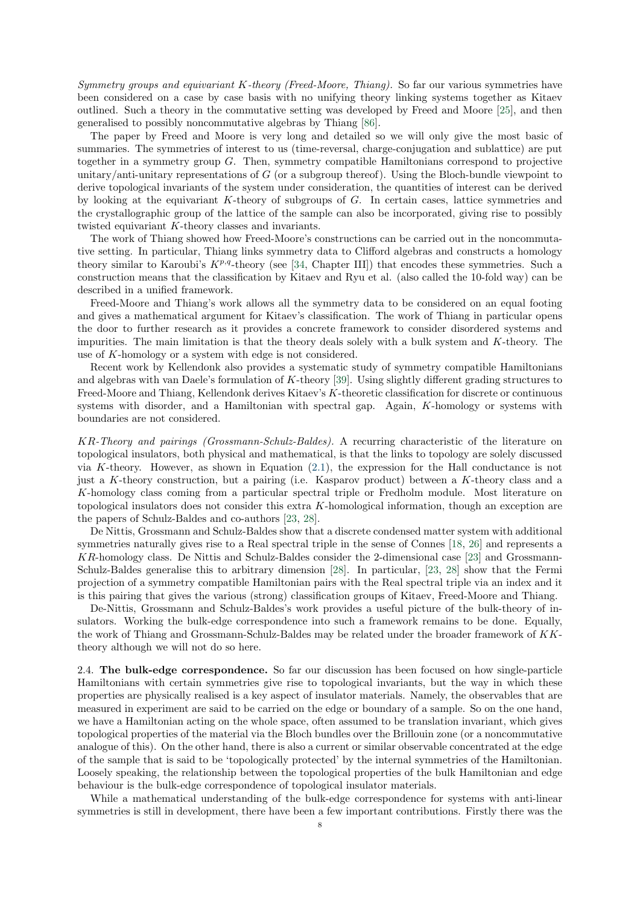*Symmetry groups and equivariant K-theory (Freed-Moore, Thiang).* So far our various symmetries have been considered on a case by case basis with no unifying theory linking systems together as Kitaev outlined. Such a theory in the commutative setting was developed by Freed and Moore [25], and then generalised to possibly noncommutative algebras by Thiang [86].

The paper by Freed and Moore is very long and detailed so we will only give the most basic of summaries. The symmetries of interest to us (time-reversal, charge-conjugation and sublattice) are put together in a symmetry group $G$. Then, symmetry compatible Hamiltonians correspond to projective unitary/anti-unitary representations of $G$ (or a subgroup thereof). Using the Bloch-bundle viewpoint to derive topological invariants of the system under consideration, the quantities of interest can be derived by looking at the equivariant $K$-theory of subgroups of $G$. In certain cases, lattice symmetries and the crystallographic group of the lattice of the sample can also be incorporated, giving rise to possibly twisted equivariant $K$-theory classes and invariants.

The work of Thiang showed how Freed-Moore's constructions can be carried out in the noncommutative setting. In particular, Thiang links symmetry data to Clifford algebras and constructs a homology theory similar to Karoubi's $K^{p,q}$-theory (see [34, Chapter III]) that encodes these symmetries. Such a construction means that the classification by Kitaev and Ryu et al. (also called the 10-fold way) can be described in a unified framework.

Freed-Moore and Thiang's work allows all the symmetry data to be considered on an equal footing and gives a mathematical argument for Kitaev's classification. The work of Thiang in particular opens the door to further research as it provides a concrete framework to consider disordered systems and impurities. The main limitation is that the theory deals solely with a bulk system and $K$-theory. The use of $K$-homology or a system with edge is not considered.

Recent work by Kellendonk also provides a systematic study of symmetry compatible Hamiltonians and algebras with van Daele's formulation of $K$-theory [39]. Using slightly different grading structures to Freed-Moore and Thiang, Kellendonk derives Kitaev's $K$-theoretic classification for discrete or continuous systems with disorder, and a Hamiltonian with spectral gap. Again, $K$-homology or systems with boundaries are not considered.

*KR-Theory and pairings (Grossmann-Schulz-Baldes).* A recurring characteristic of the literature on topological insulators, both physical and mathematical, is that the links to topology are solely discussed via $K$-theory. However, as shown in Equation (2.1), the expression for the Hall conductance is not just a $K$-theory construction, but a pairing (i.e. Kasparov product) between a $K$-theory class and a $K$-homology class coming from a particular spectral triple or Fredholm module. Most literature on topological insulators does not consider this extra $K$-homological information, though an exception are the papers of Schulz-Baldes and co-authors [23, 28].

De Nittis, Grossmann and Schulz-Baldes show that a discrete condensed matter system with additional symmetries naturally gives rise to a Real spectral triple in the sense of Connes [18, 26] and represents a $KR$-homology class. De Nittis and Schulz-Baldes consider the 2-dimensional case [23] and Grossmann-Schulz-Baldes generalise this to arbitrary dimension [28]. In particular, [23, 28] show that the Fermi projection of a symmetry compatible Hamiltonian pairs with the Real spectral triple via an index and it is this pairing that gives the various (strong) classification groups of Kitaev, Freed-Moore and Thiang.

De-Nittis, Grossmann and Schulz-Baldes's work provides a useful picture of the bulk-theory of insulators. Working the bulk-edge correspondence into such a framework remains to be done. Equally, the work of Thiang and Grossmann-Schulz-Baldes may be related under the broader framework of $KK$-theory although we will not do so here.

**2.4. The bulk-edge correspondence.** So far our discussion has been focused on how single-particle Hamiltonians with certain symmetries give rise to topological invariants, but the way in which these properties are physically realised is a key aspect of insulator materials. Namely, the observables that are measured in experiment are said to be carried on the edge or boundary of a sample. So on the one hand, we have a Hamiltonian acting on the whole space, often assumed to be translation invariant, which gives topological properties of the material via the Bloch bundles over the Brillouin zone (or a noncommutative analogue of this). On the other hand, there is also a current or similar observable concentrated at the edge of the sample that is said to be 'topologically protected' by the internal symmetries of the Hamiltonian. Loosely speaking, the relationship between the topological properties of the bulk Hamiltonian and edge behaviour is the bulk-edge correspondence of topological insulator materials.

While a mathematical understanding of the bulk-edge correspondence for systems with anti-linear symmetries is still in development, there have been a few important contributions. Firstly there was the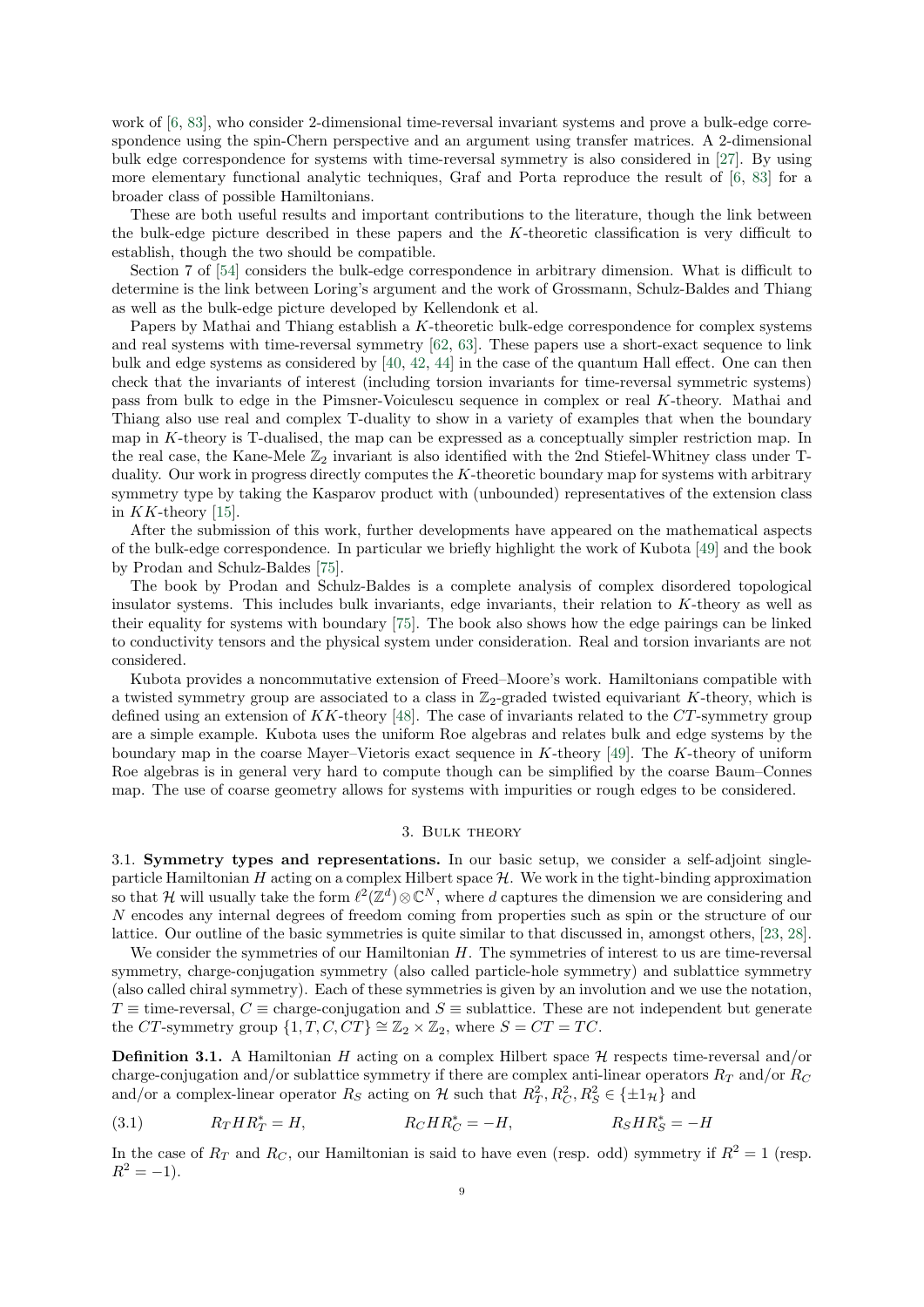work of [6, 83], who consider 2-dimensional time-reversal invariant systems and prove a bulk-edge correspondence using the spin-Chern perspective and an argument using transfer matrices. A 2-dimensional bulk edge correspondence for systems with time-reversal symmetry is also considered in [27]. By using more elementary functional analytic techniques, Graf and Porta reproduce the result of [6, 83] for a broader class of possible Hamiltonians.

These are both useful results and important contributions to the literature, though the link between the bulk-edge picture described in these papers and the $K$-theoretic classification is very difficult to establish, though the two should be compatible.

Section 7 of [54] considers the bulk-edge correspondence in arbitrary dimension. What is difficult to determine is the link between Loring's argument and the work of Grossmann, Schulz-Baldes and Thiang as well as the bulk-edge picture developed by Kellendonk et al.

Papers by Mathai and Thiang establish a $K$-theoretic bulk-edge correspondence for complex systems and real systems with time-reversal symmetry [62, 63]. These papers use a short-exact sequence to link bulk and edge systems as considered by [40, 42, 44] in the case of the quantum Hall effect. One can then check that the invariants of interest (including torsion invariants for time-reversal symmetric systems) pass from bulk to edge in the Pimsner-Voiculescu sequence in complex or real $K$-theory. Mathai and Thiang also use real and complex T-duality to show in a variety of examples that when the boundary map in $K$-theory is T-dualised, the map can be expressed as a conceptually simpler restriction map. In the real case, the Kane-Mele $\mathbb{Z}_2$ invariant is also identified with the 2nd Stiefel-Whitney class under T-duality. Our work in progress directly computes the $K$-theoretic boundary map for systems with arbitrary symmetry type by taking the Kasparov product with (unbounded) representatives of the extension class in $KK$-theory [15].

After the submission of this work, further developments have appeared on the mathematical aspects of the bulk-edge correspondence. In particular we briefly highlight the work of Kubota [49] and the book by Prodan and Schulz-Baldes [75].

The book by Prodan and Schulz-Baldes is a complete analysis of complex disordered topological insulator systems. This includes bulk invariants, edge invariants, their relation to $K$-theory as well as their equality for systems with boundary [75]. The book also shows how the edge pairings can be linked to conductivity tensors and the physical system under consideration. Real and torsion invariants are not considered.

Kubota provides a noncommutative extension of Freed–Moore's work. Hamiltonians compatible with a twisted symmetry group are associated to a class in $\mathbb{Z}_2$-graded twisted equivariant $K$-theory, which is defined using an extension of $KK$-theory [48]. The case of invariants related to the $CT$-symmetry group are a simple example. Kubota uses the uniform Roe algebras and relates bulk and edge systems by the boundary map in the coarse Mayer–Vietoris exact sequence in $K$-theory [49]. The $K$-theory of uniform Roe algebras is in general very hard to compute though can be simplified by the coarse Baum–Connes map. The use of coarse geometry allows for systems with impurities or rough edges to be considered.

## 3. Bulk theory

3.1. **Symmetry types and representations.** In our basic setup, we consider a self-adjoint single-particle Hamiltonian $H$ acting on a complex Hilbert space $\mathcal{H}$. We work in the tight-binding approximation so that $\mathcal{H}$ will usually take the form $\ell^2(\mathbb{Z}^d)\otimes\mathbb{C}^N$, where $d$ captures the dimension we are considering and $N$ encodes any internal degrees of freedom coming from properties such as spin or the structure of our lattice. Our outline of the basic symmetries is quite similar to that discussed in, amongst others, [23, 28].

We consider the symmetries of our Hamiltonian $H$. The symmetries of interest to us are time-reversal symmetry, charge-conjugation symmetry (also called particle-hole symmetry) and sublattice symmetry (also called chiral symmetry). Each of these symmetries is given by an involution and we use the notation, $T \equiv$ time-reversal, $C \equiv$ charge-conjugation and $S \equiv$ sublattice. These are not independent but generate the $CT$-symmetry group $\{1, T, C, CT\} \cong \mathbb{Z}_2 \times \mathbb{Z}_2$, where $S = CT = TC$.

**Definition 3.1.** A Hamiltonian $H$ acting on a complex Hilbert space $\mathcal{H}$ respects time-reversal and/or charge-conjugation and/or sublattice symmetry if there are complex anti-linear operators $R_T$ and/or $R_C$ and/or a complex-linear operator $R_S$ acting on $\mathcal{H}$ such that $R_T^2, R_C^2, R_S^2 \in \{\pm 1_{\mathcal{H}}\}$ and

$$R_T H R_T^* = H, \qquad R_C H R_C^* = -H, \qquad R_S H R_S^* = -H \tag{3.1}$$

In the case of $R_T$ and $R_C$, our Hamiltonian is said to have even (resp. odd) symmetry if $R^2 = 1$ (resp. $R^2 = -1$).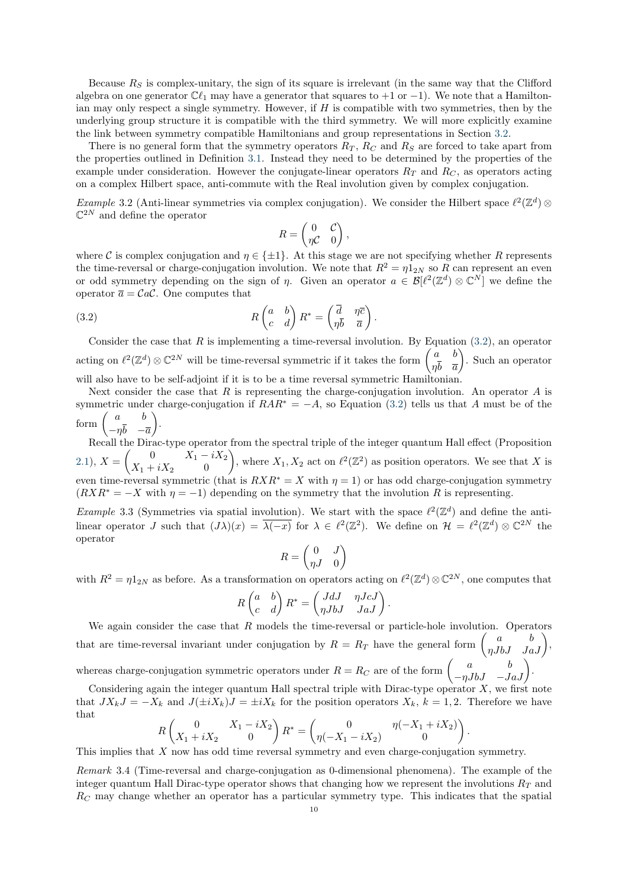Because $R_S$ is complex-unitary, the sign of its square is irrelevant (in the same way that the Clifford algebra on one generator $\mathbb{C}\ell_1$ may have a generator that squares to $+1$ or $-1$). We note that a Hamiltonian may only respect a single symmetry. However, if $H$ is compatible with two symmetries, then by the underlying group structure it is compatible with the third symmetry. We will more explicitly examine the link between symmetry compatible Hamiltonians and group representations in Section 3.2.

There is no general form that the symmetry operators $R_T$, $R_C$ and $R_S$ are forced to take apart from the properties outlined in Definition 3.1. Instead they need to be determined by the properties of the example under consideration. However the conjugate-linear operators $R_T$ and $R_C$, as operators acting on a complex Hilbert space, anti-commute with the Real involution given by complex conjugation.

*Example* 3.2 (Anti-linear symmetries via complex conjugation). We consider the Hilbert space $\ell^2(\mathbb{Z}^d) \otimes \mathbb{C}^{2N}$ and define the operator

$$R = \begin{pmatrix} 0 & \mathcal{C} \\ \eta\mathcal{C} & 0 \end{pmatrix},$$

where $\mathcal{C}$ is complex conjugation and $\eta \in \{\pm 1\}$. At this stage we are not specifying whether $R$ represents the time-reversal or charge-conjugation involution. We note that $R^2 = \eta 1_{2N}$ so $R$ can represent an even or odd symmetry depending on the sign of $\eta$. Given an operator $a \in \mathcal{B}[\ell^2(\mathbb{Z}^d) \otimes \mathbb{C}^N]$ we define the operator $\overline{a} = \mathcal{C}a\mathcal{C}$. One computes that

$$R \begin{pmatrix} a & b \\ c & d \end{pmatrix} R^* = \begin{pmatrix} \overline{d} & \eta\overline{c} \\ \eta\overline{b} & \overline{a} \end{pmatrix}. \tag{3.2}$$

Consider the case that $R$ is implementing a time-reversal involution. By Equation (3.2), an operator acting on $\ell^2(\mathbb{Z}^d) \otimes \mathbb{C}^{2N}$ will be time-reversal symmetric if it takes the form $\begin{pmatrix} a & b \\ \eta\overline{b} & \overline{a} \end{pmatrix}$. Such an operator will also have to be self-adjoint if it is to be a time reversal symmetric Hamiltonian.

Next consider the case that $R$ is representing the charge-conjugation involution. An operator $A$ is symmetric under charge-conjugation if $RAR^* = -A$, so Equation (3.2) tells us that $A$ must be of the form $\begin{pmatrix} a & b \\ -\eta\overline{b} & -\overline{a} \end{pmatrix}$.

Recall the Dirac-type operator from the spectral triple of the integer quantum Hall effect (Proposition 2.1), $X = \begin{pmatrix} 0 & X_1 - iX_2 \\ X_1 + iX_2 & 0 \end{pmatrix}$, where $X_1, X_2$ act on $\ell^2(\mathbb{Z}^2)$ as position operators. We see that $X$ is even time-reversal symmetric (that is $RXR^* = X$ with $\eta = 1$) or has odd charge-conjugation symmetry ($RXR^* = -X$ with $\eta = -1$) depending on the symmetry that the involution $R$ is representing.

*Example* 3.3 (Symmetries via spatial involution). We start with the space $\ell^2(\mathbb{Z}^d)$ and define the anti-linear operator $J$ such that $(J\lambda)(x) = \overline{\lambda(-x)}$ for $\lambda \in \ell^2(\mathbb{Z}^2)$. We define on $\mathcal{H} = \ell^2(\mathbb{Z}^d) \otimes \mathbb{C}^{2N}$ the operator

$$R = \begin{pmatrix} 0 & J \\ \eta J & 0 \end{pmatrix}$$

with $R^2 = \eta 1_{2N}$ as before. As a transformation on operators acting on $\ell^2(\mathbb{Z}^d) \otimes \mathbb{C}^{2N}$, one computes that

$$R \begin{pmatrix} a & b \\ c & d \end{pmatrix} R^* = \begin{pmatrix} JdJ & \eta JcJ \\ \eta JbJ & JaJ \end{pmatrix}.$$

We again consider the case that $R$ models the time-reversal or particle-hole involution. Operators that are time-reversal invariant under conjugation by $R = R_T$ have the general form $\begin{pmatrix} a & b \\ \eta JbJ & JaJ \end{pmatrix}$, whereas charge-conjugation symmetric operators under $R = R_C$ are of the form $\begin{pmatrix} a & b \\ -\eta JbJ & -JaJ \end{pmatrix}$.

Considering again the integer quantum Hall spectral triple with Dirac-type operator $X$, we first note that $JX_kJ = -X_k$ and $J(\pm iX_k)J = \pm iX_k$ for the position operators $X_k$, $k = 1, 2$. Therefore we have that

$$R \begin{pmatrix} 0 & X_1 - iX_2 \\ X_1 + iX_2 & 0 \end{pmatrix} R^* = \begin{pmatrix} 0 & \eta(-X_1 + iX_2) \\ \eta(-X_1 - iX_2) & 0 \end{pmatrix}.$$

This implies that $X$ now has odd time reversal symmetry and even charge-conjugation symmetry.

*Remark* 3.4 (Time-reversal and charge-conjugation as 0-dimensional phenomena). The example of the integer quantum Hall Dirac-type operator shows that changing how we represent the involutions $R_T$ and $R_C$ may change whether an operator has a particular symmetry type. This indicates that the spatial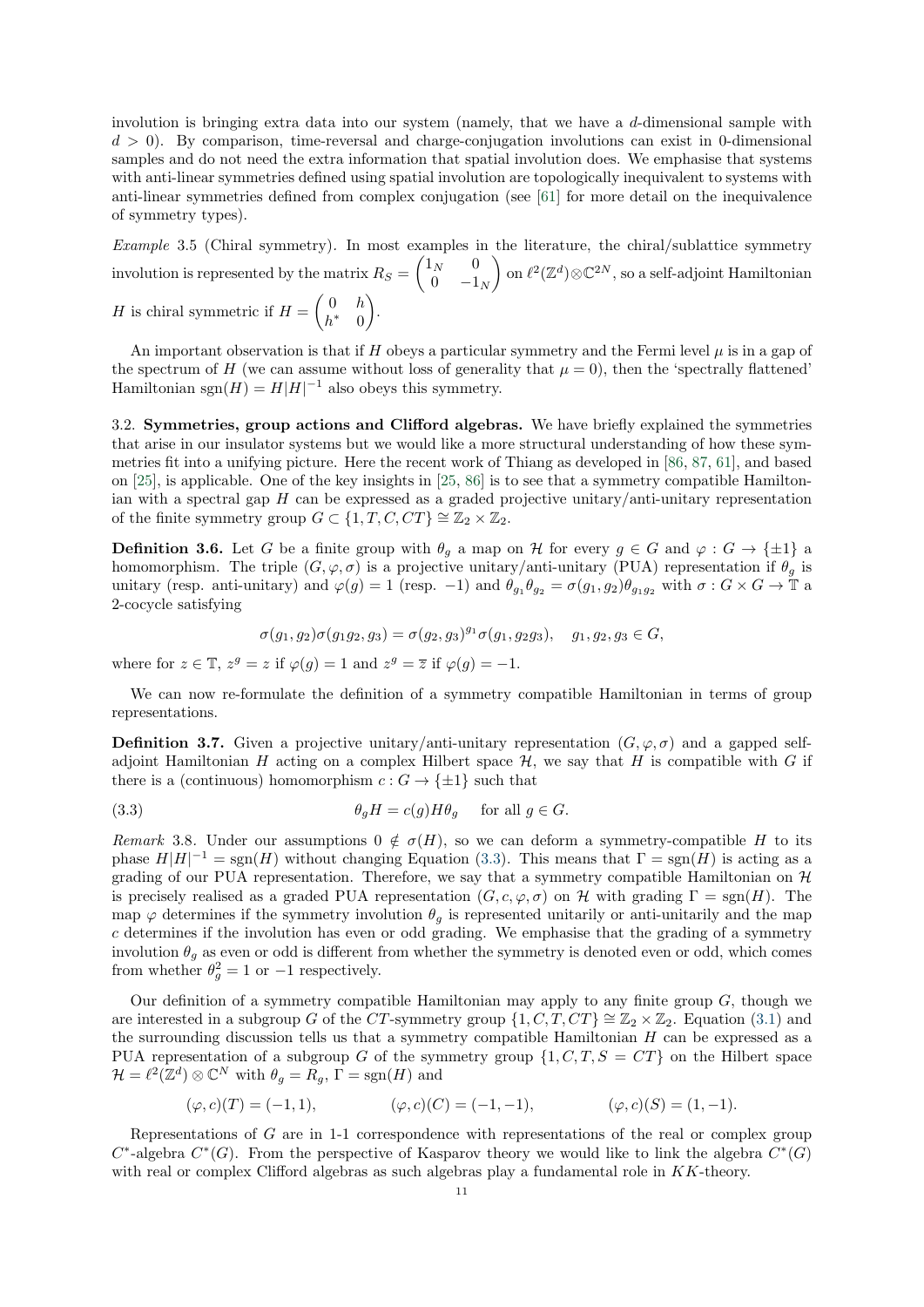involution is bringing extra data into our system (namely, that we have a $d$-dimensional sample with $d > 0$). By comparison, time-reversal and charge-conjugation involutions can exist in 0-dimensional samples and do not need the extra information that spatial involution does. We emphasise that systems with anti-linear symmetries defined using spatial involution are topologically inequivalent to systems with anti-linear symmetries defined from complex conjugation (see [61] for more detail on the inequivalence of symmetry types).

*Example* 3.5 (Chiral symmetry). In most examples in the literature, the chiral/sublattice symmetry involution is represented by the matrix $R_S = \begin{pmatrix} 1_N & 0 \\ 0 & -1_N \end{pmatrix}$ on $\ell^2(\mathbb{Z}^d)\otimes\mathbb{C}^{2N}$, so a self-adjoint Hamiltonian $H$ is chiral symmetric if $H = \begin{pmatrix} 0 & h \\ h^* & 0 \end{pmatrix}$.

An important observation is that if $H$ obeys a particular symmetry and the Fermi level $\mu$ is in a gap of the spectrum of $H$ (we can assume without loss of generality that $\mu = 0$), then the 'spectrally flattened' Hamiltonian $\mathrm{sgn}(H) = H|H|^{-1}$ also obeys this symmetry.

3.2. **Symmetries, group actions and Clifford algebras.** We have briefly explained the symmetries that arise in our insulator systems but we would like a more structural understanding of how these symmetries fit into a unifying picture. Here the recent work of Thiang as developed in [86, 87, 61], and based on [25], is applicable. One of the key insights in [25, 86] is to see that a symmetry compatible Hamiltonian with a spectral gap $H$ can be expressed as a graded projective unitary/anti-unitary representation of the finite symmetry group $G \subset \{1, T, C, CT\} \cong \mathbb{Z}_2 \times \mathbb{Z}_2$.

**Definition 3.6.** Let $G$ be a finite group with $\theta_g$ a map on $\mathcal{H}$ for every $g \in G$ and $\varphi : G \to \{\pm 1\}$ a homomorphism. The triple $(G, \varphi, \sigma)$ is a projective unitary/anti-unitary (PUA) representation if $\theta_g$ is unitary (resp. anti-unitary) and $\varphi(g) = 1$ (resp. $-1$) and $\theta_{g_1}\theta_{g_2} = \sigma(g_1, g_2)\theta_{g_1 g_2}$ with $\sigma : G \times G \to \mathbb{T}$ a 2-cocycle satisfying

$$\sigma(g_1, g_2)\sigma(g_1 g_2, g_3) = \sigma(g_2, g_3)^{g_1}\sigma(g_1, g_2 g_3), \quad g_1, g_2, g_3 \in G,$$

where for $z \in \mathbb{T}$, $z^g = z$ if $\varphi(g) = 1$ and $z^g = \overline{z}$ if $\varphi(g) = -1$.

We can now re-formulate the definition of a symmetry compatible Hamiltonian in terms of group representations.

**Definition 3.7.** Given a projective unitary/anti-unitary representation $(G, \varphi, \sigma)$ and a gapped self-adjoint Hamiltonian $H$ acting on a complex Hilbert space $\mathcal{H}$, we say that $H$ is compatible with $G$ if there is a (continuous) homomorphism $c : G \to \{\pm 1\}$ such that

$$\theta_g H = c(g) H \theta_g \quad \text{ for all } g \in G. \tag{3.3}$$

*Remark* 3.8. Under our assumptions $0 \notin \sigma(H)$, so we can deform a symmetry-compatible $H$ to its phase $H|H|^{-1} = \mathrm{sgn}(H)$ without changing Equation (3.3). This means that $\Gamma = \mathrm{sgn}(H)$ is acting as a grading of our PUA representation. Therefore, we say that a symmetry compatible Hamiltonian on $\mathcal{H}$ is precisely realised as a graded PUA representation $(G, c, \varphi, \sigma)$ on $\mathcal{H}$ with grading $\Gamma = \mathrm{sgn}(H)$. The map $\varphi$ determines if the symmetry involution $\theta_g$ is represented unitarily or anti-unitarily and the map $c$ determines if the involution has even or odd grading. We emphasise that the grading of a symmetry involution $\theta_g$ as even or odd is different from whether the symmetry is denoted even or odd, which comes from whether $\theta_g^2 = 1$ or $-1$ respectively.

Our definition of a symmetry compatible Hamiltonian may apply to any finite group $G$, though we are interested in a subgroup $G$ of the $CT$-symmetry group $\{1, C, T, CT\} \cong \mathbb{Z}_2 \times \mathbb{Z}_2$. Equation (3.1) and the surrounding discussion tells us that a symmetry compatible Hamiltonian $H$ can be expressed as a PUA representation of a subgroup $G$ of the symmetry group $\{1, C, T, S = CT\}$ on the Hilbert space $\mathcal{H} = \ell^2(\mathbb{Z}^d) \otimes \mathbb{C}^N$ with $\theta_g = R_g$, $\Gamma = \mathrm{sgn}(H)$ and

$$(\varphi, c)(T) = (-1, 1), \qquad (\varphi, c)(C) = (-1, -1), \qquad (\varphi, c)(S) = (1, -1).$$

Representations of $G$ are in 1-1 correspondence with representations of the real or complex group $C^*$-algebra $C^*(G)$. From the perspective of Kasparov theory we would like to link the algebra $C^*(G)$ with real or complex Clifford algebras as such algebras play a fundamental role in $KK$-theory.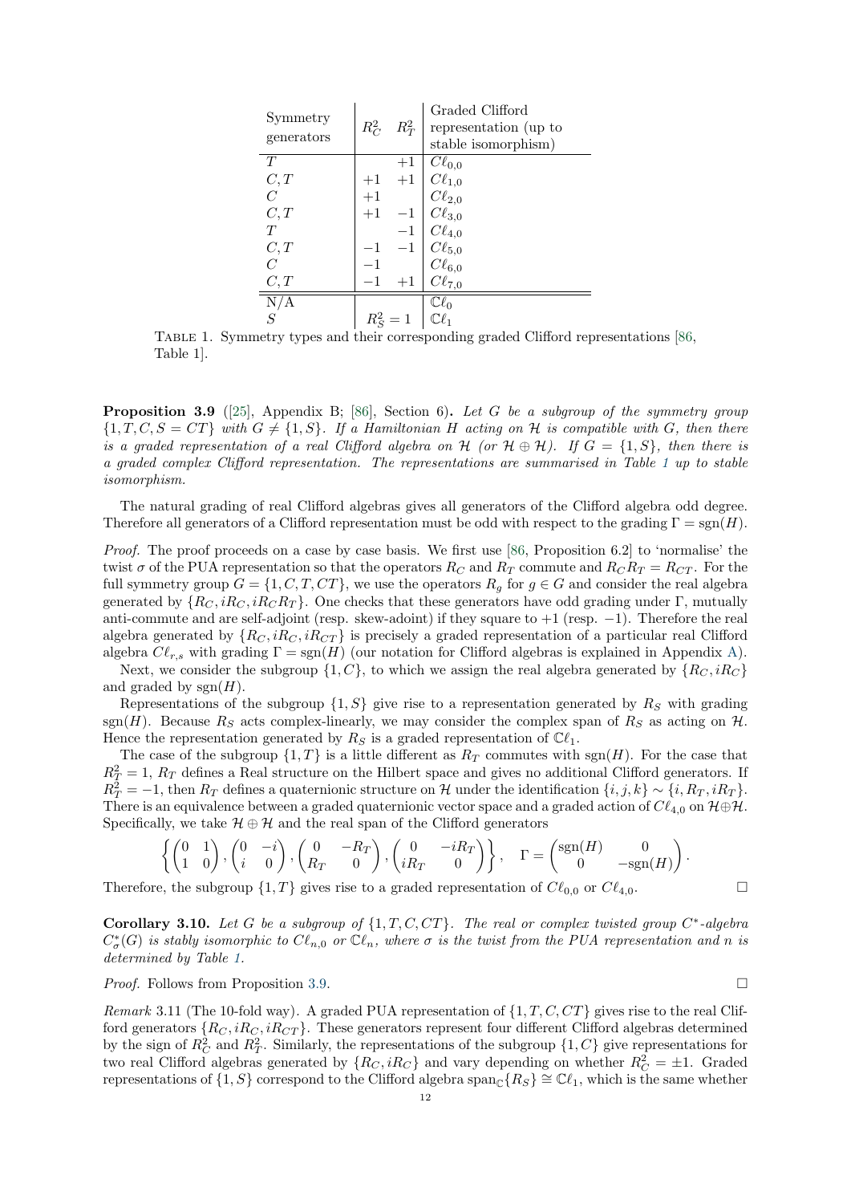| Symmetry generators | $R_C^2$ | $R_T^2$ | Graded Clifford representation (up to stable isomorphism) |
|---|---|---|---|
| $T$ | | $+1$ | $C\ell_{0,0}$ |
| $C, T$ | $+1$ | $+1$ | $C\ell_{1,0}$ |
| $C$ | $+1$ | | $C\ell_{2,0}$ |
| $C, T$ | $+1$ | $-1$ | $C\ell_{3,0}$ |
| $T$ | | $-1$ | $C\ell_{4,0}$ |
| $C, T$ | $-1$ | $-1$ | $C\ell_{5,0}$ |
| $C$ | $-1$ | | $C\ell_{6,0}$ |
| $C, T$ | $-1$ | $+1$ | $C\ell_{7,0}$ |
| N/A | | | $\mathbb{C}\ell_0$ |
| $S$ | $R_S^2 = 1$ | | $\mathbb{C}\ell_1$ |

Table 1. Symmetry types and their corresponding graded Clifford representations [86, Table 1].

**Proposition 3.9** ([25], Appendix B; [86], Section 6)**.** *Let $G$ be a subgroup of the symmetry group $\{1, T, C, S = CT\}$ with $G \neq \{1, S\}$. If a Hamiltonian $H$ acting on $\mathcal{H}$ is compatible with $G$, then there is a graded representation of a real Clifford algebra on $\mathcal{H}$ (or $\mathcal{H} \oplus \mathcal{H}$). If $G = \{1, S\}$, then there is a graded complex Clifford representation. The representations are summarised in Table 1 up to stable isomorphism.*

The natural grading of real Clifford algebras gives all generators of the Clifford algebra odd degree. Therefore all generators of a Clifford representation must be odd with respect to the grading $\Gamma = \mathrm{sgn}(H)$.

*Proof.* The proof proceeds on a case by case basis. We first use [86, Proposition 6.2] to 'normalise' the twist $\sigma$ of the PUA representation so that the operators $R_C$ and $R_T$ commute and $R_C R_T = R_{CT}$. For the full symmetry group $G = \{1, C, T, CT\}$, we use the operators $R_g$ for $g \in G$ and consider the real algebra generated by $\{R_C, iR_C, iR_C R_T\}$. One checks that these generators have odd grading under $\Gamma$, mutually anti-commute and are self-adjoint (resp. skew-adoint) if they square to $+1$ (resp. $-1$). Therefore the real algebra generated by $\{R_C, iR_C, iR_{CT}\}$ is precisely a graded representation of a particular real Clifford algebra $C\ell_{r,s}$ with grading $\Gamma = \mathrm{sgn}(H)$ (our notation for Clifford algebras is explained in Appendix A).

Next, we consider the subgroup $\{1, C\}$, to which we assign the real algebra generated by $\{R_C, iR_C\}$ and graded by $\mathrm{sgn}(H)$.

Representations of the subgroup $\{1, S\}$ give rise to a representation generated by $R_S$ with grading $\mathrm{sgn}(H)$. Because $R_S$ acts complex-linearly, we may consider the complex span of $R_S$ as acting on $\mathcal{H}$. Hence the representation generated by $R_S$ is a graded representation of $\mathbb{C}\ell_1$.

The case of the subgroup $\{1, T\}$ is a little different as $R_T$ commutes with $\mathrm{sgn}(H)$. For the case that $R_T^2 = 1$, $R_T$ defines a Real structure on the Hilbert space and gives no additional Clifford generators. If $R_T^2 = -1$, then $R_T$ defines a quaternionic structure on $\mathcal{H}$ under the identification $\{i, j, k\} \sim \{i, R_T, iR_T\}$. There is an equivalence between a graded quaternionic vector space and a graded action of $C\ell_{4,0}$ on $\mathcal{H} \oplus \mathcal{H}$. Specifically, we take $\mathcal{H} \oplus \mathcal{H}$ and the real span of the Clifford generators

$$\left\{ \begin{pmatrix} 0 & 1 \\ 1 & 0 \end{pmatrix}, \begin{pmatrix} 0 & -i \\ i & 0 \end{pmatrix}, \begin{pmatrix} 0 & -R_T \\ R_T & 0 \end{pmatrix}, \begin{pmatrix} 0 & -iR_T \\ iR_T & 0 \end{pmatrix} \right\}, \quad \Gamma = \begin{pmatrix} \mathrm{sgn}(H) & 0 \\ 0 & -\mathrm{sgn}(H) \end{pmatrix}.$$

Therefore, the subgroup $\{1, T\}$ gives rise to a graded representation of $C\ell_{0,0}$ or $C\ell_{4,0}$. □

**Corollary 3.10.** *Let $G$ be a subgroup of $\{1, T, C, CT\}$. The real or complex twisted group $C^*$-algebra $C^*_\sigma(G)$ is stably isomorphic to $C\ell_{n,0}$ or $\mathbb{C}\ell_n$, where $\sigma$ is the twist from the PUA representation and $n$ is determined by Table 1.*

*Proof.* Follows from Proposition 3.9. □

*Remark* 3.11 (The 10-fold way). A graded PUA representation of $\{1, T, C, CT\}$ gives rise to the real Clifford generators $\{R_C, iR_C, iR_{CT}\}$. These generators represent four different Clifford algebras determined by the sign of $R_C^2$ and $R_T^2$. Similarly, the representations of the subgroup $\{1, C\}$ give representations for two real Clifford algebras generated by $\{R_C, iR_C\}$ and vary depending on whether $R_C^2 = \pm 1$. Graded representations of $\{1, S\}$ correspond to the Clifford algebra $\mathrm{span}_{\mathbb{C}}\{R_S\} \cong \mathbb{C}\ell_1$, which is the same whether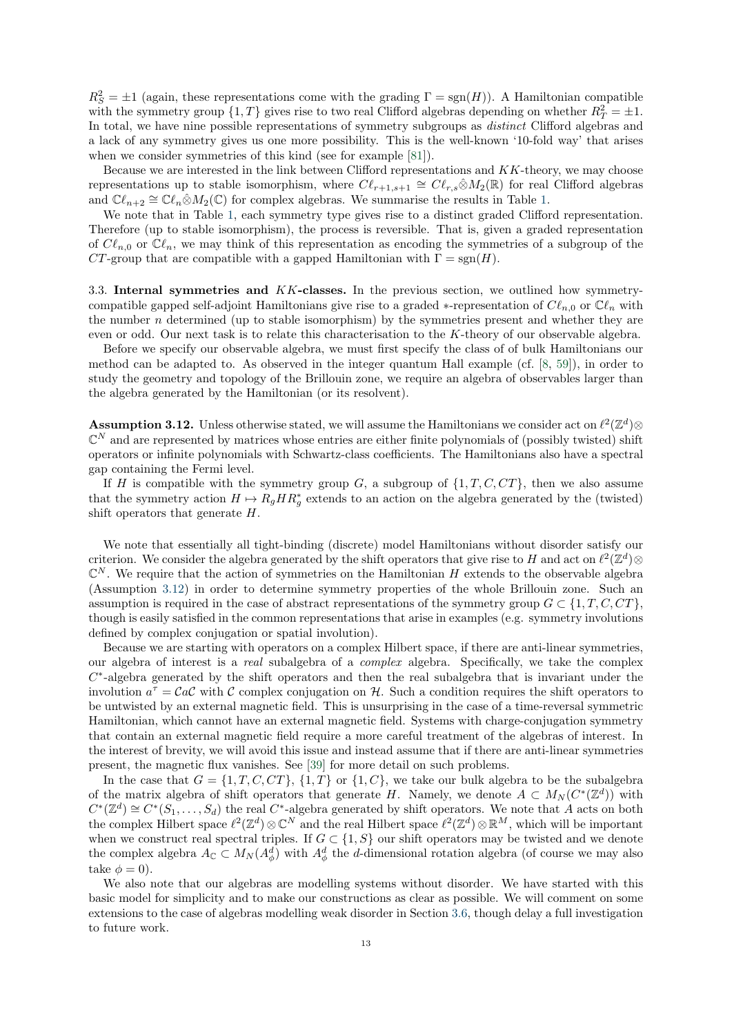$R_S^2 = \pm 1$ (again, these representations come with the grading $\Gamma = \mathrm{sgn}(H)$). A Hamiltonian compatible with the symmetry group $\{1, T\}$ gives rise to two real Clifford algebras depending on whether $R_T^2 = \pm 1$. In total, we have nine possible representations of symmetry subgroups as *distinct* Clifford algebras and a lack of any symmetry gives us one more possibility. This is the well-known '10-fold way' that arises when we consider symmetries of this kind (see for example [81]).

Because we are interested in the link between Clifford representations and $KK$-theory, we may choose representations up to stable isomorphism, where $C\ell_{r+1,s+1} \cong C\ell_{r,s} \hat{\otimes} M_2(\mathbb{R})$ for real Clifford algebras and $\mathbb{C}\ell_{n+2} \cong \mathbb{C}\ell_n \hat{\otimes} M_2(\mathbb{C})$ for complex algebras. We summarise the results in Table 1.

We note that in Table 1, each symmetry type gives rise to a distinct graded Clifford representation. Therefore (up to stable isomorphism), the process is reversible. That is, given a graded representation of $C\ell_{n,0}$ or $\mathbb{C}\ell_n$, we may think of this representation as encoding the symmetries of a subgroup of the $CT$-group that are compatible with a gapped Hamiltonian with $\Gamma = \mathrm{sgn}(H)$.

**3.3. Internal symmetries and $KK$-classes.** In the previous section, we outlined how symmetry-compatible gapped self-adjoint Hamiltonians give rise to a graded $*$-representation of $C\ell_{n,0}$ or $\mathbb{C}\ell_n$ with the number $n$ determined (up to stable isomorphism) by the symmetries present and whether they are even or odd. Our next task is to relate this characterisation to the $K$-theory of our observable algebra.

Before we specify our observable algebra, we must first specify the class of of bulk Hamiltonians our method can be adapted to. As observed in the integer quantum Hall example (cf. [8, 59]), in order to study the geometry and topology of the Brillouin zone, we require an algebra of observables larger than the algebra generated by the Hamiltonian (or its resolvent).

**Assumption 3.12.** Unless otherwise stated, we will assume the Hamiltonians we consider act on $\ell^2(\mathbb{Z}^d) \otimes \mathbb{C}^N$ and are represented by matrices whose entries are either finite polynomials of (possibly twisted) shift operators or infinite polynomials with Schwartz-class coefficients. The Hamiltonians also have a spectral gap containing the Fermi level.

If $H$ is compatible with the symmetry group $G$, a subgroup of $\{1, T, C, CT\}$, then we also assume that the symmetry action $H \mapsto R_g H R_g^*$ extends to an action on the algebra generated by the (twisted) shift operators that generate $H$.

We note that essentially all tight-binding (discrete) model Hamiltonians without disorder satisfy our criterion. We consider the algebra generated by the shift operators that give rise to $H$ and act on $\ell^2(\mathbb{Z}^d) \otimes \mathbb{C}^N$. We require that the action of symmetries on the Hamiltonian $H$ extends to the observable algebra (Assumption 3.12) in order to determine symmetry properties of the whole Brillouin zone. Such an assumption is required in the case of abstract representations of the symmetry group $G \subset \{1, T, C, CT\}$, though is easily satisfied in the common representations that arise in examples (e.g. symmetry involutions defined by complex conjugation or spatial involution).

Because we are starting with operators on a complex Hilbert space, if there are anti-linear symmetries, our algebra of interest is a *real* subalgebra of a *complex* algebra. Specifically, we take the complex $C^*$-algebra generated by the shift operators and then the real subalgebra that is invariant under the involution $a^\tau = \mathcal{C} a \mathcal{C}$ with $\mathcal{C}$ complex conjugation on $\mathcal{H}$. Such a condition requires the shift operators to be untwisted by an external magnetic field. This is unsurprising in the case of a time-reversal symmetric Hamiltonian, which cannot have an external magnetic field. Systems with charge-conjugation symmetry that contain an external magnetic field require a more careful treatment of the algebras of interest. In the interest of brevity, we will avoid this issue and instead assume that if there are anti-linear symmetries present, the magnetic flux vanishes. See [39] for more detail on such problems.

In the case that $G = \{1, T, C, CT\}$, $\{1, T\}$ or $\{1, C\}$, we take our bulk algebra to be the subalgebra of the matrix algebra of shift operators that generate $H$. Namely, we denote $A \subset M_N(C^*(\mathbb{Z}^d))$ with $C^*(\mathbb{Z}^d) \cong C^*(S_1, \ldots, S_d)$ the real $C^*$-algebra generated by shift operators. We note that $A$ acts on both the complex Hilbert space $\ell^2(\mathbb{Z}^d) \otimes \mathbb{C}^N$ and the real Hilbert space $\ell^2(\mathbb{Z}^d) \otimes \mathbb{R}^M$, which will be important when we construct real spectral triples. If $G \subset \{1, S\}$ our shift operators may be twisted and we denote the complex algebra $A_\mathbb{C} \subset M_N(A_\phi^d)$ with $A_\phi^d$ the $d$-dimensional rotation algebra (of course we may also take $\phi = 0$).

We also note that our algebras are modelling systems without disorder. We have started with this basic model for simplicity and to make our constructions as clear as possible. We will comment on some extensions to the case of algebras modelling weak disorder in Section 3.6, though delay a full investigation to future work.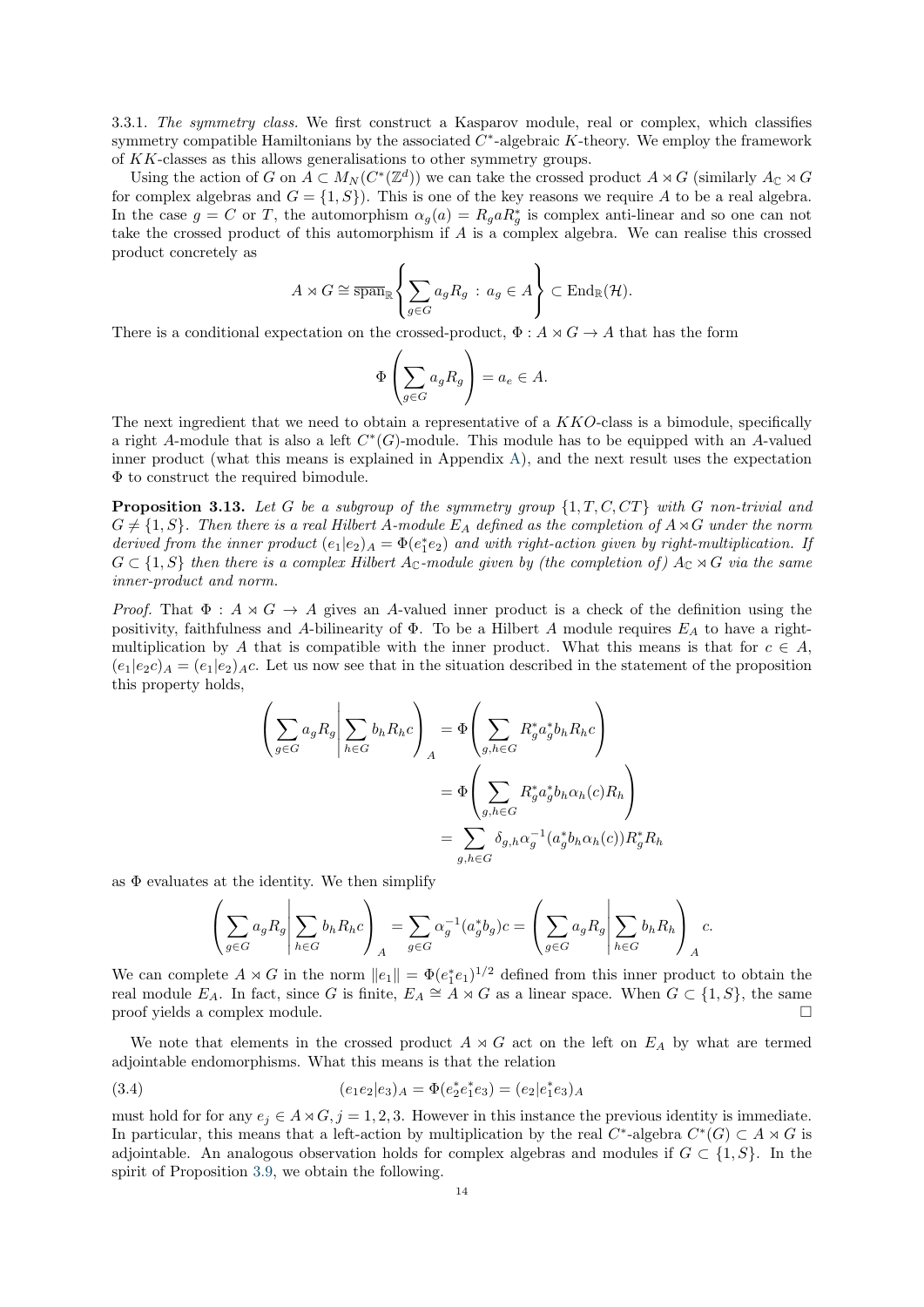3.3.1. *The symmetry class.* We first construct a Kasparov module, real or complex, which classifies symmetry compatible Hamiltonians by the associated $C^*$-algebraic $K$-theory. We employ the framework of $KK$-classes as this allows generalisations to other symmetry groups.

Using the action of $G$ on $A \subset M_N(C^*(\mathbb{Z}^d))$ we can take the crossed product $A \rtimes G$ (similarly $A_{\mathbb{C}} \rtimes G$ for complex algebras and $G = \{1, S\}$). This is one of the key reasons we require $A$ to be a real algebra. In the case $g = C$ or $T$, the automorphism $\alpha_g(a) = R_g a R_g^*$ is complex anti-linear and so one can not take the crossed product of this automorphism if $A$ is a complex algebra. We can realise this crossed product concretely as

$$A \rtimes G \cong \overline{\mathrm{span}}_{\mathbb{R}} \left\{ \sum_{g \in G} a_g R_g \, : \, a_g \in A \right\} \subset \mathrm{End}_{\mathbb{R}}(\mathcal{H}).$$

There is a conditional expectation on the crossed-product, $\Phi : A \rtimes G \to A$ that has the form

$$\Phi \left( \sum_{g \in G} a_g R_g \right) = a_e \in A.$$

The next ingredient that we need to obtain a representative of a $KKO$-class is a bimodule, specifically a right $A$-module that is also a left $C^*(G)$-module. This module has to be equipped with an $A$-valued inner product (what this means is explained in Appendix A), and the next result uses the expectation $\Phi$ to construct the required bimodule.

**Proposition 3.13.** *Let $G$ be a subgroup of the symmetry group $\{1, T, C, CT\}$ with $G$ non-trivial and $G \neq \{1, S\}$. Then there is a real Hilbert $A$-module $E_A$ defined as the completion of $A \rtimes G$ under the norm derived from the inner product $(e_1|e_2)_A = \Phi(e_1^* e_2)$ and with right-action given by right-multiplication. If $G \subset \{1, S\}$ then there is a complex Hilbert $A_{\mathbb{C}}$-module given by (the completion of) $A_{\mathbb{C}} \rtimes G$ via the same inner-product and norm.*

*Proof.* That $\Phi : A \rtimes G \to A$ gives an $A$-valued inner product is a check of the definition using the positivity, faithfulness and $A$-bilinearity of $\Phi$. To be a Hilbert $A$ module requires $E_A$ to have a right-multiplication by $A$ that is compatible with the inner product. What this means is that for $c \in A$, $(e_1|e_2 c)_A = (e_1|e_2)_A c$. Let us now see that in the situation described in the statement of the proposition this property holds,

$$\begin{aligned}
\left( \sum_{g \in G} a_g R_g \middle| \sum_{h \in G} b_h R_h c \right)_A &= \Phi \left( \sum_{g,h \in G} R_g^* a_g^* b_h R_h c \right) \\
&= \Phi \left( \sum_{g,h \in G} R_g^* a_g^* b_h \alpha_h(c) R_h \right) \\
&= \sum_{g,h \in G} \delta_{g,h} \alpha_g^{-1}(a_g^* b_h \alpha_h(c)) R_g^* R_h
\end{aligned}$$

as $\Phi$ evaluates at the identity. We then simplify

$$\left( \sum_{g \in G} a_g R_g \middle| \sum_{h \in G} b_h R_h c \right)_A = \sum_{g \in G} \alpha_g^{-1}(a_g^* b_g) c = \left( \sum_{g \in G} a_g R_g \middle| \sum_{h \in G} b_h R_h \right)_A c.$$

We can complete $A \rtimes G$ in the norm $\|e_1\| = \Phi(e_1^* e_1)^{1/2}$ defined from this inner product to obtain the real module $E_A$. In fact, since $G$ is finite, $E_A \cong A \rtimes G$ as a linear space. When $G \subset \{1, S\}$, the same proof yields a complex module. $\square$

We note that elements in the crossed product $A \rtimes G$ act on the left on $E_A$ by what are termed adjointable endomorphisms. What this means is that the relation

$$(e_1 e_2 | e_3)_A = \Phi(e_2^* e_1^* e_3) = (e_2 | e_1^* e_3)_A \tag{3.4}$$

must hold for for any $e_j \in A \rtimes G, j = 1, 2, 3$. However in this instance the previous identity is immediate. In particular, this means that a left-action by multiplication by the real $C^*$-algebra $C^*(G) \subset A \rtimes G$ is adjointable. An analogous observation holds for complex algebras and modules if $G \subset \{1, S\}$. In the spirit of Proposition 3.9, we obtain the following.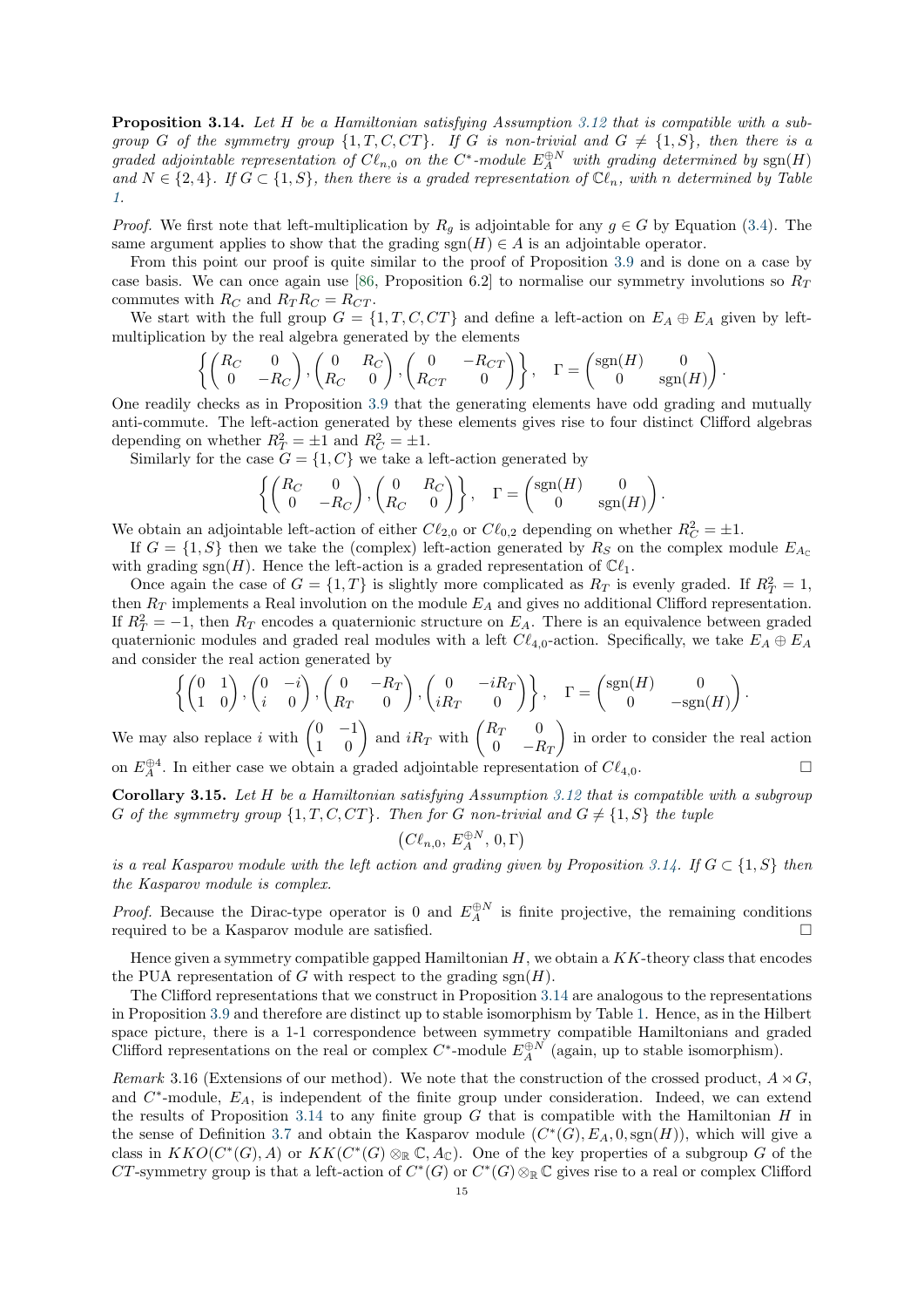**Proposition 3.14.** *Let $H$ be a Hamiltonian satisfying Assumption 3.12 that is compatible with a subgroup $G$ of the symmetry group $\{1, T, C, CT\}$. If $G$ is non-trivial and $G \neq \{1, S\}$, then there is a graded adjointable representation of $C\ell_{n,0}$ on the $C^*$-module $E_A^{\oplus N}$ with grading determined by $\mathrm{sgn}(H)$ and $N \in \{2, 4\}$. If $G \subset \{1, S\}$, then there is a graded representation of $\mathbb{C}\ell_n$, with $n$ determined by Table 1.*

*Proof.* We first note that left-multiplication by $R_g$ is adjointable for any $g \in G$ by Equation (3.4). The same argument applies to show that the grading $\mathrm{sgn}(H) \in A$ is an adjointable operator.

From this point our proof is quite similar to the proof of Proposition 3.9 and is done on a case by case basis. We can once again use [86, Proposition 6.2] to normalise our symmetry involutions so $R_T$ commutes with $R_C$ and $R_T R_C = R_{CT}$.

We start with the full group $G = \{1, T, C, CT\}$ and define a left-action on $E_A \oplus E_A$ given by left-multiplication by the real algebra generated by the elements

$$\left\{ \begin{pmatrix} R_C & 0 \\ 0 & -R_C \end{pmatrix}, \begin{pmatrix} 0 & R_C \\ R_C & 0 \end{pmatrix}, \begin{pmatrix} 0 & -R_{CT} \\ R_{CT} & 0 \end{pmatrix} \right\}, \quad \Gamma = \begin{pmatrix} \mathrm{sgn}(H) & 0 \\ 0 & \mathrm{sgn}(H) \end{pmatrix}.$$

One readily checks as in Proposition 3.9 that the generating elements have odd grading and mutually anti-commute. The left-action generated by these elements gives rise to four distinct Clifford algebras depending on whether $R_T^2 = \pm 1$ and $R_C^2 = \pm 1$.

Similarly for the case $G = \{1, C\}$ we take a left-action generated by

$$\left\{ \begin{pmatrix} R_C & 0 \\ 0 & -R_C \end{pmatrix}, \begin{pmatrix} 0 & R_C \\ R_C & 0 \end{pmatrix} \right\}, \quad \Gamma = \begin{pmatrix} \mathrm{sgn}(H) & 0 \\ 0 & \mathrm{sgn}(H) \end{pmatrix}.$$

We obtain an adjointable left-action of either $C\ell_{2,0}$ or $C\ell_{0,2}$ depending on whether $R_C^2 = \pm 1$.

If $G = \{1, S\}$ then we take the (complex) left-action generated by $R_S$ on the complex module $E_{A_{\mathbb{C}}}$ with grading $\mathrm{sgn}(H)$. Hence the left-action is a graded representation of $\mathbb{C}\ell_1$.

Once again the case of $G = \{1, T\}$ is slightly more complicated as $R_T$ is evenly graded. If $R_T^2 = 1$, then $R_T$ implements a Real involution on the module $E_A$ and gives no additional Clifford representation. If $R_T^2 = -1$, then $R_T$ encodes a quaternionic structure on $E_A$. There is an equivalence between graded quaternionic modules and graded real modules with a left $C\ell_{4,0}$-action. Specifically, we take $E_A \oplus E_A$ and consider the real action generated by

$$\left\{ \begin{pmatrix} 0 & 1 \\ 1 & 0 \end{pmatrix}, \begin{pmatrix} 0 & -i \\ i & 0 \end{pmatrix}, \begin{pmatrix} 0 & -R_T \\ R_T & 0 \end{pmatrix}, \begin{pmatrix} 0 & -iR_T \\ iR_T & 0 \end{pmatrix} \right\}, \quad \Gamma = \begin{pmatrix} \mathrm{sgn}(H) & 0 \\ 0 & -\mathrm{sgn}(H) \end{pmatrix}.$$

We may also replace $i$ with $\begin{pmatrix} 0 & -1 \\ 1 & 0 \end{pmatrix}$ and $iR_T$ with $\begin{pmatrix} R_T & 0 \\ 0 & -R_T \end{pmatrix}$ in order to consider the real action on $E_A^{\oplus 4}$. In either case we obtain a graded adjointable representation of $C\ell_{4,0}$. $\square$

**Corollary 3.15.** *Let $H$ be a Hamiltonian satisfying Assumption 3.12 that is compatible with a subgroup $G$ of the symmetry group $\{1, T, C, CT\}$. Then for $G$ non-trivial and $G \neq \{1, S\}$ the tuple*

$$\left(C\ell_{n,0},\, E_A^{\oplus N},\, 0, \Gamma\right)$$

*is a real Kasparov module with the left action and grading given by Proposition 3.14. If $G \subset \{1, S\}$ then the Kasparov module is complex.*

*Proof.* Because the Dirac-type operator is 0 and $E_A^{\oplus N}$ is finite projective, the remaining conditions required to be a Kasparov module are satisfied. $\square$

Hence given a symmetry compatible gapped Hamiltonian $H$, we obtain a $KK$-theory class that encodes the PUA representation of $G$ with respect to the grading $\mathrm{sgn}(H)$.

The Clifford representations that we construct in Proposition 3.14 are analogous to the representations in Proposition 3.9 and therefore are distinct up to stable isomorphism by Table 1. Hence, as in the Hilbert space picture, there is a 1-1 correspondence between symmetry compatible Hamiltonians and graded Clifford representations on the real or complex $C^*$-module $E_A^{\oplus N}$ (again, up to stable isomorphism).

*Remark* 3.16 (Extensions of our method). We note that the construction of the crossed product, $A \rtimes G$, and $C^*$-module, $E_A$, is independent of the finite group under consideration. Indeed, we can extend the results of Proposition 3.14 to any finite group $G$ that is compatible with the Hamiltonian $H$ in the sense of Definition 3.7 and obtain the Kasparov module $(C^*(G), E_A, 0, \mathrm{sgn}(H))$, which will give a class in $KKO(C^*(G), A)$ or $KK(C^*(G) \otimes_{\mathbb{R}} \mathbb{C}, A_{\mathbb{C}})$. One of the key properties of a subgroup $G$ of the $CT$-symmetry group is that a left-action of $C^*(G)$ or $C^*(G) \otimes_{\mathbb{R}} \mathbb{C}$ gives rise to a real or complex Clifford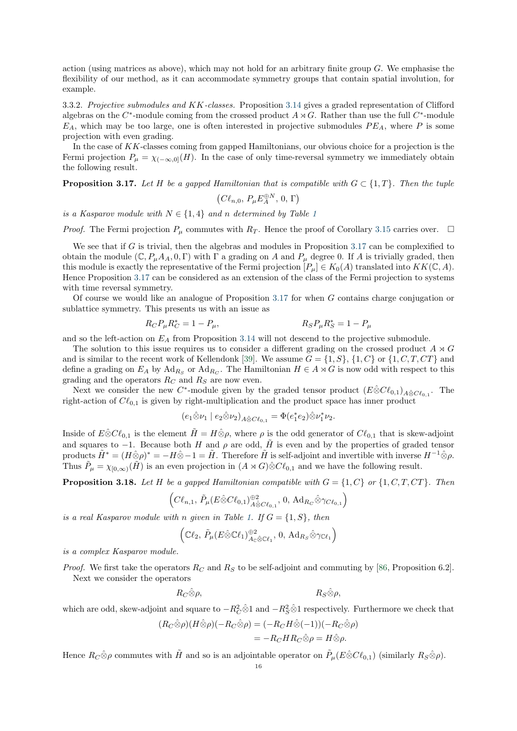action (using matrices as above), which may not hold for an arbitrary finite group $G$. We emphasise the flexibility of our method, as it can accommodate symmetry groups that contain spatial involution, for example.

3.3.2. *Projective submodules and $KK$-classes.* Proposition 3.14 gives a graded representation of Clifford algebras on the $C^*$-module coming from the crossed product $A \rtimes G$. Rather than use the full $C^*$-module $E_A$, which may be too large, one is often interested in projective submodules $PE_A$, where $P$ is some projection with even grading.

In the case of $KK$-classes coming from gapped Hamiltonians, our obvious choice for a projection is the Fermi projection $P_\mu = \chi_{(-\infty,0]}(H)$. In the case of only time-reversal symmetry we immediately obtain the following result.

**Proposition 3.17.** *Let $H$ be a gapped Hamiltonian that is compatible with $G \subset \{1, T\}$. Then the tuple*

$$\left(C\ell_{n,0},\, P_\mu E_A^{\oplus N},\, 0,\, \Gamma\right)$$

*is a Kasparov module with $N \in \{1, 4\}$ and $n$ determined by Table 1*

*Proof.* The Fermi projection $P_\mu$ commutes with $R_T$. Hence the proof of Corollary 3.15 carries over. $\square$

We see that if $G$ is trivial, then the algebras and modules in Proposition 3.17 can be complexified to obtain the module $(\mathbb{C}, P_\mu A_A, 0, \Gamma)$ with $\Gamma$ a grading on $A$ and $P_\mu$ degree 0. If $A$ is trivially graded, then this module is exactly the representative of the Fermi projection $[P_\mu] \in K_0(A)$ translated into $KK(\mathbb{C}, A)$. Hence Proposition 3.17 can be considered as an extension of the class of the Fermi projection to systems with time reversal symmetry.

Of course we would like an analogue of Proposition 3.17 for when $G$ contains charge conjugation or sublattice symmetry. This presents us with an issue as

$$R_C P_\mu R_C^* = 1 - P_\mu, \qquad\qquad R_S P_\mu R_S^* = 1 - P_\mu$$

and so the left-action on $E_A$ from Proposition 3.14 will not descend to the projective submodule.

The solution to this issue requires us to consider a different grading on the crossed product $A \rtimes G$ and is similar to the recent work of Kellendonk [39]. We assume $G = \{1, S\}$, $\{1, C\}$ or $\{1, C, T, CT\}$ and define a grading on $E_A$ by $\mathrm{Ad}_{R_S}$ or $\mathrm{Ad}_{R_C}$. The Hamiltonian $H \in A \rtimes G$ is now odd with respect to this grading and the operators $R_C$ and $R_S$ are now even.

Next we consider the new $C^*$-module given by the graded tensor product $(E \hat{\otimes} C\ell_{0,1})_{A \hat{\otimes} C\ell_{0,1}}$. The right-action of $C\ell_{0,1}$ is given by right-multiplication and the product space has inner product

$$(e_1 \hat{\otimes} \nu_1 \mid e_2 \hat{\otimes} \nu_2)_{A \hat{\otimes} C\ell_{0,1}} = \Phi(e_1^* e_2) \hat{\otimes} \nu_1^* \nu_2.$$

Inside of $E \hat{\otimes} C\ell_{0,1}$ is the element $\tilde{H} = H \hat{\otimes} \rho$, where $\rho$ is the odd generator of $C\ell_{0,1}$ that is skew-adjoint and squares to $-1$. Because both $H$ and $\rho$ are odd, $\tilde{H}$ is even and by the properties of graded tensor products $\tilde{H}^* = (H \hat{\otimes} \rho)^* = -H \hat{\otimes} -1 = \tilde{H}$. Therefore $\tilde{H}$ is self-adjoint and invertible with inverse $H^{-1} \hat{\otimes} \rho$. Thus $\tilde{P}_\mu = \chi_{[0,\infty)}(\tilde{H})$ is an even projection in $(A \rtimes G) \hat{\otimes} C\ell_{0,1}$ and we have the following result.

**Proposition 3.18.** *Let $H$ be a gapped Hamiltonian compatible with $G = \{1, C\}$ or $\{1, C, T, CT\}$. Then*

$$\left(C\ell_{n,1},\, \tilde{P}_\mu (E \hat{\otimes} C\ell_{0,1})^{\oplus 2}_{A \hat{\otimes} C\ell_{0,1}},\, 0,\, \mathrm{Ad}_{R_C} \hat{\otimes} \gamma_{C\ell_{0,1}}\right)$$

*is a real Kasparov module with $n$ given in Table 1. If $G = \{1, S\}$, then*

$$\left(\mathbb{C}\ell_2,\, \tilde{P}_\mu (E \hat{\otimes} \mathbb{C}\ell_1)^{\oplus 2}_{A_{\mathbb{C}} \hat{\otimes} \mathbb{C}\ell_1},\, 0,\, \mathrm{Ad}_{R_S} \hat{\otimes} \gamma_{\mathbb{C}\ell_1}\right)$$

*is a complex Kasparov module.*

*Proof.* We first take the operators $R_C$ and $R_S$ to be self-adjoint and commuting by [86, Proposition 6.2].

Next we consider the operators

$$R_C \hat{\otimes} \rho, \qquad\qquad R_S \hat{\otimes} \rho,$$

which are odd, skew-adjoint and square to $-R_C^2 \hat{\otimes} 1$ and $-R_S^2 \hat{\otimes} 1$ respectively. Furthermore we check that

$$\begin{aligned}
(R_C \hat{\otimes} \rho)(H \hat{\otimes} \rho)(-R_C \hat{\otimes} \rho) &= (-R_C H \hat{\otimes} (-1))(-R_C \hat{\otimes} \rho) \\
&= -R_C H R_C \hat{\otimes} \rho = H \hat{\otimes} \rho.
\end{aligned}$$

Hence $R_C \hat{\otimes} \rho$ commutes with $\tilde{H}$ and so is an adjointable operator on $\tilde{P}_\mu (E \hat{\otimes} C\ell_{0,1})$ (similarly $R_S \hat{\otimes} \rho$).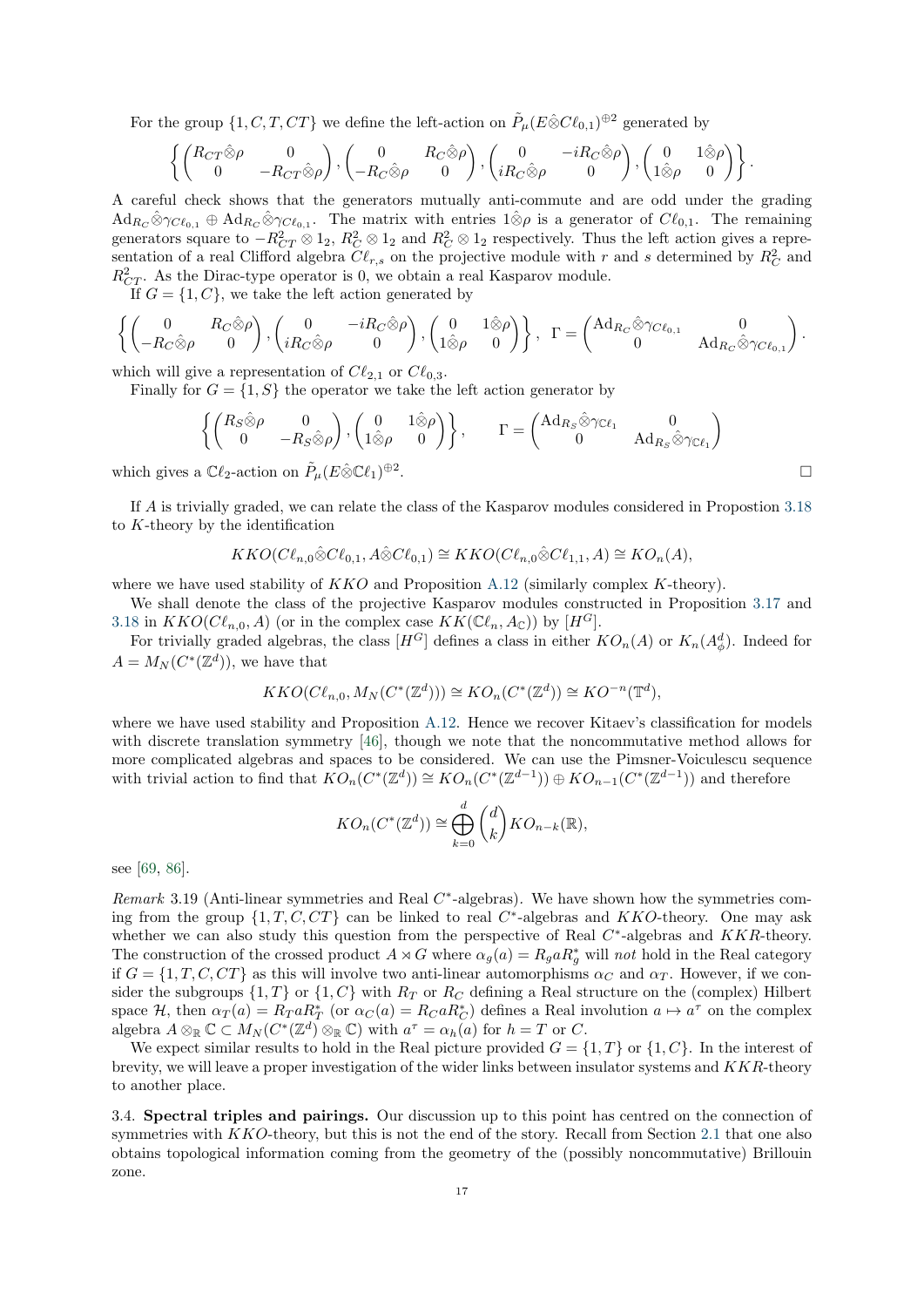For the group $\{1, C, T, CT\}$ we define the left-action on $\tilde{P}_\mu(E\hat{\otimes}C\ell_{0,1})^{\oplus 2}$ generated by

$$\left\{ \begin{pmatrix} R_{CT}\hat{\otimes}\rho & 0 \\ 0 & -R_{CT}\hat{\otimes}\rho \end{pmatrix}, \begin{pmatrix} 0 & R_C\hat{\otimes}\rho \\ -R_C\hat{\otimes}\rho & 0 \end{pmatrix}, \begin{pmatrix} 0 & -iR_C\hat{\otimes}\rho \\ iR_C\hat{\otimes}\rho & 0 \end{pmatrix}, \begin{pmatrix} 0 & 1\hat{\otimes}\rho \\ 1\hat{\otimes}\rho & 0 \end{pmatrix} \right\}.$$

A careful check shows that the generators mutually anti-commute and are odd under the grading $\mathrm{Ad}_{R_C}\hat{\otimes}\gamma_{C\ell_{0,1}} \oplus \mathrm{Ad}_{R_C}\hat{\otimes}\gamma_{C\ell_{0,1}}$. The matrix with entries $1\hat{\otimes}\rho$ is a generator of $C\ell_{0,1}$. The remaining generators square to $-R_{CT}^2\otimes 1_2$, $R_C^2\otimes 1_2$ and $R_C^2\otimes 1_2$ respectively. Thus the left action gives a representation of a real Clifford algebra $C\ell_{r,s}$ on the projective module with $r$ and $s$ determined by $R_C^2$ and $R_{CT}^2$. As the Dirac-type operator is 0, we obtain a real Kasparov module.

If $G = \{1, C\}$, we take the left action generated by

$$\left\{ \begin{pmatrix} 0 & R_C\hat{\otimes}\rho \\ -R_C\hat{\otimes}\rho & 0 \end{pmatrix}, \begin{pmatrix} 0 & -iR_C\hat{\otimes}\rho \\ iR_C\hat{\otimes}\rho & 0 \end{pmatrix}, \begin{pmatrix} 0 & 1\hat{\otimes}\rho \\ 1\hat{\otimes}\rho & 0 \end{pmatrix} \right\}, \quad \Gamma = \begin{pmatrix} \mathrm{Ad}_{R_C}\hat{\otimes}\gamma_{C\ell_{0,1}} & 0 \\ 0 & \mathrm{Ad}_{R_C}\hat{\otimes}\gamma_{C\ell_{0,1}} \end{pmatrix}.$$

which will give a representation of $C\ell_{2,1}$ or $C\ell_{0,3}$.

Finally for $G = \{1, S\}$ the operator we take the left action generator by

$$\left\{ \begin{pmatrix} R_S\hat{\otimes}\rho & 0 \\ 0 & -R_S\hat{\otimes}\rho \end{pmatrix}, \begin{pmatrix} 0 & 1\hat{\otimes}\rho \\ 1\hat{\otimes}\rho & 0 \end{pmatrix} \right\}, \qquad \Gamma = \begin{pmatrix} \mathrm{Ad}_{R_S}\hat{\otimes}\gamma_{\mathbb{C}\ell_1} & 0 \\ 0 & \mathrm{Ad}_{R_S}\hat{\otimes}\gamma_{\mathbb{C}\ell_1} \end{pmatrix}$$

which gives a $\mathbb{C}\ell_2$-action on $\tilde{P}_\mu(E\hat{\otimes}\mathbb{C}\ell_1)^{\oplus 2}$. □

If $A$ is trivially graded, we can relate the class of the Kasparov modules considered in Propostion 3.18 to $K$-theory by the identification

$$KKO(C\ell_{n,0}\hat{\otimes}C\ell_{0,1}, A\hat{\otimes}C\ell_{0,1}) \cong KKO(C\ell_{n,0}\hat{\otimes}C\ell_{1,1}, A) \cong KO_n(A),$$

where we have used stability of $KKO$ and Proposition A.12 (similarly complex $K$-theory).

We shall denote the class of the projective Kasparov modules constructed in Proposition 3.17 and 3.18 in $KKO(C\ell_{n,0}, A)$ (or in the complex case $KK(\mathbb{C}\ell_n, A_{\mathbb{C}})$) by $[H^G]$.

For trivially graded algebras, the class $[H^G]$ defines a class in either $KO_n(A)$ or $K_n(A_\phi^d)$. Indeed for $A = M_N(C^*(\mathbb{Z}^d))$, we have that

$$KKO(C\ell_{n,0}, M_N(C^*(\mathbb{Z}^d))) \cong KO_n(C^*(\mathbb{Z}^d)) \cong KO^{-n}(\mathbb{T}^d),$$

where we have used stability and Proposition A.12. Hence we recover Kitaev's classification for models with discrete translation symmetry [46], though we note that the noncommutative method allows for more complicated algebras and spaces to be considered. We can use the Pimsner-Voiculescu sequence with trivial action to find that $KO_n(C^*(\mathbb{Z}^d)) \cong KO_n(C^*(\mathbb{Z}^{d-1})) \oplus KO_{n-1}(C^*(\mathbb{Z}^{d-1}))$ and therefore

$$KO_n(C^*(\mathbb{Z}^d)) \cong \bigoplus_{k=0}^{d} \binom{d}{k} KO_{n-k}(\mathbb{R}),$$

see [69, 86].

*Remark* 3.19 (Anti-linear symmetries and Real $C^*$-algebras). We have shown how the symmetries coming from the group $\{1, T, C, CT\}$ can be linked to real $C^*$-algebras and $KKO$-theory. One may ask whether we can also study this question from the perspective of Real $C^*$-algebras and $KKR$-theory. The construction of the crossed product $A \rtimes G$ where $\alpha_g(a) = R_g a R_g^*$ will *not* hold in the Real category if $G = \{1, T, C, CT\}$ as this will involve two anti-linear automorphisms $\alpha_C$ and $\alpha_T$. However, if we consider the subgroups $\{1, T\}$ or $\{1, C\}$ with $R_T$ or $R_C$ defining a Real structure on the (complex) Hilbert space $\mathcal{H}$, then $\alpha_T(a) = R_T a R_T^*$ (or $\alpha_C(a) = R_C a R_C^*$) defines a Real involution $a \mapsto a^\tau$ on the complex algebra $A \otimes_{\mathbb{R}} \mathbb{C} \subset M_N(C^*(\mathbb{Z}^d) \otimes_{\mathbb{R}} \mathbb{C})$ with $a^\tau = \alpha_h(a)$ for $h = T$ or $C$.

We expect similar results to hold in the Real picture provided $G = \{1, T\}$ or $\{1, C\}$. In the interest of brevity, we will leave a proper investigation of the wider links between insulator systems and $KKR$-theory to another place.

**3.4. Spectral triples and pairings.** Our discussion up to this point has centred on the connection of symmetries with $KKO$-theory, but this is not the end of the story. Recall from Section 2.1 that one also obtains topological information coming from the geometry of the (possibly noncommutative) Brillouin zone.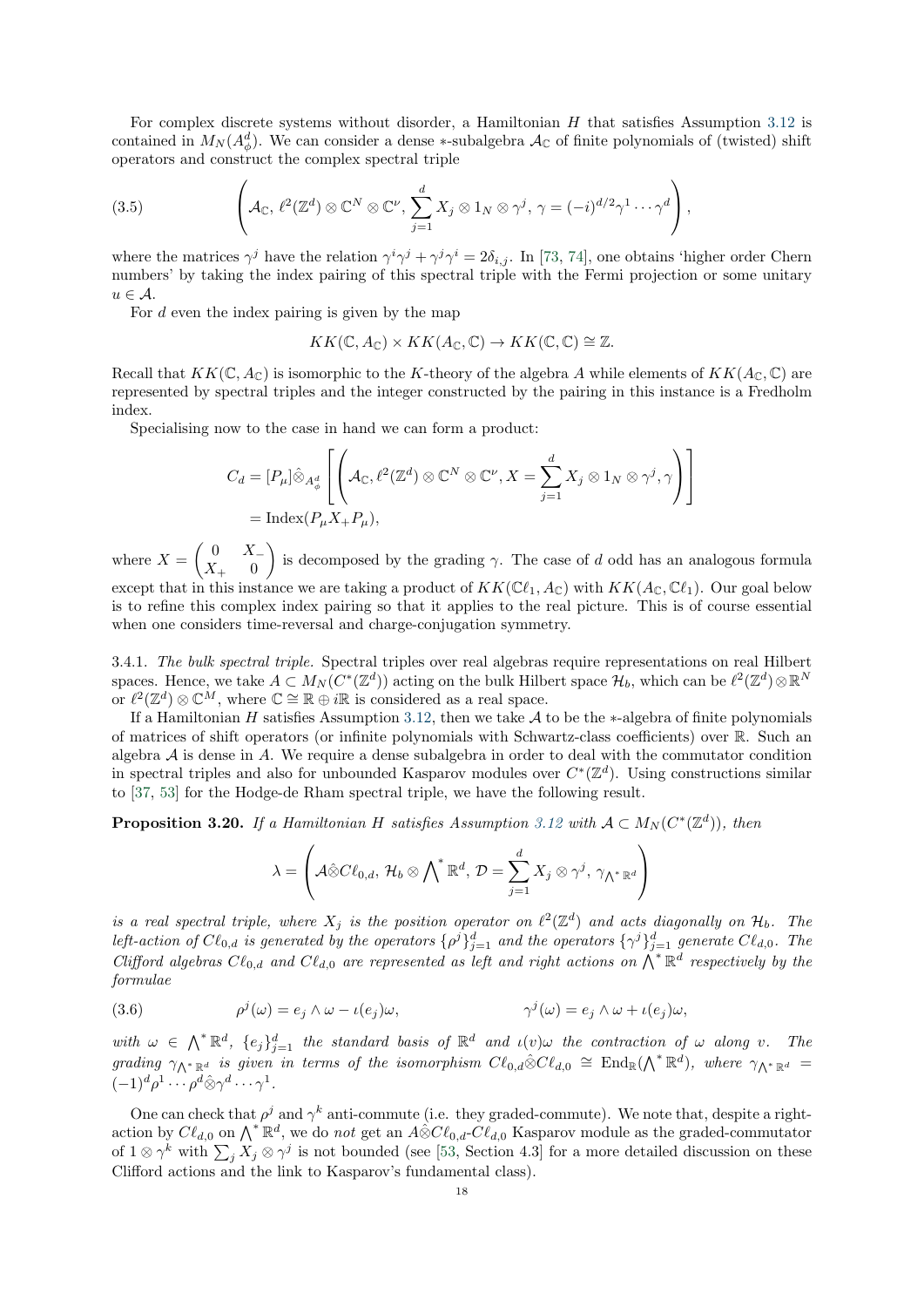For complex discrete systems without disorder, a Hamiltonian $H$ that satisfies Assumption 3.12 is contained in $M_N(A^d_\phi)$. We can consider a dense $*$-subalgebra $\mathcal{A}_\mathbb{C}$ of finite polynomials of (twisted) shift operators and construct the complex spectral triple

$$\left(\mathcal{A}_\mathbb{C},\, \ell^2(\mathbb{Z}^d)\otimes\mathbb{C}^N\otimes\mathbb{C}^\nu,\, \sum_{j=1}^d X_j\otimes 1_N\otimes\gamma^j,\, \gamma=(-i)^{d/2}\gamma^1\cdots\gamma^d\right), \tag{3.5}$$

where the matrices $\gamma^j$ have the relation $\gamma^i\gamma^j+\gamma^j\gamma^i = 2\delta_{i,j}$. In [73, 74], one obtains 'higher order Chern numbers' by taking the index pairing of this spectral triple with the Fermi projection or some unitary $u\in\mathcal{A}$.

For $d$ even the index pairing is given by the map

$$KK(\mathbb{C},A_\mathbb{C})\times KK(A_\mathbb{C},\mathbb{C})\to KK(\mathbb{C},\mathbb{C})\cong\mathbb{Z}.$$

Recall that $KK(\mathbb{C},A_\mathbb{C})$ is isomorphic to the $K$-theory of the algebra $A$ while elements of $KK(A_\mathbb{C},\mathbb{C})$ are represented by spectral triples and the integer constructed by the pairing in this instance is a Fredholm index.

Specialising now to the case in hand we can form a product:

$$\begin{aligned} C_d &= [P_\mu]\hat{\otimes}_{A^d_\phi}\left[\left(\mathcal{A}_\mathbb{C},\ell^2(\mathbb{Z}^d)\otimes\mathbb{C}^N\otimes\mathbb{C}^\nu, X=\sum_{j=1}^d X_j\otimes 1_N\otimes\gamma^j,\gamma\right)\right] \\ &= \mathrm{Index}(P_\mu X_+ P_\mu), \end{aligned}$$

where $X=\begin{pmatrix}0 & X_-\\ X_+ & 0\end{pmatrix}$ is decomposed by the grading $\gamma$. The case of $d$ odd has an analogous formula except that in this instance we are taking a product of $KK(\mathbb{C}\ell_1,A_\mathbb{C})$ with $KK(A_\mathbb{C},\mathbb{C}\ell_1)$. Our goal below is to refine this complex index pairing so that it applies to the real picture. This is of course essential when one considers time-reversal and charge-conjugation symmetry.

3.4.1. *The bulk spectral triple.* Spectral triples over real algebras require representations on real Hilbert spaces. Hence, we take $A\subset M_N(C^*(\mathbb{Z}^d))$ acting on the bulk Hilbert space $\mathcal{H}_b$, which can be $\ell^2(\mathbb{Z}^d)\otimes\mathbb{R}^N$ or $\ell^2(\mathbb{Z}^d)\otimes\mathbb{C}^M$, where $\mathbb{C}\cong\mathbb{R}\oplus i\mathbb{R}$ is considered as a real space.

If a Hamiltonian $H$ satisfies Assumption 3.12, then we take $\mathcal{A}$ to be the $*$-algebra of finite polynomials of matrices of shift operators (or infinite polynomials with Schwartz-class coefficients) over $\mathbb{R}$. Such an algebra $\mathcal{A}$ is dense in $A$. We require a dense subalgebra in order to deal with the commutator condition in spectral triples and also for unbounded Kasparov modules over $C^*(\mathbb{Z}^d)$. Using constructions similar to [37, 53] for the Hodge-de Rham spectral triple, we have the following result.

**Proposition 3.20.** *If a Hamiltonian $H$ satisfies Assumption 3.12 with $\mathcal{A}\subset M_N(C^*(\mathbb{Z}^d))$, then*

$$\lambda=\left(\mathcal{A}\hat{\otimes}C\ell_{0,d},\,\mathcal{H}_b\otimes{\textstyle\bigwedge^*}\mathbb{R}^d,\,\mathcal{D}=\sum_{j=1}^d X_j\otimes\gamma^j,\,\gamma_{\bigwedge^*\mathbb{R}^d}\right)$$

*is a real spectral triple, where $X_j$ is the position operator on $\ell^2(\mathbb{Z}^d)$ and acts diagonally on $\mathcal{H}_b$. The left-action of $C\ell_{0,d}$ is generated by the operators $\{\rho^j\}_{j=1}^d$ and the operators $\{\gamma^j\}_{j=1}^d$ generate $C\ell_{d,0}$. The Clifford algebras $C\ell_{0,d}$ and $C\ell_{d,0}$ are represented as left and right actions on $\bigwedge^*\mathbb{R}^d$ respectively by the formulae*

$$\rho^j(\omega)=e_j\wedge\omega-\iota(e_j)\omega, \qquad\qquad \gamma^j(\omega)=e_j\wedge\omega+\iota(e_j)\omega, \tag{3.6}$$

*with $\omega\in\bigwedge^*\mathbb{R}^d$, $\{e_j\}_{j=1}^d$ the standard basis of $\mathbb{R}^d$ and $\iota(v)\omega$ the contraction of $\omega$ along $v$. The grading $\gamma_{\bigwedge^*\mathbb{R}^d}$ is given in terms of the isomorphism $C\ell_{0,d}\hat{\otimes}C\ell_{d,0}\cong\mathrm{End}_\mathbb{R}(\bigwedge^*\mathbb{R}^d)$, where $\gamma_{\bigwedge^*\mathbb{R}^d}=(-1)^d\rho^1\cdots\rho^d\hat{\otimes}\gamma^d\cdots\gamma^1$.*

One can check that $\rho^j$ and $\gamma^k$ anti-commute (i.e. they graded-commute). We note that, despite a right-action by $C\ell_{d,0}$ on $\bigwedge^*\mathbb{R}^d$, we do *not* get an $A\hat{\otimes}C\ell_{0,d}$-$C\ell_{d,0}$ Kasparov module as the graded-commutator of $1\otimes\gamma^k$ with $\sum_j X_j\otimes\gamma^j$ is not bounded (see [53, Section 4.3] for a more detailed discussion on these Clifford actions and the link to Kasparov's fundamental class).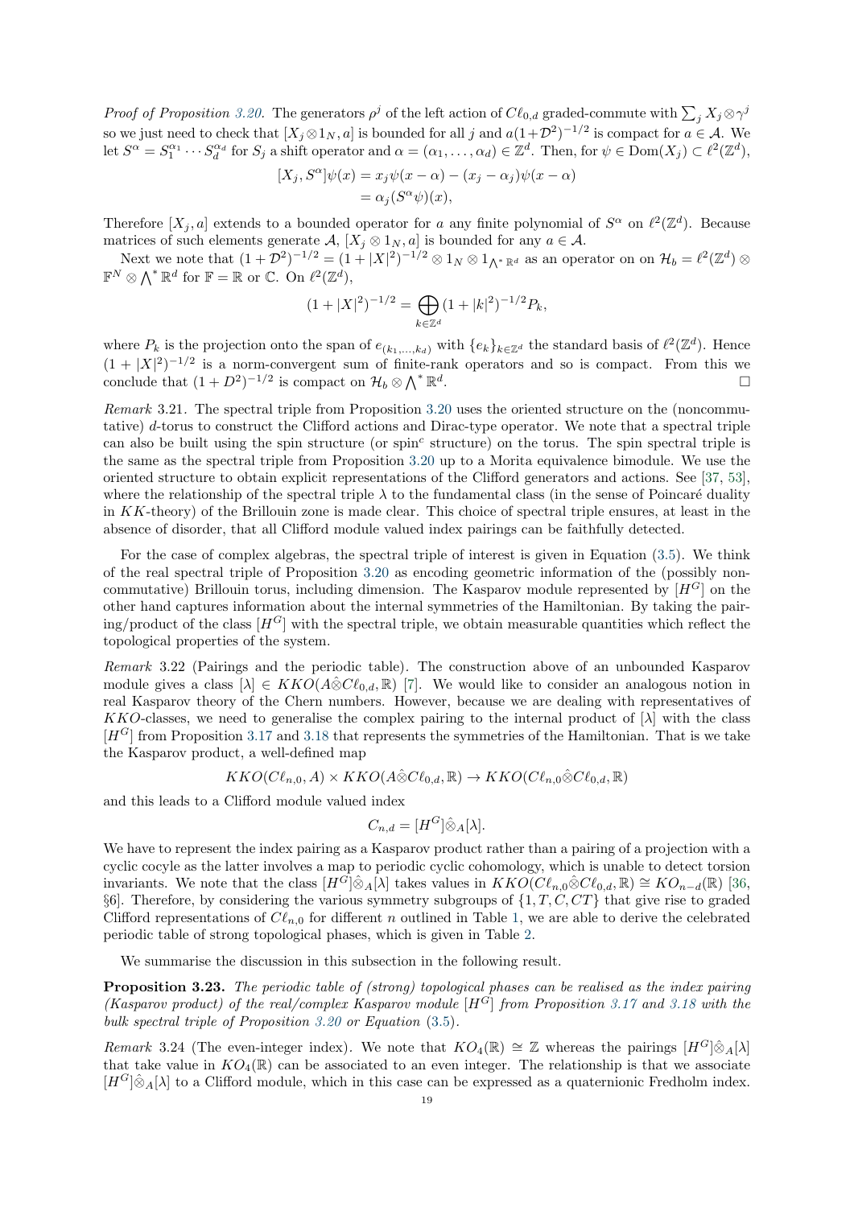*Proof of Proposition 3.20.* The generators $\rho^j$ of the left action of $C\ell_{0,d}$ graded-commute with $\sum_j X_j \otimes \gamma^j$ so we just need to check that $[X_j \otimes 1_N, a]$ is bounded for all $j$ and $a(1+\mathcal{D}^2)^{-1/2}$ is compact for $a \in \mathcal{A}$. We let $S^\alpha = S_1^{\alpha_1} \cdots S_d^{\alpha_d}$ for $S_j$ a shift operator and $\alpha = (\alpha_1, \ldots, \alpha_d) \in \mathbb{Z}^d$. Then, for $\psi \in \mathrm{Dom}(X_j) \subset \ell^2(\mathbb{Z}^d)$,

$$
\begin{aligned}
[X_j, S^\alpha]\psi(x) &= x_j \psi(x-\alpha) - (x_j - \alpha_j)\psi(x-\alpha) \\
&= \alpha_j (S^\alpha \psi)(x),
\end{aligned}
$$

Therefore $[X_j, a]$ extends to a bounded operator for $a$ any finite polynomial of $S^\alpha$ on $\ell^2(\mathbb{Z}^d)$. Because matrices of such elements generate $\mathcal{A}$, $[X_j \otimes 1_N, a]$ is bounded for any $a \in \mathcal{A}$.

Next we note that $(1+\mathcal{D}^2)^{-1/2} = (1+|X|^2)^{-1/2} \otimes 1_N \otimes 1_{\bigwedge^* \mathbb{R}^d}$ as an operator on on $\mathcal{H}_b = \ell^2(\mathbb{Z}^d) \otimes \mathbb{F}^N \otimes \bigwedge^* \mathbb{R}^d$ for $\mathbb{F} = \mathbb{R}$ or $\mathbb{C}$. On $\ell^2(\mathbb{Z}^d)$,

$$
(1+|X|^2)^{-1/2} = \bigoplus_{k \in \mathbb{Z}^d} (1+|k|^2)^{-1/2} P_k,
$$

where $P_k$ is the projection onto the span of $e_{(k_1,\ldots,k_d)}$ with $\{e_k\}_{k\in\mathbb{Z}^d}$ the standard basis of $\ell^2(\mathbb{Z}^d)$. Hence $(1+|X|^2)^{-1/2}$ is a norm-convergent sum of finite-rank operators and so is compact. From this we conclude that $(1+D^2)^{-1/2}$ is compact on $\mathcal{H}_b \otimes \bigwedge^* \mathbb{R}^d$. □

*Remark* 3.21. The spectral triple from Proposition 3.20 uses the oriented structure on the (noncommutative) $d$-torus to construct the Clifford actions and Dirac-type operator. We note that a spectral triple can also be built using the spin structure (or spin$^c$ structure) on the torus. The spin spectral triple is the same as the spectral triple from Proposition 3.20 up to a Morita equivalence bimodule. We use the oriented structure to obtain explicit representations of the Clifford generators and actions. See [37, 53], where the relationship of the spectral triple $\lambda$ to the fundamental class (in the sense of Poincaré duality in $KK$-theory) of the Brillouin zone is made clear. This choice of spectral triple ensures, at least in the absence of disorder, that all Clifford module valued index pairings can be faithfully detected.

For the case of complex algebras, the spectral triple of interest is given in Equation (3.5). We think of the real spectral triple of Proposition 3.20 as encoding geometric information of the (possibly noncommutative) Brillouin torus, including dimension. The Kasparov module represented by $[H^G]$ on the other hand captures information about the internal symmetries of the Hamiltonian. By taking the pairing/product of the class $[H^G]$ with the spectral triple, we obtain measurable quantities which reflect the topological properties of the system.

*Remark* 3.22 (Pairings and the periodic table). The construction above of an unbounded Kasparov module gives a class $[\lambda] \in KKO(A\hat{\otimes}C\ell_{0,d}, \mathbb{R})$ [7]. We would like to consider an analogous notion in real Kasparov theory of the Chern numbers. However, because we are dealing with representatives of $KKO$-classes, we need to generalise the complex pairing to the internal product of $[\lambda]$ with the class $[H^G]$ from Proposition 3.17 and 3.18 that represents the symmetries of the Hamiltonian. That is we take the Kasparov product, a well-defined map

$$
KKO(C\ell_{n,0}, A) \times KKO(A\hat{\otimes}C\ell_{0,d}, \mathbb{R}) \to KKO(C\ell_{n,0}\hat{\otimes}C\ell_{0,d}, \mathbb{R})
$$

and this leads to a Clifford module valued index

$$
C_{n,d} = [H^G]\hat{\otimes}_A[\lambda].
$$

We have to represent the index pairing as a Kasparov product rather than a pairing of a projection with a cyclic cocyle as the latter involves a map to periodic cyclic cohomology, which is unable to detect torsion invariants. We note that the class $[H^G]\hat{\otimes}_A[\lambda]$ takes values in $KKO(C\ell_{n,0}\hat{\otimes}C\ell_{0,d}, \mathbb{R}) \cong KO_{n-d}(\mathbb{R})$ [36, §6]. Therefore, by considering the various symmetry subgroups of $\{1, T, C, CT\}$ that give rise to graded Clifford representations of $C\ell_{n,0}$ for different $n$ outlined in Table 1, we are able to derive the celebrated periodic table of strong topological phases, which is given in Table 2.

We summarise the discussion in this subsection in the following result.

**Proposition 3.23.** *The periodic table of (strong) topological phases can be realised as the index pairing (Kasparov product) of the real/complex Kasparov module $[H^G]$ from Proposition 3.17 and 3.18 with the bulk spectral triple of Proposition 3.20 or Equation (3.5).*

*Remark* 3.24 (The even-integer index). We note that $KO_4(\mathbb{R}) \cong \mathbb{Z}$ whereas the pairings $[H^G]\hat{\otimes}_A[\lambda]$ that take value in $KO_4(\mathbb{R})$ can be associated to an even integer. The relationship is that we associate $[H^G]\hat{\otimes}_A[\lambda]$ to a Clifford module, which in this case can be expressed as a quaternionic Fredholm index.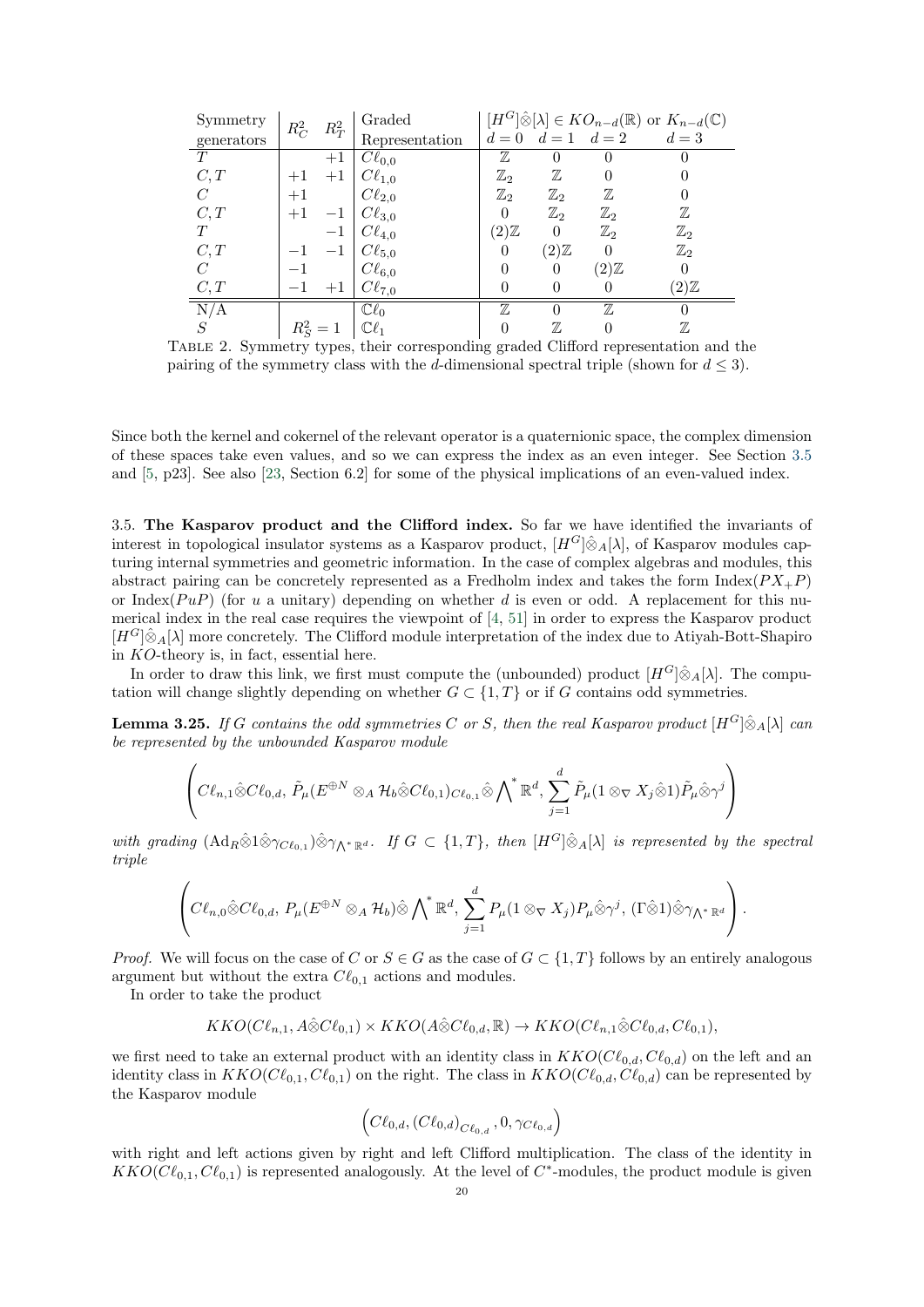| Symmetry generators | $R_C^2$ | $R_T^2$ | Graded Representation | $[H^G]\hat{\otimes}[\lambda] \in KO_{n-d}(\mathbb{R})$ or $K_{n-d}(\mathbb{C})$ $d=0$ | $d=1$ | $d=2$ | $d=3$ |
|---|---|---|---|---|---|---|---|
| $T$ | | $+1$ | $C\ell_{0,0}$ | $\mathbb{Z}$ | $0$ | $0$ | $0$ |
| $C,T$ | $+1$ | $+1$ | $C\ell_{1,0}$ | $\mathbb{Z}_2$ | $\mathbb{Z}$ | $0$ | $0$ |
| $C$ | $+1$ | | $C\ell_{2,0}$ | $\mathbb{Z}_2$ | $\mathbb{Z}_2$ | $\mathbb{Z}$ | $0$ |
| $C,T$ | $+1$ | $-1$ | $C\ell_{3,0}$ | $0$ | $\mathbb{Z}_2$ | $\mathbb{Z}_2$ | $\mathbb{Z}$ |
| $T$ | | $-1$ | $C\ell_{4,0}$ | $(2)\mathbb{Z}$ | $0$ | $\mathbb{Z}_2$ | $\mathbb{Z}_2$ |
| $C,T$ | $-1$ | $-1$ | $C\ell_{5,0}$ | $0$ | $(2)\mathbb{Z}$ | $0$ | $\mathbb{Z}_2$ |
| $C$ | $-1$ | | $C\ell_{6,0}$ | $0$ | $0$ | $(2)\mathbb{Z}$ | $0$ |
| $C,T$ | $-1$ | $+1$ | $C\ell_{7,0}$ | $0$ | $0$ | $0$ | $(2)\mathbb{Z}$ |
| N/A | | | $\mathbb{C}\ell_0$ | $\mathbb{Z}$ | $0$ | $\mathbb{Z}$ | $0$ |
| $S$ | $R_S^2 = 1$ | | $\mathbb{C}\ell_1$ | $0$ | $\mathbb{Z}$ | $0$ | $\mathbb{Z}$ |

Table 2. Symmetry types, their corresponding graded Clifford representation and the pairing of the symmetry class with the $d$-dimensional spectral triple (shown for $d \leq 3$).

Since both the kernel and cokernel of the relevant operator is a quaternionic space, the complex dimension of these spaces take even values, and so we can express the index as an even integer. See Section 3.5 and [5, p23]. See also [23, Section 6.2] for some of the physical implications of an even-valued index.

3.5. **The Kasparov product and the Clifford index.** So far we have identified the invariants of interest in topological insulator systems as a Kasparov product, $[H^G]\hat{\otimes}_A[\lambda]$, of Kasparov modules capturing internal symmetries and geometric information. In the case of complex algebras and modules, this abstract pairing can be concretely represented as a Fredholm index and takes the form $\mathrm{Index}(PX_+P)$ or $\mathrm{Index}(PuP)$ (for $u$ a unitary) depending on whether $d$ is even or odd. A replacement for this numerical index in the real case requires the viewpoint of [4, 51] in order to express the Kasparov product $[H^G]\hat{\otimes}_A[\lambda]$ more concretely. The Clifford module interpretation of the index due to Atiyah-Bott-Shapiro in $KO$-theory is, in fact, essential here.

In order to draw this link, we first must compute the (unbounded) product $[H^G]\hat{\otimes}_A[\lambda]$. The computation will change slightly depending on whether $G \subset \{1, T\}$ or if $G$ contains odd symmetries.

**Lemma 3.25.** *If $G$ contains the odd symmetries $C$ or $S$, then the real Kasparov product $[H^G]\hat{\otimes}_A[\lambda]$ can be represented by the unbounded Kasparov module*

$$\left( C\ell_{n,1}\hat{\otimes}C\ell_{0,d},\, \tilde{P}_\mu(E^{\oplus N}\otimes_A \mathcal{H}_b\hat{\otimes}C\ell_{0,1})_{C\ell_{0,1}}\hat{\otimes}{\textstyle\bigwedge}^*\mathbb{R}^d,\, \sum_{j=1}^d \tilde{P}_\mu(1\otimes_\nabla X_j\hat{\otimes}1)\tilde{P}_\mu\hat{\otimes}\gamma^j \right)$$

*with grading $(\mathrm{Ad}_R\hat{\otimes}1\hat{\otimes}\gamma_{C\ell_{0,1}})\hat{\otimes}\gamma_{\bigwedge^*\mathbb{R}^d}$. If $G \subset \{1, T\}$, then $[H^G]\hat{\otimes}_A[\lambda]$ is represented by the spectral triple*

$$\left( C\ell_{n,0}\hat{\otimes}C\ell_{0,d},\, P_\mu(E^{\oplus N}\otimes_A \mathcal{H}_b)\hat{\otimes}{\textstyle\bigwedge}^*\mathbb{R}^d,\, \sum_{j=1}^d P_\mu(1\otimes_\nabla X_j)P_\mu\hat{\otimes}\gamma^j,\, (\Gamma\hat{\otimes}1)\hat{\otimes}\gamma_{\bigwedge^*\mathbb{R}^d} \right).$$

*Proof.* We will focus on the case of $C$ or $S \in G$ as the case of $G \subset \{1, T\}$ follows by an entirely analogous argument but without the extra $C\ell_{0,1}$ actions and modules.

In order to take the product

$$KKO(C\ell_{n,1}, A\hat{\otimes}C\ell_{0,1}) \times KKO(A\hat{\otimes}C\ell_{0,d}, \mathbb{R}) \to KKO(C\ell_{n,1}\hat{\otimes}C\ell_{0,d}, C\ell_{0,1}),$$

we first need to take an external product with an identity class in $KKO(C\ell_{0,d}, C\ell_{0,d})$ on the left and an identity class in $KKO(C\ell_{0,1}, C\ell_{0,1})$ on the right. The class in $KKO(C\ell_{0,d}, C\ell_{0,d})$ can be represented by the Kasparov module

$$\left( C\ell_{0,d}, (C\ell_{0,d})_{C\ell_{0,d}}, 0, \gamma_{C\ell_{0,d}} \right)$$

with right and left actions given by right and left Clifford multiplication. The class of the identity in $KKO(C\ell_{0,1}, C\ell_{0,1})$ is represented analogously. At the level of $C^*$-modules, the product module is given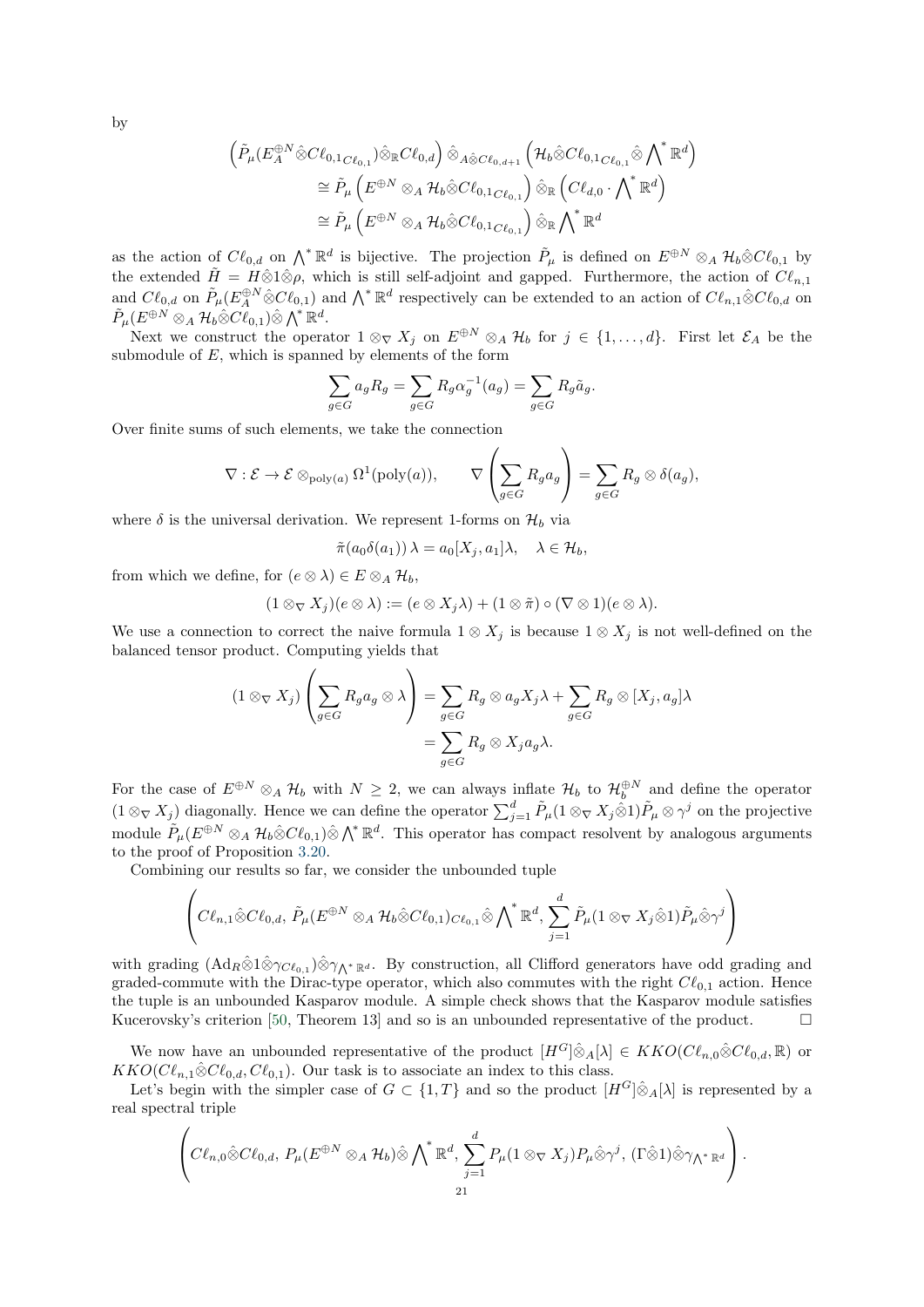by

$$\left(\tilde{P}_\mu(E_A^{\oplus N}\hat{\otimes}C\ell_{0,1_{C\ell_{0,1}}})\hat{\otimes}_{\mathbb{R}}C\ell_{0,d}\right)\hat{\otimes}_{A\hat{\otimes}C\ell_{0,d+1}}\left(\mathcal{H}_b\hat{\otimes}C\ell_{0,1_{C\ell_{0,1}}}\hat{\otimes}\bigwedge\nolimits^{*}\mathbb{R}^d\right)$$
$$\cong \tilde{P}_\mu\left(E^{\oplus N}\otimes_A\mathcal{H}_b\hat{\otimes}C\ell_{0,1_{C\ell_{0,1}}}\right)\hat{\otimes}_{\mathbb{R}}\left(C\ell_{d,0}\cdot\bigwedge\nolimits^{*}\mathbb{R}^d\right)$$
$$\cong \tilde{P}_\mu\left(E^{\oplus N}\otimes_A\mathcal{H}_b\hat{\otimes}C\ell_{0,1_{C\ell_{0,1}}}\right)\hat{\otimes}_{\mathbb{R}}\bigwedge\nolimits^{*}\mathbb{R}^d$$

as the action of $C\ell_{0,d}$ on $\bigwedge^*\mathbb{R}^d$ is bijective. The projection $\tilde{P}_\mu$ is defined on $E^{\oplus N}\otimes_A\mathcal{H}_b\hat{\otimes}C\ell_{0,1}$ by the extended $\tilde{H}=H\hat{\otimes}1\hat{\otimes}\rho$, which is still self-adjoint and gapped. Furthermore, the action of $C\ell_{n,1}$ and $C\ell_{0,d}$ on $\tilde{P}_\mu(E_A^{\oplus N}\hat{\otimes}C\ell_{0,1})$ and $\bigwedge^*\mathbb{R}^d$ respectively can be extended to an action of $C\ell_{n,1}\hat{\otimes}C\ell_{0,d}$ on $\tilde{P}_\mu(E^{\oplus N}\otimes_A\mathcal{H}_b\hat{\otimes}C\ell_{0,1})\hat{\otimes}\bigwedge^*\mathbb{R}^d$.

Next we construct the operator $1\otimes_\nabla X_j$ on $E^{\oplus N}\otimes_A\mathcal{H}_b$ for $j\in\{1,\ldots,d\}$. First let $\mathcal{E}_A$ be the submodule of $E$, which is spanned by elements of the form

$$\sum_{g\in G}a_gR_g=\sum_{g\in G}R_g\alpha_g^{-1}(a_g)=\sum_{g\in G}R_g\tilde{a}_g.$$

Over finite sums of such elements, we take the connection

$$\nabla:\mathcal{E}\to\mathcal{E}\otimes_{\mathrm{poly}(a)}\Omega^1(\mathrm{poly}(a)),\qquad \nabla\left(\sum_{g\in G}R_ga_g\right)=\sum_{g\in G}R_g\otimes\delta(a_g),$$

where $\delta$ is the universal derivation. We represent 1-forms on $\mathcal{H}_b$ via

$$\tilde{\pi}(a_0\delta(a_1))\,\lambda=a_0[X_j,a_1]\lambda,\quad \lambda\in\mathcal{H}_b,$$

from which we define, for $(e\otimes\lambda)\in E\otimes_A\mathcal{H}_b$,

$$(1\otimes_\nabla X_j)(e\otimes\lambda):=(e\otimes X_j\lambda)+(1\otimes\tilde{\pi})\circ(\nabla\otimes 1)(e\otimes\lambda).$$

We use a connection to correct the naive formula $1\otimes X_j$ is because $1\otimes X_j$ is not well-defined on the balanced tensor product. Computing yields that

$$(1\otimes_\nabla X_j)\left(\sum_{g\in G}R_ga_g\otimes\lambda\right)=\sum_{g\in G}R_g\otimes a_gX_j\lambda+\sum_{g\in G}R_g\otimes[X_j,a_g]\lambda$$
$$=\sum_{g\in G}R_g\otimes X_ja_g\lambda.$$

For the case of $E^{\oplus N}\otimes_A\mathcal{H}_b$ with $N\geq 2$, we can always inflate $\mathcal{H}_b$ to $\mathcal{H}_b^{\oplus N}$ and define the operator $(1\otimes_\nabla X_j)$ diagonally. Hence we can define the operator $\sum_{j=1}^d\tilde{P}_\mu(1\otimes_\nabla X_j\hat{\otimes}1)\tilde{P}_\mu\otimes\gamma^j$ on the projective module $\tilde{P}_\mu(E^{\oplus N}\otimes_A\mathcal{H}_b\hat{\otimes}C\ell_{0,1})\hat{\otimes}\bigwedge^*\mathbb{R}^d$. This operator has compact resolvent by analogous arguments to the proof of Proposition 3.20.

Combining our results so far, we consider the unbounded tuple

$$\left(C\ell_{n,1}\hat{\otimes}C\ell_{0,d},\,\tilde{P}_\mu(E^{\oplus N}\otimes_A\mathcal{H}_b\hat{\otimes}C\ell_{0,1})_{C\ell_{0,1}}\hat{\otimes}\bigwedge\nolimits^{*}\mathbb{R}^d,\,\sum_{j=1}^d\tilde{P}_\mu(1\otimes_\nabla X_j\hat{\otimes}1)\tilde{P}_\mu\hat{\otimes}\gamma^j\right)$$

with grading $(\mathrm{Ad}_R\hat{\otimes}1\hat{\otimes}\gamma_{C\ell_{0,1}})\hat{\otimes}\gamma_{\bigwedge^*\mathbb{R}^d}$. By construction, all Clifford generators have odd grading and graded-commute with the Dirac-type operator, which also commutes with the right $C\ell_{0,1}$ action. Hence the tuple is an unbounded Kasparov module. A simple check shows that the Kasparov module satisfies Kucerovsky's criterion [50, Theorem 13] and so is an unbounded representative of the product. $\square$

We now have an unbounded representative of the product $[H^G]\hat{\otimes}_A[\lambda]\in KKO(C\ell_{n,0}\hat{\otimes}C\ell_{0,d},\mathbb{R})$ or $KKO(C\ell_{n,1}\hat{\otimes}C\ell_{0,d},C\ell_{0,1})$. Our task is to associate an index to this class.

Let's begin with the simpler case of $G\subset\{1,T\}$ and so the product $[H^G]\hat{\otimes}_A[\lambda]$ is represented by a real spectral triple

$$\left(C\ell_{n,0}\hat{\otimes}C\ell_{0,d},\,P_\mu(E^{\oplus N}\otimes_A\mathcal{H}_b)\hat{\otimes}\bigwedge\nolimits^{*}\mathbb{R}^d,\,\sum_{j=1}^dP_\mu(1\otimes_\nabla X_j)P_\mu\hat{\otimes}\gamma^j,\,(\Gamma\hat{\otimes}1)\hat{\otimes}\gamma_{\bigwedge^*\mathbb{R}^d}\right).$$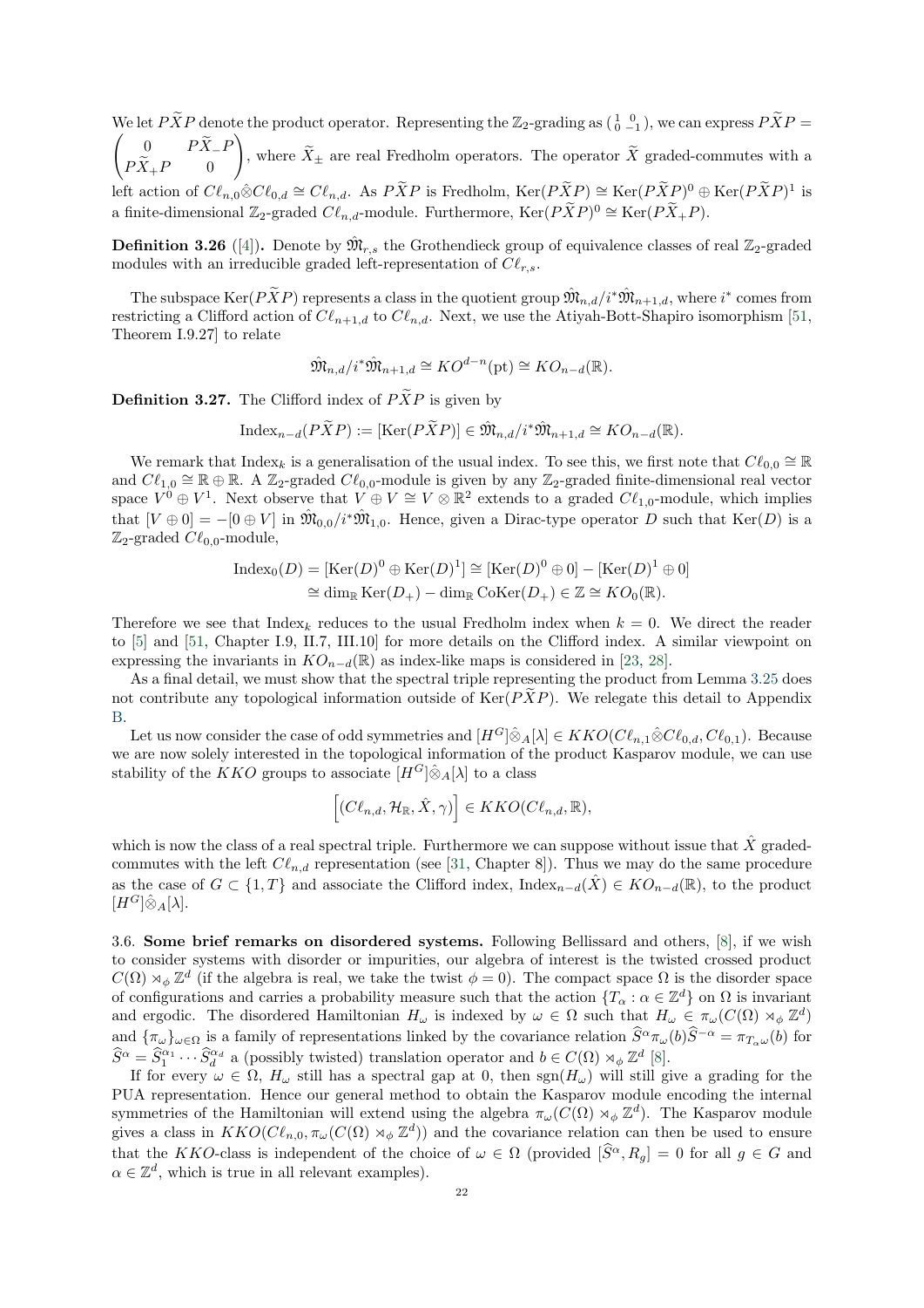We let $P\widetilde{X}P$ denote the product operator. Representing the $\mathbb{Z}_2$-grading as $\begin{pmatrix} 1 & 0 \\ 0 & -1 \end{pmatrix}$, we can express $P\widetilde{X}P = \begin{pmatrix} 0 & P\widetilde{X}_-P \\ P\widetilde{X}_+P & 0 \end{pmatrix}$, where $\widetilde{X}_\pm$ are real Fredholm operators. The operator $\widetilde{X}$ graded-commutes with a left action of $C\ell_{n,0}\hat{\otimes}C\ell_{0,d} \cong C\ell_{n,d}$. As $P\widetilde{X}P$ is Fredholm, $\mathrm{Ker}(P\widetilde{X}P) \cong \mathrm{Ker}(P\widetilde{X}P)^0 \oplus \mathrm{Ker}(P\widetilde{X}P)^1$ is a finite-dimensional $\mathbb{Z}_2$-graded $C\ell_{n,d}$-module. Furthermore, $\mathrm{Ker}(P\widetilde{X}P)^0 \cong \mathrm{Ker}(P\widetilde{X}_+P)$.

**Definition 3.26** ([4])**.** Denote by $\hat{\mathfrak{M}}_{r,s}$ the Grothendieck group of equivalence classes of real $\mathbb{Z}_2$-graded modules with an irreducible graded left-representation of $C\ell_{r,s}$.

The subspace $\mathrm{Ker}(P\widetilde{X}P)$ represents a class in the quotient group $\hat{\mathfrak{M}}_{n,d}/i^*\hat{\mathfrak{M}}_{n+1,d}$, where $i^*$ comes from restricting a Clifford action of $C\ell_{n+1,d}$ to $C\ell_{n,d}$. Next, we use the Atiyah-Bott-Shapiro isomorphism [51, Theorem I.9.27] to relate

$$\hat{\mathfrak{M}}_{n,d}/i^*\hat{\mathfrak{M}}_{n+1,d} \cong KO^{d-n}(\mathrm{pt}) \cong KO_{n-d}(\mathbb{R}).$$

**Definition 3.27.** The Clifford index of $P\widetilde{X}P$ is given by

$$\mathrm{Index}_{n-d}(P\widetilde{X}P) := [\mathrm{Ker}(P\widetilde{X}P)] \in \hat{\mathfrak{M}}_{n,d}/i^*\hat{\mathfrak{M}}_{n+1,d} \cong KO_{n-d}(\mathbb{R}).$$

We remark that $\mathrm{Index}_k$ is a generalisation of the usual index. To see this, we first note that $C\ell_{0,0} \cong \mathbb{R}$ and $C\ell_{1,0} \cong \mathbb{R} \oplus \mathbb{R}$. A $\mathbb{Z}_2$-graded $C\ell_{0,0}$-module is given by any $\mathbb{Z}_2$-graded finite-dimensional real vector space $V^0 \oplus V^1$. Next observe that $V \oplus V \cong V \otimes \mathbb{R}^2$ extends to a graded $C\ell_{1,0}$-module, which implies that $[V \oplus 0] = -[0 \oplus V]$ in $\hat{\mathfrak{M}}_{0,0}/i^*\hat{\mathfrak{M}}_{1,0}$. Hence, given a Dirac-type operator $D$ such that $\mathrm{Ker}(D)$ is a $\mathbb{Z}_2$-graded $C\ell_{0,0}$-module,

$$\begin{aligned}\mathrm{Index}_0(D) = [\mathrm{Ker}(D)^0 \oplus \mathrm{Ker}(D)^1] &\cong [\mathrm{Ker}(D)^0 \oplus 0] - [\mathrm{Ker}(D)^1 \oplus 0] \\ &\cong \dim_{\mathbb{R}} \mathrm{Ker}(D_+) - \dim_{\mathbb{R}} \mathrm{CoKer}(D_+) \in \mathbb{Z} \cong KO_0(\mathbb{R}).\end{aligned}$$

Therefore we see that $\mathrm{Index}_k$ reduces to the usual Fredholm index when $k = 0$. We direct the reader to [5] and [51, Chapter I.9, II.7, III.10] for more details on the Clifford index. A similar viewpoint on expressing the invariants in $KO_{n-d}(\mathbb{R})$ as index-like maps is considered in [23, 28].

As a final detail, we must show that the spectral triple representing the product from Lemma 3.25 does not contribute any topological information outside of $\mathrm{Ker}(P\widetilde{X}P)$. We relegate this detail to Appendix B.

Let us now consider the case of odd symmetries and $[H^G]\hat{\otimes}_A[\lambda] \in KKO(C\ell_{n,1}\hat{\otimes}C\ell_{0,d}, C\ell_{0,1})$. Because we are now solely interested in the topological information of the product Kasparov module, we can use stability of the $KKO$ groups to associate $[H^G]\hat{\otimes}_A[\lambda]$ to a class

$$\left[(C\ell_{n,d}, \mathcal{H}_{\mathbb{R}}, \hat{X}, \gamma)\right] \in KKO(C\ell_{n,d}, \mathbb{R}),$$

which is now the class of a real spectral triple. Furthermore we can suppose without issue that $\hat{X}$ graded-commutes with the left $C\ell_{n,d}$ representation (see [31, Chapter 8]). Thus we may do the same procedure as the case of $G \subset \{1, T\}$ and associate the Clifford index, $\mathrm{Index}_{n-d}(\hat{X}) \in KO_{n-d}(\mathbb{R})$, to the product $[H^G]\hat{\otimes}_A[\lambda]$.

3.6. **Some brief remarks on disordered systems.** Following Bellissard and others, [8], if we wish to consider systems with disorder or impurities, our algebra of interest is the twisted crossed product $C(\Omega) \rtimes_\phi \mathbb{Z}^d$ (if the algebra is real, we take the twist $\phi = 0$). The compact space $\Omega$ is the disorder space of configurations and carries a probability measure such that the action $\{T_\alpha : \alpha \in \mathbb{Z}^d\}$ on $\Omega$ is invariant and ergodic. The disordered Hamiltonian $H_\omega$ is indexed by $\omega \in \Omega$ such that $H_\omega \in \pi_\omega(C(\Omega) \rtimes_\phi \mathbb{Z}^d)$ and $\{\pi_\omega\}_{\omega\in\Omega}$ is a family of representations linked by the covariance relation $\widehat{S}^\alpha \pi_\omega(b)\widehat{S}^{-\alpha} = \pi_{T_\alpha\omega}(b)$ for $\widehat{S}^\alpha = \widehat{S}_1^{\alpha_1} \cdots \widehat{S}_d^{\alpha_d}$ a (possibly twisted) translation operator and $b \in C(\Omega) \rtimes_\phi \mathbb{Z}^d$ [8].

If for every $\omega \in \Omega$, $H_\omega$ still has a spectral gap at 0, then $\mathrm{sgn}(H_\omega)$ will still give a grading for the PUA representation. Hence our general method to obtain the Kasparov module encoding the internal symmetries of the Hamiltonian will extend using the algebra $\pi_\omega(C(\Omega) \rtimes_\phi \mathbb{Z}^d)$. The Kasparov module gives a class in $KKO(C\ell_{n,0}, \pi_\omega(C(\Omega) \rtimes_\phi \mathbb{Z}^d))$ and the covariance relation can then be used to ensure that the $KKO$-class is independent of the choice of $\omega \in \Omega$ (provided $[\widehat{S}^\alpha, R_g] = 0$ for all $g \in G$ and $\alpha \in \mathbb{Z}^d$, which is true in all relevant examples).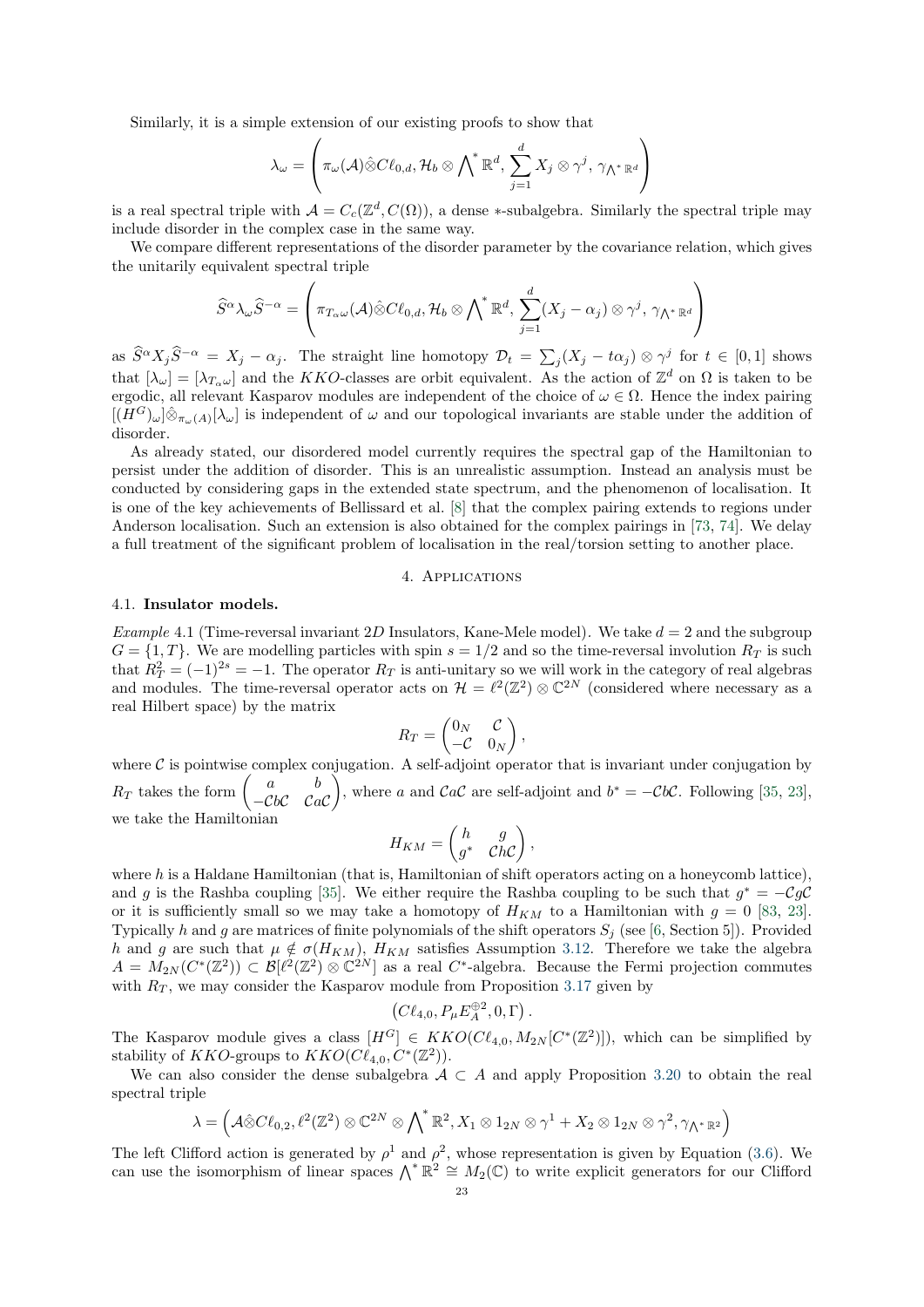Similarly, it is a simple extension of our existing proofs to show that

$$\lambda_\omega = \left( \pi_\omega(\mathcal{A})\hat{\otimes} C\ell_{0,d}, \mathcal{H}_b \otimes {\bigwedge}^* \mathbb{R}^d, \sum_{j=1}^{d} X_j \otimes \gamma^j, \gamma_{\bigwedge^* \mathbb{R}^d} \right)$$

is a real spectral triple with $\mathcal{A} = C_c(\mathbb{Z}^d, C(\Omega))$, a dense $*$-subalgebra. Similarly the spectral triple may include disorder in the complex case in the same way.

We compare different representations of the disorder parameter by the covariance relation, which gives the unitarily equivalent spectral triple

$$\widehat{S}^\alpha \lambda_\omega \widehat{S}^{-\alpha} = \left( \pi_{T_\alpha \omega}(\mathcal{A})\hat{\otimes} C\ell_{0,d}, \mathcal{H}_b \otimes {\bigwedge}^* \mathbb{R}^d, \sum_{j=1}^{d} (X_j - \alpha_j) \otimes \gamma^j, \gamma_{\bigwedge^* \mathbb{R}^d} \right)$$

as $\widehat{S}^\alpha X_j \widehat{S}^{-\alpha} = X_j - \alpha_j$. The straight line homotopy $\mathcal{D}_t = \sum_j (X_j - t\alpha_j) \otimes \gamma^j$ for $t \in [0,1]$ shows that $[\lambda_\omega] = [\lambda_{T_\alpha \omega}]$ and the $KKO$-classes are orbit equivalent. As the action of $\mathbb{Z}^d$ on $\Omega$ is taken to be ergodic, all relevant Kasparov modules are independent of the choice of $\omega \in \Omega$. Hence the index pairing $[(H^G)_\omega]\hat{\otimes}_{\pi_\omega(A)}[\lambda_\omega]$ is independent of $\omega$ and our topological invariants are stable under the addition of disorder.

As already stated, our disordered model currently requires the spectral gap of the Hamiltonian to persist under the addition of disorder. This is an unrealistic assumption. Instead an analysis must be conducted by considering gaps in the extended state spectrum, and the phenomenon of localisation. It is one of the key achievements of Bellissard et al. [8] that the complex pairing extends to regions under Anderson localisation. Such an extension is also obtained for the complex pairings in [73, 74]. We delay a full treatment of the significant problem of localisation in the real/torsion setting to another place.

## 4. Applications

### 4.1. Insulator models.

*Example* 4.1 (Time-reversal invariant 2D Insulators, Kane-Mele model). We take $d = 2$ and the subgroup $G = \{1, T\}$. We are modelling particles with spin $s = 1/2$ and so the time-reversal involution $R_T$ is such that $R_T^2 = (-1)^{2s} = -1$. The operator $R_T$ is anti-unitary so we will work in the category of real algebras and modules. The time-reversal operator acts on $\mathcal{H} = \ell^2(\mathbb{Z}^2) \otimes \mathbb{C}^{2N}$ (considered where necessary as a real Hilbert space) by the matrix

$$R_T = \begin{pmatrix} 0_N & \mathcal{C} \\ -\mathcal{C} & 0_N \end{pmatrix},$$

where $\mathcal{C}$ is pointwise complex conjugation. A self-adjoint operator that is invariant under conjugation by $R_T$ takes the form $\begin{pmatrix} a & b \\ -\mathcal{C}b\mathcal{C} & \mathcal{C}a\mathcal{C} \end{pmatrix}$, where $a$ and $\mathcal{C}a\mathcal{C}$ are self-adjoint and $b^* = -\mathcal{C}b\mathcal{C}$. Following [35, 23], we take the Hamiltonian

$$H_{KM} = \begin{pmatrix} h & g \\ g^* & \mathcal{C}h\mathcal{C} \end{pmatrix},$$

where $h$ is a Haldane Hamiltonian (that is, Hamiltonian of shift operators acting on a honeycomb lattice), and $g$ is the Rashba coupling [35]. We either require the Rashba coupling to be such that $g^* = -\mathcal{C}g\mathcal{C}$ or it is sufficiently small so we may take a homotopy of $H_{KM}$ to a Hamiltonian with $g = 0$ [83, 23]. Typically $h$ and $g$ are matrices of finite polynomials of the shift operators $S_j$ (see [6, Section 5]). Provided $h$ and $g$ are such that $\mu \notin \sigma(H_{KM})$, $H_{KM}$ satisfies Assumption 3.12. Therefore we take the algebra $A = M_{2N}(C^*(\mathbb{Z}^2)) \subset \mathcal{B}[\ell^2(\mathbb{Z}^2) \otimes \mathbb{C}^{2N}]$ as a real $C^*$-algebra. Because the Fermi projection commutes with $R_T$, we may consider the Kasparov module from Proposition 3.17 given by

$$\left( C\ell_{4,0}, P_\mu E_A^{\oplus 2}, 0, \Gamma \right).$$

The Kasparov module gives a class $[H^G] \in KKO(C\ell_{4,0}, M_{2N}[C^*(\mathbb{Z}^2)])$, which can be simplified by stability of $KKO$-groups to $KKO(C\ell_{4,0}, C^*(\mathbb{Z}^2))$.

We can also consider the dense subalgebra $\mathcal{A} \subset A$ and apply Proposition 3.20 to obtain the real spectral triple

$$\lambda = \left( \mathcal{A}\hat{\otimes} C\ell_{0,2}, \ell^2(\mathbb{Z}^2) \otimes \mathbb{C}^{2N} \otimes {\bigwedge}^* \mathbb{R}^2, X_1 \otimes 1_{2N} \otimes \gamma^1 + X_2 \otimes 1_{2N} \otimes \gamma^2, \gamma_{\bigwedge^* \mathbb{R}^2} \right)$$

The left Clifford action is generated by $\rho^1$ and $\rho^2$, whose representation is given by Equation (3.6). We can use the isomorphism of linear spaces $\bigwedge^* \mathbb{R}^2 \cong M_2(\mathbb{C})$ to write explicit generators for our Clifford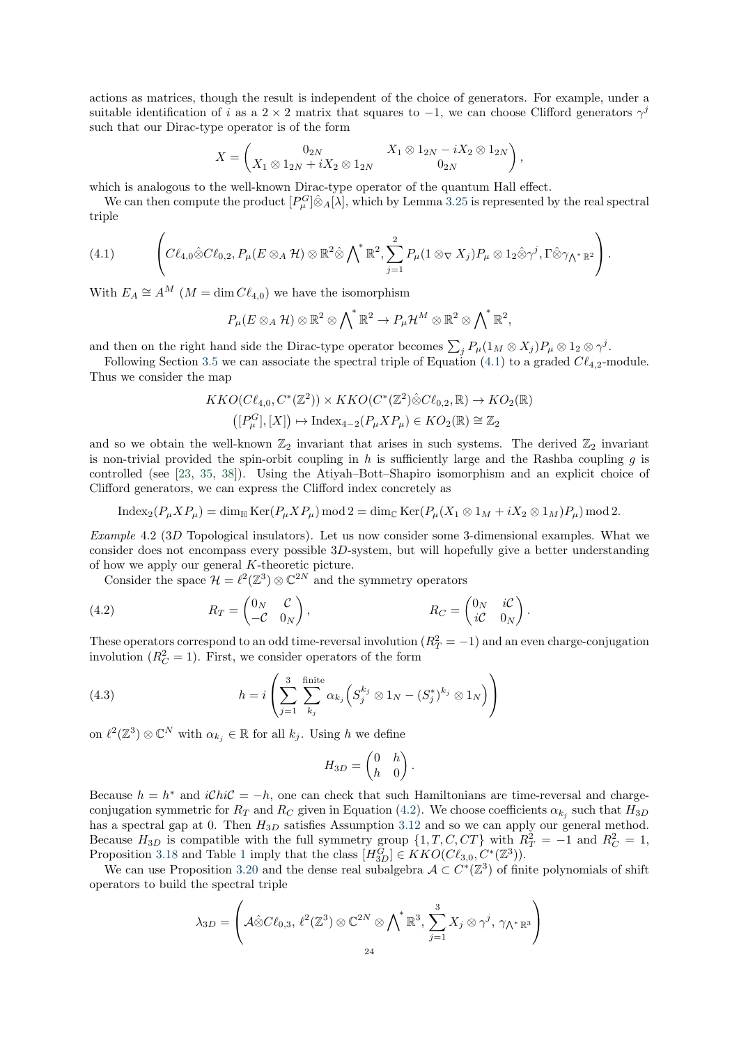actions as matrices, though the result is independent of the choice of generators. For example, under a suitable identification of $i$ as a $2\times 2$ matrix that squares to $-1$, we can choose Clifford generators $\gamma^j$ such that our Dirac-type operator is of the form

$$X = \begin{pmatrix} 0_{2N} & X_1\otimes 1_{2N} - iX_2\otimes 1_{2N} \\ X_1\otimes 1_{2N} + iX_2\otimes 1_{2N} & 0_{2N} \end{pmatrix},$$

which is analogous to the well-known Dirac-type operator of the quantum Hall effect.

We can then compute the product $[P_\mu^G]\hat{\otimes}_A[\lambda]$, which by Lemma 3.25 is represented by the real spectral triple

$$\left( C\ell_{4,0}\hat{\otimes}C\ell_{0,2}, P_\mu(E\otimes_A \mathcal{H})\otimes\mathbb{R}^2\hat{\otimes}{\textstyle\bigwedge}^*\mathbb{R}^2, \sum_{j=1}^2 P_\mu(1\otimes_\nabla X_j)P_\mu\otimes 1_2\hat{\otimes}\gamma^j, \Gamma\hat{\otimes}\gamma_{\bigwedge^*\mathbb{R}^2}\right). \tag{4.1}$$

With $E_A \cong A^M$ ($M = \dim C\ell_{4,0}$) we have the isomorphism

$$P_\mu(E\otimes_A \mathcal{H})\otimes\mathbb{R}^2\otimes{\textstyle\bigwedge}^*\mathbb{R}^2 \to P_\mu\mathcal{H}^M\otimes\mathbb{R}^2\otimes{\textstyle\bigwedge}^*\mathbb{R}^2,$$

and then on the right hand side the Dirac-type operator becomes $\sum_j P_\mu(1_M\otimes X_j)P_\mu\otimes 1_2\otimes\gamma^j$.

Following Section 3.5 we can associate the spectral triple of Equation (4.1) to a graded $C\ell_{4,2}$-module. Thus we consider the map

$$KKO(C\ell_{4,0}, C^*(\mathbb{Z}^2))\times KKO(C^*(\mathbb{Z}^2)\hat{\otimes}C\ell_{0,2},\mathbb{R}) \to KO_2(\mathbb{R})$$
$$\big([P_\mu^G],[X]\big)\mapsto \mathrm{Index}_{4-2}(P_\mu X P_\mu)\in KO_2(\mathbb{R})\cong\mathbb{Z}_2$$

and so we obtain the well-known $\mathbb{Z}_2$ invariant that arises in such systems. The derived $\mathbb{Z}_2$ invariant is non-trivial provided the spin-orbit coupling in $h$ is sufficiently large and the Rashba coupling $g$ is controlled (see [23, 35, 38]). Using the Atiyah–Bott–Shapiro isomorphism and an explicit choice of Clifford generators, we can express the Clifford index concretely as

$$\mathrm{Index}_2(P_\mu X P_\mu) = \dim_{\mathbb{H}}\mathrm{Ker}(P_\mu X P_\mu) \bmod 2 = \dim_{\mathbb{C}}\mathrm{Ker}(P_\mu(X_1\otimes 1_M + iX_2\otimes 1_M)P_\mu) \bmod 2.$$

*Example* 4.2 (3D Topological insulators). Let us now consider some 3-dimensional examples. What we consider does not encompass every possible 3D-system, but will hopefully give a better understanding of how we apply our general K-theoretic picture.

Consider the space $\mathcal{H} = \ell^2(\mathbb{Z}^3)\otimes\mathbb{C}^{2N}$ and the symmetry operators

$$R_T = \begin{pmatrix} 0_N & \mathcal{C} \\ -\mathcal{C} & 0_N\end{pmatrix}, \qquad\qquad R_C = \begin{pmatrix} 0_N & i\mathcal{C} \\ i\mathcal{C} & 0_N\end{pmatrix}. \tag{4.2}$$

These operators correspond to an odd time-reversal involution ($R_T^2 = -1$) and an even charge-conjugation involution ($R_C^2 = 1$). First, we consider operators of the form

$$h = i\left(\sum_{j=1}^3\sum_{k_j}^{\text{finite}}\alpha_{k_j}\left(S_j^{k_j}\otimes 1_N - (S_j^*)^{k_j}\otimes 1_N\right)\right) \tag{4.3}$$

on $\ell^2(\mathbb{Z}^3)\otimes\mathbb{C}^N$ with $\alpha_{k_j}\in\mathbb{R}$ for all $k_j$. Using $h$ we define

$$H_{3D} = \begin{pmatrix} 0 & h \\ h & 0\end{pmatrix}.$$

Because $h = h^*$ and $i\mathcal{C}hi\mathcal{C} = -h$, one can check that such Hamiltonians are time-reversal and charge-conjugation symmetric for $R_T$ and $R_C$ given in Equation (4.2). We choose coefficients $\alpha_{k_j}$ such that $H_{3D}$ has a spectral gap at 0. Then $H_{3D}$ satisfies Assumption 3.12 and so we can apply our general method. Because $H_{3D}$ is compatible with the full symmetry group $\{1,T,C,CT\}$ with $R_T^2 = -1$ and $R_C^2 = 1$, Proposition 3.18 and Table 1 imply that the class $[H_{3D}^G]\in KKO(C\ell_{3,0}, C^*(\mathbb{Z}^3))$.

We can use Proposition 3.20 and the dense real subalgebra $\mathcal{A}\subset C^*(\mathbb{Z}^3)$ of finite polynomials of shift operators to build the spectral triple

$$\lambda_{3D} = \left(\mathcal{A}\hat{\otimes}C\ell_{0,3},\ \ell^2(\mathbb{Z}^3)\otimes\mathbb{C}^{2N}\otimes{\textstyle\bigwedge}^*\mathbb{R}^3,\ \sum_{j=1}^3 X_j\otimes\gamma^j,\ \gamma_{\bigwedge^*\mathbb{R}^3}\right)$$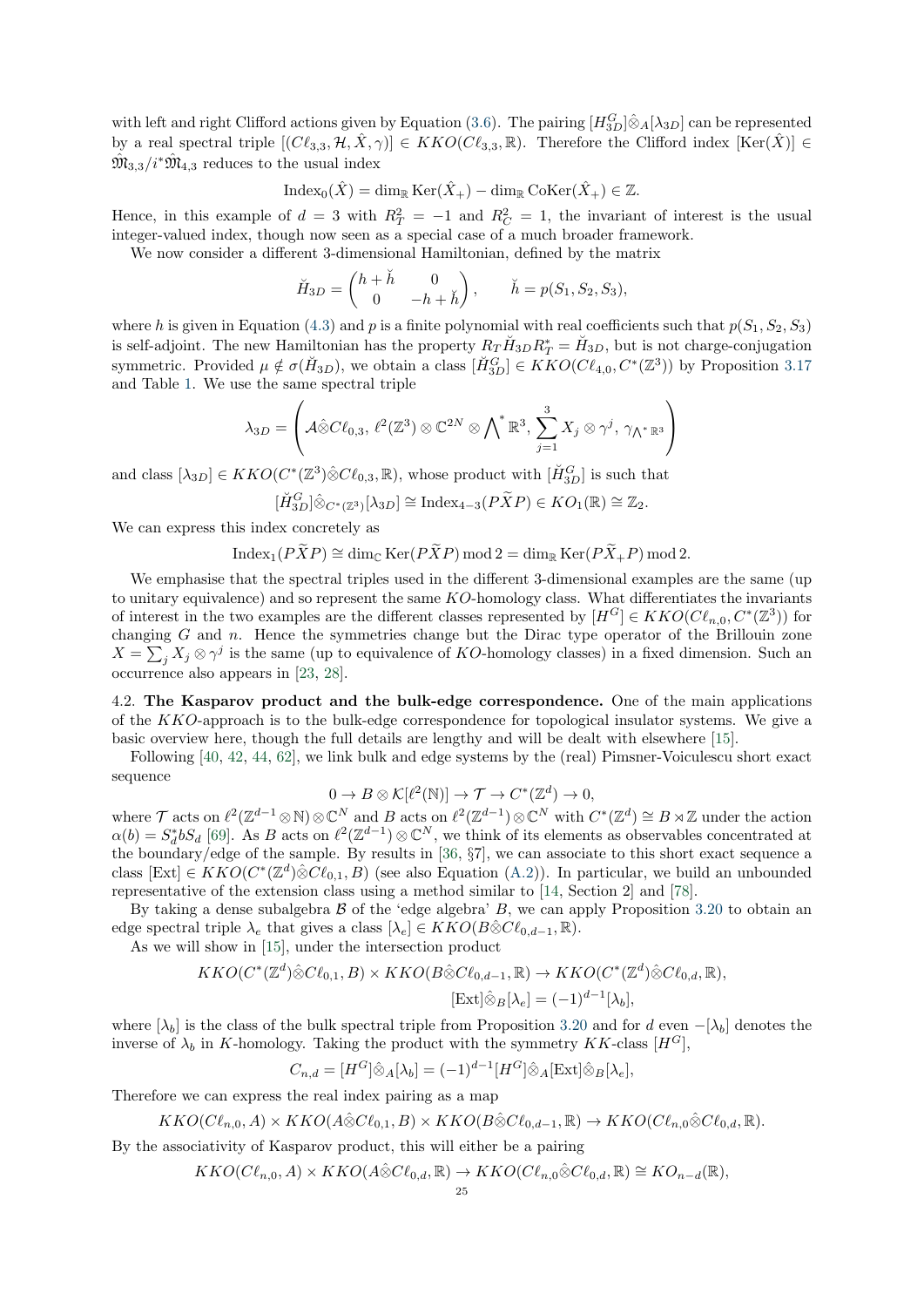with left and right Clifford actions given by Equation (3.6). The pairing $[H^G_{3D}]\hat{\otimes}_A[\lambda_{3D}]$ can be represented by a real spectral triple $[(C\ell_{3,3}, \mathcal{H}, \hat{X}, \gamma)] \in KKO(C\ell_{3,3}, \mathbb{R})$. Therefore the Clifford index $[\mathrm{Ker}(\hat{X})] \in \hat{\mathfrak{M}}_{3,3}/i^*\hat{\mathfrak{M}}_{4,3}$ reduces to the usual index

$$\mathrm{Index}_0(\hat{X}) = \dim_{\mathbb{R}} \mathrm{Ker}(\hat{X}_+) - \dim_{\mathbb{R}} \mathrm{CoKer}(\hat{X}_+) \in \mathbb{Z}.$$

Hence, in this example of $d = 3$ with $R_T^2 = -1$ and $R_C^2 = 1$, the invariant of interest is the usual integer-valued index, though now seen as a special case of a much broader framework.

We now consider a different 3-dimensional Hamiltonian, defined by the matrix

$$\check{H}_{3D} = \begin{pmatrix} h + \check{h} & 0 \\ 0 & -h + \check{h} \end{pmatrix}, \qquad \check{h} = p(S_1, S_2, S_3),$$

where $h$ is given in Equation (4.3) and $p$ is a finite polynomial with real coefficients such that $p(S_1, S_2, S_3)$ is self-adjoint. The new Hamiltonian has the property $R_T \check{H}_{3D} R_T^* = \check{H}_{3D}$, but is not charge-conjugation symmetric. Provided $\mu \notin \sigma(\check{H}_{3D})$, we obtain a class $[\check{H}^G_{3D}] \in KKO(C\ell_{4,0}, C^*(\mathbb{Z}^3))$ by Proposition 3.17 and Table 1. We use the same spectral triple

$$\lambda_{3D} = \left( \mathcal{A}\hat{\otimes}C\ell_{0,3},\ \ell^2(\mathbb{Z}^3) \otimes \mathbb{C}^{2N} \otimes {\textstyle\bigwedge}^* \mathbb{R}^3,\ \sum_{j=1}^{3} X_j \otimes \gamma^j,\ \gamma_{\bigwedge^* \mathbb{R}^3} \right)$$

and class $[\lambda_{3D}] \in KKO(C^*(\mathbb{Z}^3)\hat{\otimes}C\ell_{0,3}, \mathbb{R})$, whose product with $[\check{H}^G_{3D}]$ is such that

$$[\check{H}^G_{3D}]\hat{\otimes}_{C^*(\mathbb{Z}^3)}[\lambda_{3D}] \cong \mathrm{Index}_{4-3}(P\widetilde{X}P) \in KO_1(\mathbb{R}) \cong \mathbb{Z}_2.$$

We can express this index concretely as

$$\mathrm{Index}_1(P\widetilde{X}P) \cong \dim_{\mathbb{C}} \mathrm{Ker}(P\widetilde{X}P) \bmod 2 = \dim_{\mathbb{R}} \mathrm{Ker}(P\widetilde{X}_+P) \bmod 2.$$

We emphasise that the spectral triples used in the different 3-dimensional examples are the same (up to unitary equivalence) and so represent the same $KO$-homology class. What differentiates the invariants of interest in the two examples are the different classes represented by $[H^G] \in KKO(C\ell_{n,0}, C^*(\mathbb{Z}^3))$ for changing $G$ and $n$. Hence the symmetries change but the Dirac type operator of the Brillouin zone $X = \sum_j X_j \otimes \gamma^j$ is the same (up to equivalence of $KO$-homology classes) in a fixed dimension. Such an occurrence also appears in [23, 28].

**4.2. The Kasparov product and the bulk-edge correspondence.** One of the main applications of the $KKO$-approach is to the bulk-edge correspondence for topological insulator systems. We give a basic overview here, though the full details are lengthy and will be dealt with elsewhere [15].

Following [40, 42, 44, 62], we link bulk and edge systems by the (real) Pimsner-Voiculescu short exact sequence

$$0 \to B \otimes \mathcal{K}[\ell^2(\mathbb{N})] \to \mathcal{T} \to C^*(\mathbb{Z}^d) \to 0,$$

where $\mathcal{T}$ acts on $\ell^2(\mathbb{Z}^{d-1} \otimes \mathbb{N}) \otimes \mathbb{C}^N$ and $B$ acts on $\ell^2(\mathbb{Z}^{d-1}) \otimes \mathbb{C}^N$ with $C^*(\mathbb{Z}^d) \cong B \rtimes \mathbb{Z}$ under the action $\alpha(b) = S_d^* b S_d$ [69]. As $B$ acts on $\ell^2(\mathbb{Z}^{d-1}) \otimes \mathbb{C}^N$, we think of its elements as observables concentrated at the boundary/edge of the sample. By results in [36, §7], we can associate to this short exact sequence a class $[\mathrm{Ext}] \in KKO(C^*(\mathbb{Z}^d)\hat{\otimes}C\ell_{0,1}, B)$ (see also Equation (A.2)). In particular, we build an unbounded representative of the extension class using a method similar to [14, Section 2] and [78].

By taking a dense subalgebra $\mathcal{B}$ of the 'edge algebra' $B$, we can apply Proposition 3.20 to obtain an edge spectral triple $\lambda_e$ that gives a class $[\lambda_e] \in KKO(B\hat{\otimes}C\ell_{0,d-1}, \mathbb{R})$.

As we will show in [15], under the intersection product

$$KKO(C^*(\mathbb{Z}^d)\hat{\otimes}C\ell_{0,1}, B) \times KKO(B\hat{\otimes}C\ell_{0,d-1}, \mathbb{R}) \to KKO(C^*(\mathbb{Z}^d)\hat{\otimes}C\ell_{0,d}, \mathbb{R}),$$
$$[\mathrm{Ext}]\hat{\otimes}_B[\lambda_e] = (-1)^{d-1}[\lambda_b],$$

where $[\lambda_b]$ is the class of the bulk spectral triple from Proposition 3.20 and for $d$ even $-[\lambda_b]$ denotes the inverse of $\lambda_b$ in $K$-homology. Taking the product with the symmetry $KK$-class $[H^G]$,

$$C_{n,d} = [H^G]\hat{\otimes}_A[\lambda_b] = (-1)^{d-1}[H^G]\hat{\otimes}_A[\mathrm{Ext}]\hat{\otimes}_B[\lambda_e],$$

Therefore we can express the real index pairing as a map

$$KKO(C\ell_{n,0}, A) \times KKO(A\hat{\otimes}C\ell_{0,1}, B) \times KKO(B\hat{\otimes}C\ell_{0,d-1}, \mathbb{R}) \to KKO(C\ell_{n,0}\hat{\otimes}C\ell_{0,d}, \mathbb{R}).$$

By the associativity of Kasparov product, this will either be a pairing

$$KKO(C\ell_{n,0}, A) \times KKO(A\hat{\otimes}C\ell_{0,d}, \mathbb{R}) \to KKO(C\ell_{n,0}\hat{\otimes}C\ell_{0,d}, \mathbb{R}) \cong KO_{n-d}(\mathbb{R}),$$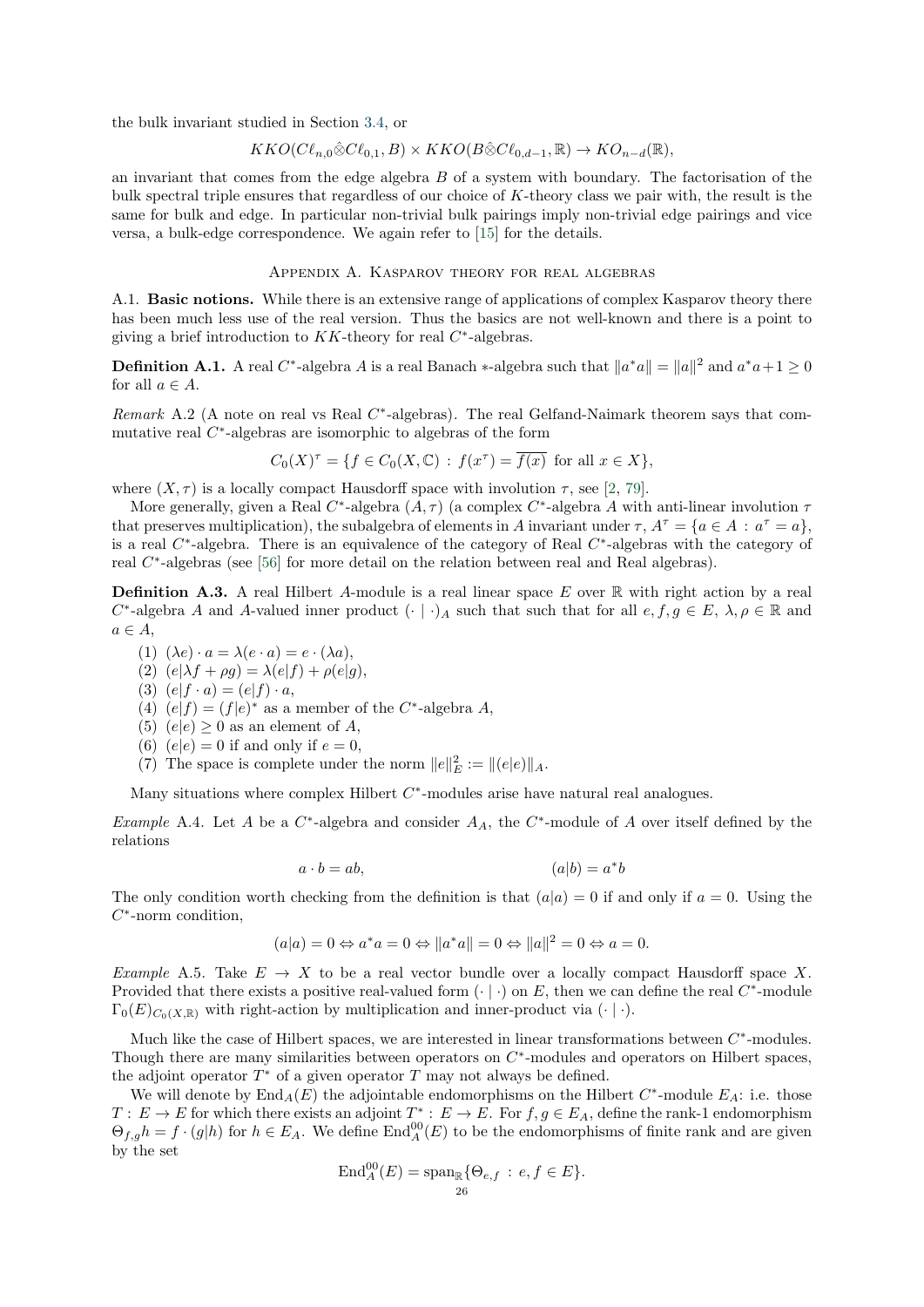the bulk invariant studied in Section 3.4, or

$$KKO(C\ell_{n,0}\hat{\otimes}C\ell_{0,1}, B) \times KKO(B\hat{\otimes}C\ell_{0,d-1}, \mathbb{R}) \to KO_{n-d}(\mathbb{R}),$$

an invariant that comes from the edge algebra $B$ of a system with boundary. The factorisation of the bulk spectral triple ensures that regardless of our choice of $K$-theory class we pair with, the result is the same for bulk and edge. In particular non-trivial bulk pairings imply non-trivial edge pairings and vice versa, a bulk-edge correspondence. We again refer to [15] for the details.

## Appendix A. Kasparov theory for real algebras

**A.1. Basic notions.** While there is an extensive range of applications of complex Kasparov theory there has been much less use of the real version. Thus the basics are not well-known and there is a point to giving a brief introduction to $KK$-theory for real $C^*$-algebras.

**Definition A.1.** A real $C^*$-algebra $A$ is a real Banach $*$-algebra such that $\|a^*a\| = \|a\|^2$ and $a^*a + 1 \geq 0$ for all $a \in A$.

*Remark* A.2 (A note on real vs Real $C^*$-algebras). The real Gelfand-Naimark theorem says that commutative real $C^*$-algebras are isomorphic to algebras of the form

$$C_0(X)^\tau = \{f \in C_0(X, \mathbb{C}) \,:\, f(x^\tau) = \overline{f(x)} \text{ for all } x \in X\},$$

where $(X, \tau)$ is a locally compact Hausdorff space with involution $\tau$, see [2, 79].

More generally, given a Real $C^*$-algebra $(A, \tau)$ (a complex $C^*$-algebra $A$ with anti-linear involution $\tau$ that preserves multiplication), the subalgebra of elements in $A$ invariant under $\tau$, $A^\tau = \{a \in A \,:\, a^\tau = a\}$, is a real $C^*$-algebra. There is an equivalence of the category of Real $C^*$-algebras with the category of real $C^*$-algebras (see [56] for more detail on the relation between real and Real algebras).

**Definition A.3.** A real Hilbert $A$-module is a real linear space $E$ over $\mathbb{R}$ with right action by a real $C^*$-algebra $A$ and $A$-valued inner product $(\cdot \mid \cdot)_A$ such that such that for all $e, f, g \in E$, $\lambda, \rho \in \mathbb{R}$ and $a \in A$,

1. $(\lambda e) \cdot a = \lambda(e \cdot a) = e \cdot (\lambda a)$,
2. $(e|\lambda f + \rho g) = \lambda(e|f) + \rho(e|g)$,
3. $(e|f \cdot a) = (e|f) \cdot a$,
4. $(e|f) = (f|e)^*$ as a member of the $C^*$-algebra $A$,
5. $(e|e) \geq 0$ as an element of $A$,
6. $(e|e) = 0$ if and only if $e = 0$,
7. The space is complete under the norm $\|e\|_E^2 := \|(e|e)\|_A$.

Many situations where complex Hilbert $C^*$-modules arise have natural real analogues.

*Example* A.4. Let $A$ be a $C^*$-algebra and consider $A_A$, the $C^*$-module of $A$ over itself defined by the relations

$$a \cdot b = ab, \qquad\qquad (a|b) = a^*b$$

The only condition worth checking from the definition is that $(a|a) = 0$ if and only if $a = 0$. Using the $C^*$-norm condition,

$$(a|a) = 0 \Leftrightarrow a^*a = 0 \Leftrightarrow \|a^*a\| = 0 \Leftrightarrow \|a\|^2 = 0 \Leftrightarrow a = 0.$$

*Example* A.5. Take $E \to X$ to be a real vector bundle over a locally compact Hausdorff space $X$. Provided that there exists a positive real-valued form $(\cdot \mid \cdot)$ on $E$, then we can define the real $C^*$-module $\Gamma_0(E)_{C_0(X,\mathbb{R})}$ with right-action by multiplication and inner-product via $(\cdot \mid \cdot)$.

Much like the case of Hilbert spaces, we are interested in linear transformations between $C^*$-modules. Though there are many similarities between operators on $C^*$-modules and operators on Hilbert spaces, the adjoint operator $T^*$ of a given operator $T$ may not always be defined.

We will denote by $\mathrm{End}_A(E)$ the adjointable endomorphisms on the Hilbert $C^*$-module $E_A$: i.e. those $T : E \to E$ for which there exists an adjoint $T^* : E \to E$. For $f, g \in E_A$, define the rank-1 endomorphism $\Theta_{f,g} h = f \cdot (g|h)$ for $h \in E_A$. We define $\mathrm{End}_A^{00}(E)$ to be the endomorphisms of finite rank and are given by the set

$$\mathrm{End}_A^{00}(E) = \mathrm{span}_{\mathbb{R}}\{\Theta_{e,f} \,:\, e, f \in E\}.$$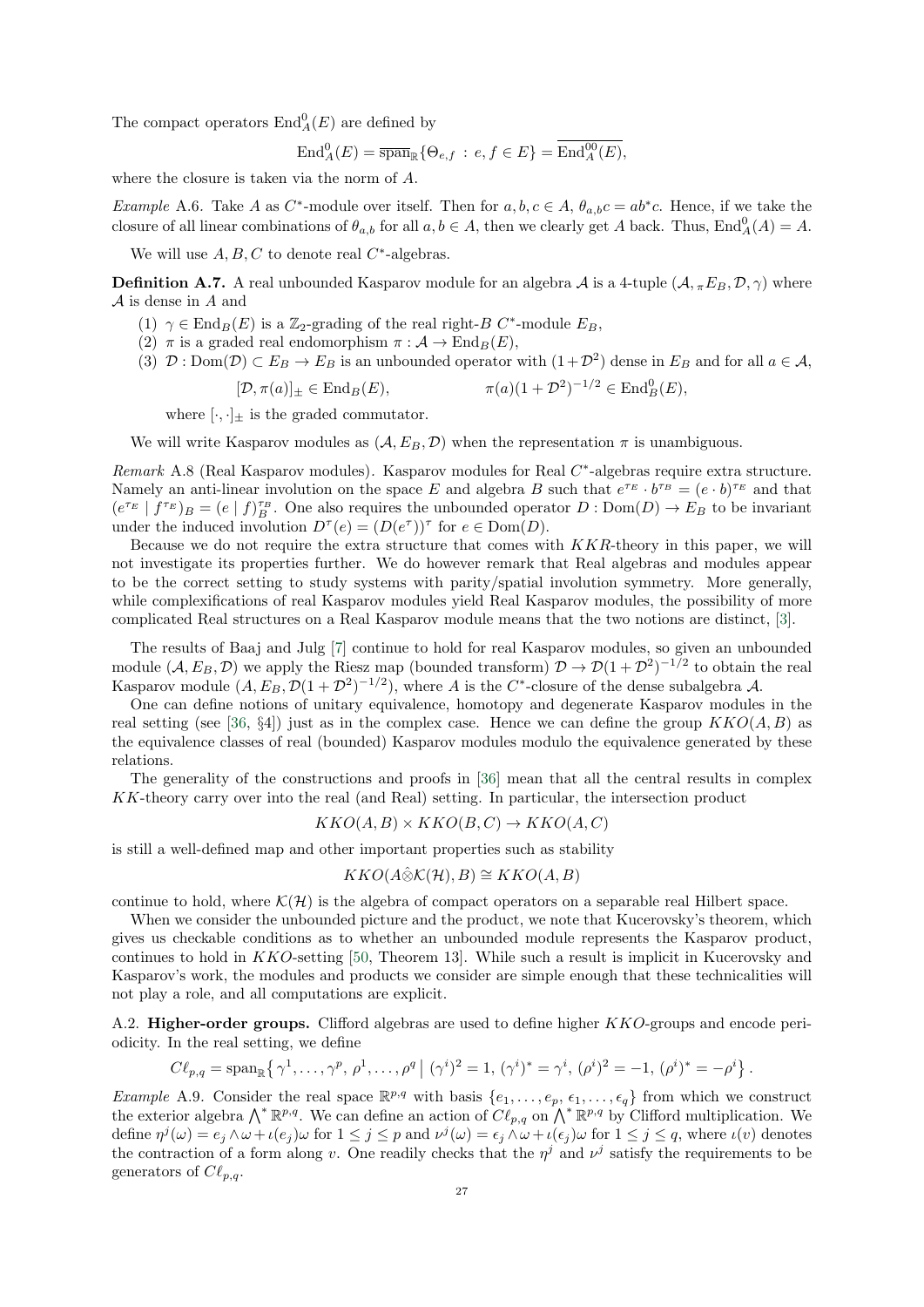The compact operators $\mathrm{End}^0_A(E)$ are defined by

$$\mathrm{End}^0_A(E) = \overline{\mathrm{span}}_{\mathbb{R}}\{\Theta_{e,f} \,:\, e,f \in E\} = \overline{\mathrm{End}^{00}_A(E)},$$

where the closure is taken via the norm of $A$.

*Example* A.6. Take $A$ as $C^*$-module over itself. Then for $a,b,c \in A$, $\theta_{a,b}c = ab^*c$. Hence, if we take the closure of all linear combinations of $\theta_{a,b}$ for all $a,b \in A$, then we clearly get $A$ back. Thus, $\mathrm{End}^0_A(A) = A$.

We will use $A, B, C$ to denote real $C^*$-algebras.

**Definition A.7.** A real unbounded Kasparov module for an algebra $\mathcal{A}$ is a 4-tuple $(\mathcal{A}, {}_\pi E_B, \mathcal{D}, \gamma)$ where $\mathcal{A}$ is dense in $A$ and

1. $\gamma \in \mathrm{End}_B(E)$ is a $\mathbb{Z}_2$-grading of the real right-$B$ $C^*$-module $E_B$,
2. $\pi$ is a graded real endomorphism $\pi : \mathcal{A} \to \mathrm{End}_B(E)$,
3. $\mathcal{D} : \mathrm{Dom}(\mathcal{D}) \subset E_B \to E_B$ is an unbounded operator with $(1+\mathcal{D}^2)$ dense in $E_B$ and for all $a \in \mathcal{A}$,
$$[\mathcal{D}, \pi(a)]_\pm \in \mathrm{End}_B(E), \qquad\qquad \pi(a)(1+\mathcal{D}^2)^{-1/2} \in \mathrm{End}^0_B(E),$$
where $[\cdot,\cdot]_\pm$ is the graded commutator.

We will write Kasparov modules as $(\mathcal{A}, E_B, \mathcal{D})$ when the representation $\pi$ is unambiguous.

*Remark* A.8 (Real Kasparov modules). Kasparov modules for Real $C^*$-algebras require extra structure. Namely an anti-linear involution on the space $E$ and algebra $B$ such that $e^{\tau_E} \cdot b^{\tau_B} = (e\cdot b)^{\tau_E}$ and that $(e^{\tau_E} \mid f^{\tau_E})_B = (e \mid f)_B^{\tau_B}$. One also requires the unbounded operator $D : \mathrm{Dom}(D) \to E_B$ to be invariant under the induced involution $D^\tau(e) = (D(e^\tau))^\tau$ for $e \in \mathrm{Dom}(D)$.

Because we do not require the extra structure that comes with $KKR$-theory in this paper, we will not investigate its properties further. We do however remark that Real algebras and modules appear to be the correct setting to study systems with parity/spatial involution symmetry. More generally, while complexifications of real Kasparov modules yield Real Kasparov modules, the possibility of more complicated Real structures on a Real Kasparov module means that the two notions are distinct, [3].

The results of Baaj and Julg [7] continue to hold for real Kasparov modules, so given an unbounded module $(\mathcal{A}, E_B, \mathcal{D})$ we apply the Riesz map (bounded transform) $\mathcal{D} \to \mathcal{D}(1+\mathcal{D}^2)^{-1/2}$ to obtain the real Kasparov module $(A, E_B, \mathcal{D}(1+\mathcal{D}^2)^{-1/2})$, where $A$ is the $C^*$-closure of the dense subalgebra $\mathcal{A}$.

One can define notions of unitary equivalence, homotopy and degenerate Kasparov modules in the real setting (see [36, §4]) just as in the complex case. Hence we can define the group $KKO(A,B)$ as the equivalence classes of real (bounded) Kasparov modules modulo the equivalence generated by these relations.

The generality of the constructions and proofs in [36] mean that all the central results in complex $KK$-theory carry over into the real (and Real) setting. In particular, the intersection product

$$KKO(A,B) \times KKO(B,C) \to KKO(A,C)$$

is still a well-defined map and other important properties such as stability

$$KKO(A \hat{\otimes} \mathcal{K}(\mathcal{H}), B) \cong KKO(A,B)$$

continue to hold, where $\mathcal{K}(\mathcal{H})$ is the algebra of compact operators on a separable real Hilbert space.

When we consider the unbounded picture and the product, we note that Kucerovsky's theorem, which gives us checkable conditions as to whether an unbounded module represents the Kasparov product, continues to hold in $KKO$-setting [50, Theorem 13]. While such a result is implicit in Kucerovsky and Kasparov's work, the modules and products we consider are simple enough that these technicalities will not play a role, and all computations are explicit.

A.2. **Higher-order groups.** Clifford algebras are used to define higher $KKO$-groups and encode periodicity. In the real setting, we define

$$C\ell_{p,q} = \mathrm{span}_{\mathbb{R}}\left\{ \gamma^1, \ldots, \gamma^p, \rho^1, \ldots, \rho^q \,\middle|\, (\gamma^i)^2 = 1,\, (\gamma^i)^* = \gamma^i,\, (\rho^i)^2 = -1,\, (\rho^i)^* = -\rho^i \right\}.$$

*Example* A.9. Consider the real space $\mathbb{R}^{p,q}$ with basis $\{e_1, \ldots, e_p, \epsilon_1, \ldots, \epsilon_q\}$ from which we construct the exterior algebra $\bigwedge^* \mathbb{R}^{p,q}$. We can define an action of $C\ell_{p,q}$ on $\bigwedge^* \mathbb{R}^{p,q}$ by Clifford multiplication. We define $\eta^j(\omega) = e_j \wedge \omega + \iota(e_j)\omega$ for $1 \le j \le p$ and $\nu^j(\omega) = \epsilon_j \wedge \omega + \iota(\epsilon_j)\omega$ for $1 \le j \le q$, where $\iota(v)$ denotes the contraction of a form along $v$. One readily checks that the $\eta^j$ and $\nu^j$ satisfy the requirements to be generators of $C\ell_{p,q}$.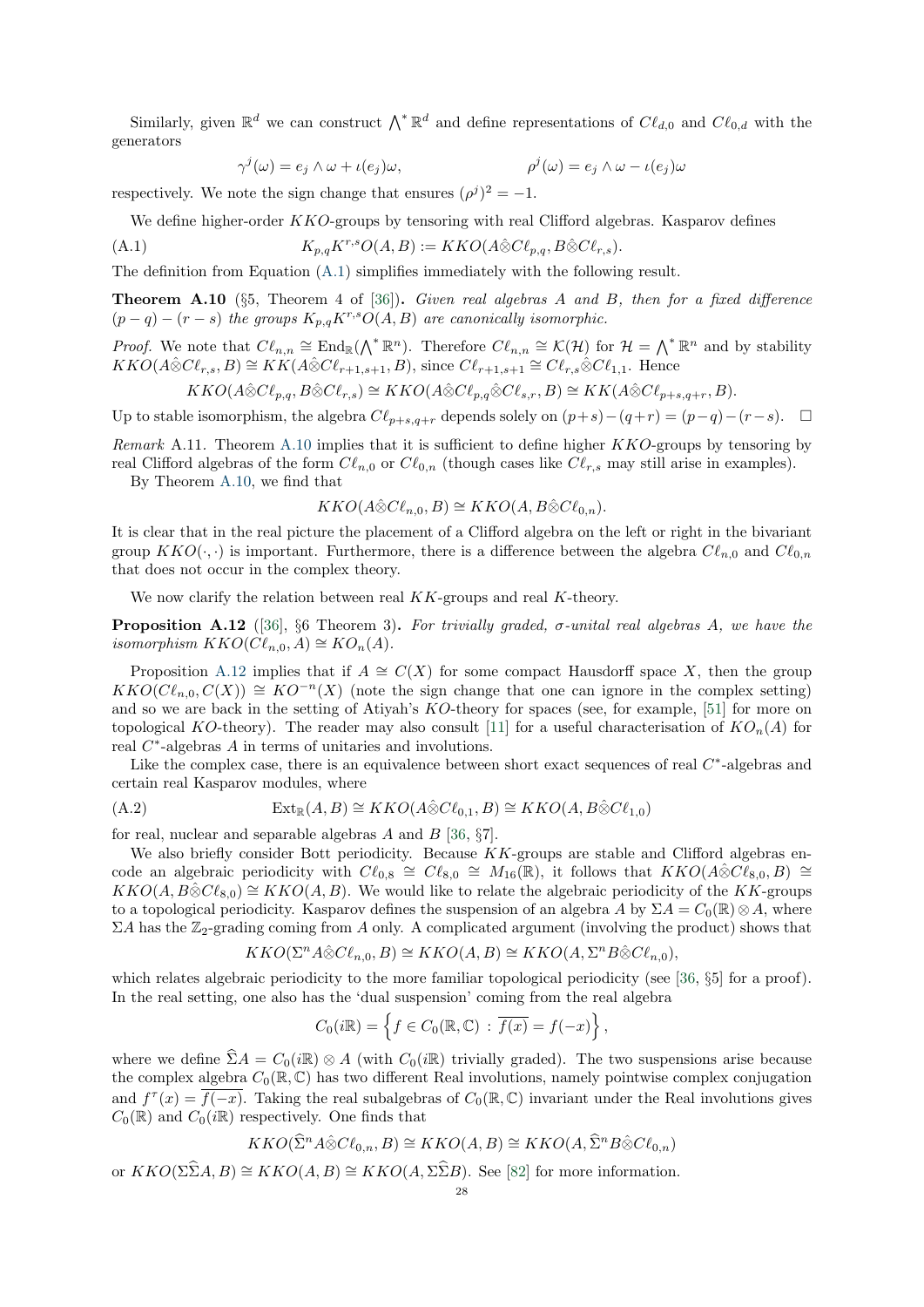Similarly, given $\mathbb{R}^d$ we can construct $\bigwedge^* \mathbb{R}^d$ and define representations of $C\ell_{d,0}$ and $C\ell_{0,d}$ with the generators

$$\gamma^j(\omega) = e_j \wedge \omega + \iota(e_j)\omega, \qquad\qquad \rho^j(\omega) = e_j \wedge \omega - \iota(e_j)\omega$$

respectively. We note the sign change that ensures $(\rho^j)^2 = -1$.

We define higher-order $KKO$-groups by tensoring with real Clifford algebras. Kasparov defines

$$K_{p,q}K^{r,s}O(A,B) := KKO(A\hat{\otimes}C\ell_{p,q}, B\hat{\otimes}C\ell_{r,s}). \tag{A.1}$$

The definition from Equation (A.1) simplifies immediately with the following result.

**Theorem A.10** (§5, Theorem 4 of [36])**.** *Given real algebras $A$ and $B$, then for a fixed difference $(p-q)-(r-s)$ the groups $K_{p,q}K^{r,s}O(A,B)$ are canonically isomorphic.*

*Proof.* We note that $C\ell_{n,n} \cong \mathrm{End}_{\mathbb{R}}(\bigwedge^* \mathbb{R}^n)$. Therefore $C\ell_{n,n} \cong \mathcal{K}(\mathcal{H})$ for $\mathcal{H} = \bigwedge^* \mathbb{R}^n$ and by stability $KKO(A\hat{\otimes}C\ell_{r,s}, B) \cong KK(A\hat{\otimes}C\ell_{r+1,s+1}, B)$, since $C\ell_{r+1,s+1} \cong C\ell_{r,s}\hat{\otimes}C\ell_{1,1}$. Hence

$$KKO(A\hat{\otimes}C\ell_{p,q}, B\hat{\otimes}C\ell_{r,s}) \cong KKO(A\hat{\otimes}C\ell_{p,q}\hat{\otimes}C\ell_{s,r}, B) \cong KK(A\hat{\otimes}C\ell_{p+s,q+r}, B).$$

Up to stable isomorphism, the algebra $C\ell_{p+s,q+r}$ depends solely on $(p+s)-(q+r) = (p-q)-(r-s)$. $\square$

*Remark* A.11. Theorem A.10 implies that it is sufficient to define higher $KKO$-groups by tensoring by real Clifford algebras of the form $C\ell_{n,0}$ or $C\ell_{0,n}$ (though cases like $C\ell_{r,s}$ may still arise in examples).

By Theorem A.10, we find that

$$KKO(A\hat{\otimes}C\ell_{n,0}, B) \cong KKO(A, B\hat{\otimes}C\ell_{0,n}).$$

It is clear that in the real picture the placement of a Clifford algebra on the left or right in the bivariant group $KKO(\cdot,\cdot)$ is important. Furthermore, there is a difference between the algebra $C\ell_{n,0}$ and $C\ell_{0,n}$ that does not occur in the complex theory.

We now clarify the relation between real $KK$-groups and real $K$-theory.

**Proposition A.12** ([36], §6 Theorem 3)**.** *For trivially graded, $\sigma$-unital real algebras $A$, we have the isomorphism $KKO(C\ell_{n,0}, A) \cong KO_n(A)$.*

Proposition A.12 implies that if $A \cong C(X)$ for some compact Hausdorff space $X$, then the group $KKO(C\ell_{n,0}, C(X)) \cong KO^{-n}(X)$ (note the sign change that one can ignore in the complex setting) and so we are back in the setting of Atiyah's $KO$-theory for spaces (see, for example, [51] for more on topological $KO$-theory). The reader may also consult [11] for a useful characterisation of $KO_n(A)$ for real $C^*$-algebras $A$ in terms of unitaries and involutions.

Like the complex case, there is an equivalence between short exact sequences of real $C^*$-algebras and certain real Kasparov modules, where

$$\mathrm{Ext}_{\mathbb{R}}(A,B) \cong KKO(A\hat{\otimes}C\ell_{0,1}, B) \cong KKO(A, B\hat{\otimes}C\ell_{1,0}) \tag{A.2}$$

for real, nuclear and separable algebras $A$ and $B$ [36, §7].

We also briefly consider Bott periodicity. Because $KK$-groups are stable and Clifford algebras encode an algebraic periodicity with $C\ell_{0,8} \cong C\ell_{8,0} \cong M_{16}(\mathbb{R})$, it follows that $KKO(A\hat{\otimes}C\ell_{8,0}, B) \cong KKO(A, B\hat{\otimes}C\ell_{8,0}) \cong KKO(A,B)$. We would like to relate the algebraic periodicity of the $KK$-groups to a topological periodicity. Kasparov defines the suspension of an algebra $A$ by $\Sigma A = C_0(\mathbb{R}) \otimes A$, where $\Sigma A$ has the $\mathbb{Z}_2$-grading coming from $A$ only. A complicated argument (involving the product) shows that

$$KKO(\Sigma^n A\hat{\otimes}C\ell_{n,0}, B) \cong KKO(A,B) \cong KKO(A, \Sigma^n B\hat{\otimes}C\ell_{n,0}),$$

which relates algebraic periodicity to the more familiar topological periodicity (see [36, §5] for a proof). In the real setting, one also has the 'dual suspension' coming from the real algebra

$$C_0(i\mathbb{R}) = \left\{ f \in C_0(\mathbb{R}, \mathbb{C}) \, : \, \overline{f(x)} = f(-x) \right\},$$

where we define $\widehat{\Sigma}A = C_0(i\mathbb{R}) \otimes A$ (with $C_0(i\mathbb{R})$ trivially graded). The two suspensions arise because the complex algebra $C_0(\mathbb{R}, \mathbb{C})$ has two different Real involutions, namely pointwise complex conjugation and $f^\tau(x) = \overline{f(-x)}$. Taking the real subalgebras of $C_0(\mathbb{R}, \mathbb{C})$ invariant under the Real involutions gives $C_0(\mathbb{R})$ and $C_0(i\mathbb{R})$ respectively. One finds that

$$KKO(\widehat{\Sigma}^n A\hat{\otimes}C\ell_{0,n}, B) \cong KKO(A,B) \cong KKO(A, \widehat{\Sigma}^n B\hat{\otimes}C\ell_{0,n})$$

or $KKO(\Sigma\widehat{\Sigma}A, B) \cong KKO(A,B) \cong KKO(A, \Sigma\widehat{\Sigma}B)$. See [82] for more information.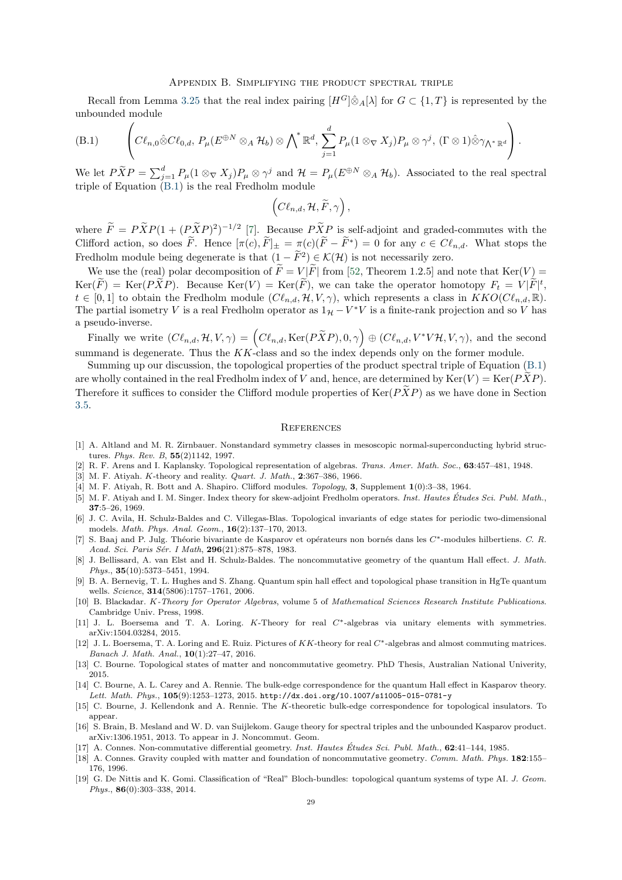## Appendix B. Simplifying the product spectral triple

Recall from Lemma 3.25 that the real index pairing $[H^G]\hat{\otimes}_A[\lambda]$ for $G \subset \{1, T\}$ is represented by the unbounded module

$$\left( C\ell_{n,0}\hat{\otimes}C\ell_{0,d},\, P_\mu(E^{\oplus N}\otimes_A \mathcal{H}_b)\otimes {\bigwedge}^* \mathbb{R}^d,\, \sum_{j=1}^d P_\mu(1\otimes_\nabla X_j)P_\mu \otimes \gamma^j,\, (\Gamma\otimes 1)\hat{\otimes}\gamma_{\bigwedge^*\mathbb{R}^d} \right). \tag{B.1}$$

We let $P\widetilde{X}P = \sum_{j=1}^d P_\mu(1\otimes_\nabla X_j)P_\mu\otimes\gamma^j$ and $\mathcal{H} = P_\mu(E^{\oplus N}\otimes_A \mathcal{H}_b)$. Associated to the real spectral triple of Equation (B.1) is the real Fredholm module

$$\left(C\ell_{n,d}, \mathcal{H}, \widetilde{F}, \gamma\right),$$

where $\widetilde{F} = P\widetilde{X}P(1+(P\widetilde{X}P)^2)^{-1/2}$ [7]. Because $P\widetilde{X}P$ is self-adjoint and graded-commutes with the Clifford action, so does $\widetilde{F}$. Hence $[\pi(c), \widetilde{F}]_\pm = \pi(c)(\widetilde{F}-\widetilde{F}^*) = 0$ for any $c \in C\ell_{n,d}$. What stops the Fredholm module being degenerate is that $(1-\widetilde{F}^2) \in \mathcal{K}(\mathcal{H})$ is not necessarily zero.

We use the (real) polar decomposition of $\widetilde{F} = V|\widetilde{F}|$ from [52, Theorem 1.2.5] and note that $\mathrm{Ker}(V) = \mathrm{Ker}(\widetilde{F}) = \mathrm{Ker}(P\widetilde{X}P)$. Because $\mathrm{Ker}(V) = \mathrm{Ker}(\widetilde{F})$, we can take the operator homotopy $F_t = V|\widetilde{F}|^t$, $t \in [0,1]$ to obtain the Fredholm module $(C\ell_{n,d}, \mathcal{H}, V, \gamma)$, which represents a class in $KKO(C\ell_{n,d}, \mathbb{R})$. The partial isometry $V$ is a real Fredholm operator as $1_{\mathcal{H}} - V^*V$ is a finite-rank projection and so $V$ has a pseudo-inverse.

Finally we write $(C\ell_{n,d}, \mathcal{H}, V, \gamma) = \left(C\ell_{n,d}, \mathrm{Ker}(P\widetilde{X}P), 0, \gamma\right) \oplus (C\ell_{n,d}, V^*V\mathcal{H}, V, \gamma)$, and the second summand is degenerate. Thus the $KK$-class and so the index depends only on the former module.

Summing up our discussion, the topological properties of the product spectral triple of Equation (B.1) are wholly contained in the real Fredholm index of $V$ and, hence, are determined by $\mathrm{Ker}(V) = \mathrm{Ker}(P\widetilde{X}P)$. Therefore it suffices to consider the Clifford module properties of $\mathrm{Ker}(P\widetilde{X}P)$ as we have done in Section 3.5.

## References

[1] A. Altland and M. R. Zirnbauer. Nonstandard symmetry classes in mesoscopic normal-superconducting hybrid structures. *Phys. Rev. B*, **55**(2)1142, 1997.

[2] R. F. Arens and I. Kaplansky. Topological representation of algebras. *Trans. Amer. Math. Soc.*, **63**:457–481, 1948.

[3] M. F. Atiyah. $K$-theory and reality. *Quart. J. Math.*, **2**:367–386, 1966.

[4] M. F. Atiyah, R. Bott and A. Shapiro. Clifford modules. *Topology*, **3**, Supplement **1**(0):3–38, 1964.

[5] M. F. Atiyah and I. M. Singer. Index theory for skew-adjoint Fredholm operators. *Inst. Hautes Études Sci. Publ. Math.*, **37**:5–26, 1969.

[6] J. C. Avila, H. Schulz-Baldes and C. Villegas-Blas. Topological invariants of edge states for periodic two-dimensional models. *Math. Phys. Anal. Geom.*, **16**(2):137–170, 2013.

[7] S. Baaj and P. Julg. Théorie bivariante de Kasparov et opérateurs non bornés dans les $C^*$-modules hilbertiens. *C. R. Acad. Sci. Paris Sér. I Math*, **296**(21):875–878, 1983.

[8] J. Bellissard, A. van Elst and H. Schulz-Baldes. The noncommutative geometry of the quantum Hall effect. *J. Math. Phys.*, **35**(10):5373–5451, 1994.

[9] B. A. Bernevig, T. L. Hughes and S. Zhang. Quantum spin hall effect and topological phase transition in HgTe quantum wells. *Science*, **314**(5806):1757–1761, 2006.

[10] B. Blackadar. *K-Theory for Operator Algebras*, volume 5 of *Mathematical Sciences Research Institute Publications*. Cambridge Univ. Press, 1998.

[11] J. L. Boersema and T. A. Loring. $K$-Theory for real $C^*$-algebras via unitary elements with symmetries. arXiv:1504.03284, 2015.

[12] J. L. Boersema, T. A. Loring and E. Ruiz. Pictures of $KK$-theory for real $C^*$-algebras and almost commuting matrices. *Banach J. Math. Anal.*, **10**(1):27–47, 2016.

[13] C. Bourne. Topological states of matter and noncommutative geometry. PhD Thesis, Australian National Univerity, 2015.

[14] C. Bourne, A. L. Carey and A. Rennie. The bulk-edge correspondence for the quantum Hall effect in Kasparov theory. *Lett. Math. Phys.*, **105**(9):1253–1273, 2015. http://dx.doi.org/10.1007/s11005-015-0781-y

[15] C. Bourne, J. Kellendonk and A. Rennie. The $K$-theoretic bulk-edge correspondence for topological insulators. To appear.

[16] S. Brain, B. Mesland and W. D. van Suijlekom. Gauge theory for spectral triples and the unbounded Kasparov product. arXiv:1306.1951, 2013. To appear in J. Noncommut. Geom.

[17] A. Connes. Non-commutative differential geometry. *Inst. Hautes Études Sci. Publ. Math.*, **62**:41–144, 1985.

[18] A. Connes. Gravity coupled with matter and foundation of noncommutative geometry. *Comm. Math. Phys.* **182**:155–176, 1996.

[19] G. De Nittis and K. Gomi. Classification of "Real" Bloch-bundles: topological quantum systems of type AI. *J. Geom. Phys.*, **86**(0):303–338, 2014.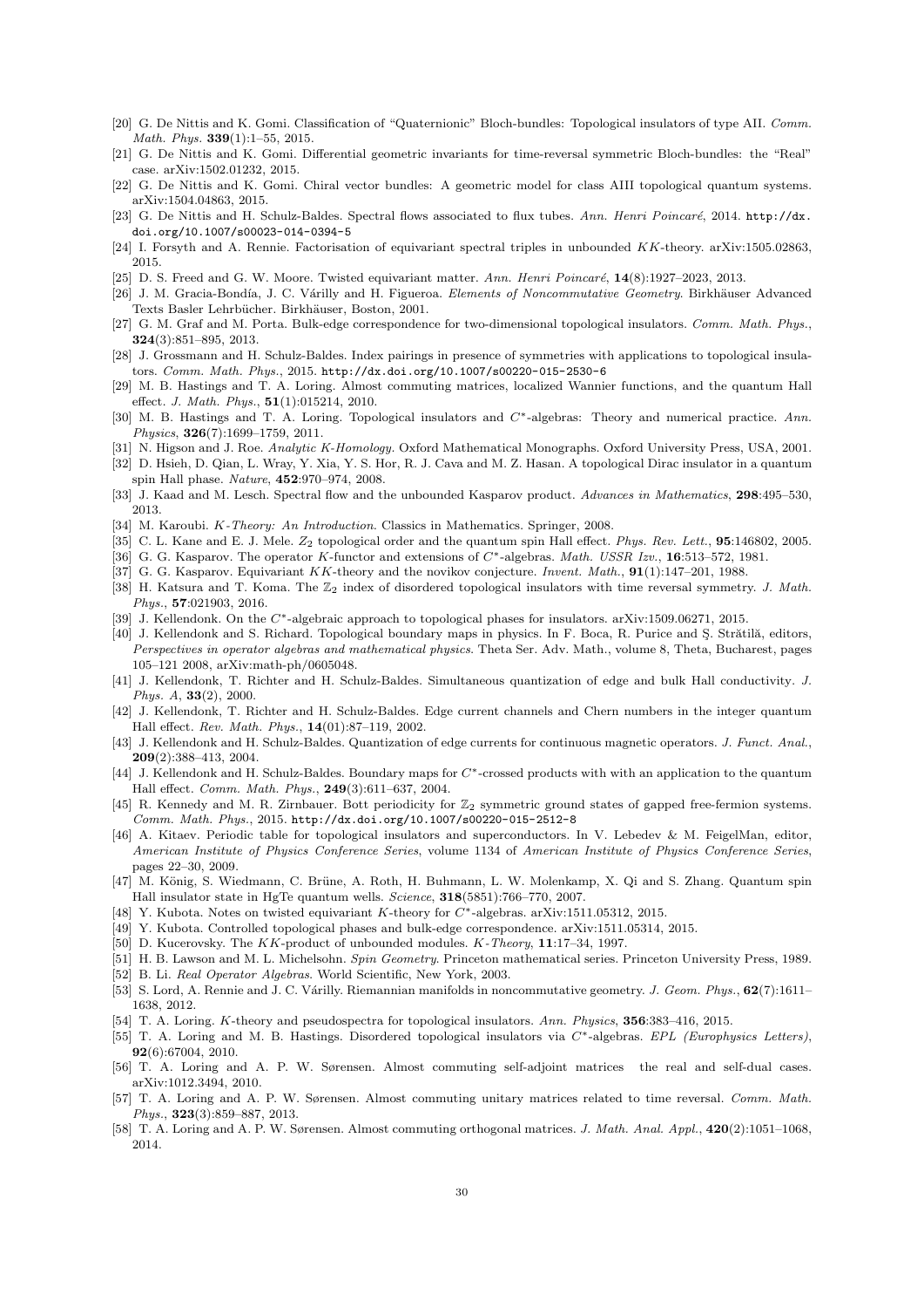[20] G. De Nittis and K. Gomi. Classification of "Quaternionic" Bloch-bundles: Topological insulators of type AII. *Comm. Math. Phys.* **339**(1):1–55, 2015.

[21] G. De Nittis and K. Gomi. Differential geometric invariants for time-reversal symmetric Bloch-bundles: the "Real" case. arXiv:1502.01232, 2015.

[22] G. De Nittis and K. Gomi. Chiral vector bundles: A geometric model for class AIII topological quantum systems. arXiv:1504.04863, 2015.

[23] G. De Nittis and H. Schulz-Baldes. Spectral flows associated to flux tubes. *Ann. Henri Poincaré*, 2014. http://dx.doi.org/10.1007/s00023-014-0394-5

[24] I. Forsyth and A. Rennie. Factorisation of equivariant spectral triples in unbounded $KK$-theory. arXiv:1505.02863, 2015.

[25] D. S. Freed and G. W. Moore. Twisted equivariant matter. *Ann. Henri Poincaré*, **14**(8):1927–2023, 2013.

[26] J. M. Gracia-Bondía, J. C. Várilly and H. Figueroa. *Elements of Noncommutative Geometry*. Birkhäuser Advanced Texts Basler Lehrbücher. Birkhäuser, Boston, 2001.

[27] G. M. Graf and M. Porta. Bulk-edge correspondence for two-dimensional topological insulators. *Comm. Math. Phys.*, **324**(3):851–895, 2013.

[28] J. Grossmann and H. Schulz-Baldes. Index pairings in presence of symmetries with applications to topological insulators. *Comm. Math. Phys.*, 2015. http://dx.doi.org/10.1007/s00220-015-2530-6

[29] M. B. Hastings and T. A. Loring. Almost commuting matrices, localized Wannier functions, and the quantum Hall effect. *J. Math. Phys.*, **51**(1):015214, 2010.

[30] M. B. Hastings and T. A. Loring. Topological insulators and $C^*$-algebras: Theory and numerical practice. *Ann. Physics*, **326**(7):1699–1759, 2011.

[31] N. Higson and J. Roe. *Analytic K-Homology*. Oxford Mathematical Monographs. Oxford University Press, USA, 2001.

[32] D. Hsieh, D. Qian, L. Wray, Y. Xia, Y. S. Hor, R. J. Cava and M. Z. Hasan. A topological Dirac insulator in a quantum spin Hall phase. *Nature*, **452**:970–974, 2008.

[33] J. Kaad and M. Lesch. Spectral flow and the unbounded Kasparov product. *Advances in Mathematics*, **298**:495–530, 2013.

[34] M. Karoubi. *K-Theory: An Introduction*. Classics in Mathematics. Springer, 2008.

[35] C. L. Kane and E. J. Mele. $Z_2$ topological order and the quantum spin Hall effect. *Phys. Rev. Lett.*, **95**:146802, 2005.

[36] G. G. Kasparov. The operator $K$-functor and extensions of $C^*$-algebras. *Math. USSR Izv.*, **16**:513–572, 1981.

[37] G. G. Kasparov. Equivariant $KK$-theory and the novikov conjecture. *Invent. Math.*, **91**(1):147–201, 1988.

[38] H. Katsura and T. Koma. The $\mathbb{Z}_2$ index of disordered topological insulators with time reversal symmetry. *J. Math. Phys.*, **57**:021903, 2016.

[39] J. Kellendonk. On the $C^*$-algebraic approach to topological phases for insulators. arXiv:1509.06271, 2015.

[40] J. Kellendonk and S. Richard. Topological boundary maps in physics. In F. Boca, R. Purice and Ş. Strătilă, editors, *Perspectives in operator algebras and mathematical physics*. Theta Ser. Adv. Math., volume 8, Theta, Bucharest, pages 105–121 2008, arXiv:math-ph/0605048.

[41] J. Kellendonk, T. Richter and H. Schulz-Baldes. Simultaneous quantization of edge and bulk Hall conductivity. *J. Phys. A*, **33**(2), 2000.

[42] J. Kellendonk, T. Richter and H. Schulz-Baldes. Edge current channels and Chern numbers in the integer quantum Hall effect. *Rev. Math. Phys.*, **14**(01):87–119, 2002.

[43] J. Kellendonk and H. Schulz-Baldes. Quantization of edge currents for continuous magnetic operators. *J. Funct. Anal.*, **209**(2):388–413, 2004.

[44] J. Kellendonk and H. Schulz-Baldes. Boundary maps for $C^*$-crossed products with with an application to the quantum Hall effect. *Comm. Math. Phys.*, **249**(3):611–637, 2004.

[45] R. Kennedy and M. R. Zirnbauer. Bott periodicity for $\mathbb{Z}_2$ symmetric ground states of gapped free-fermion systems. *Comm. Math. Phys.*, 2015. http://dx.doi.org/10.1007/s00220-015-2512-8

[46] A. Kitaev. Periodic table for topological insulators and superconductors. In V. Lebedev & M. FeigelMan, editor, *American Institute of Physics Conference Series*, volume 1134 of *American Institute of Physics Conference Series*, pages 22–30, 2009.

[47] M. König, S. Wiedmann, C. Brüne, A. Roth, H. Buhmann, L. W. Molenkamp, X. Qi and S. Zhang. Quantum spin Hall insulator state in HgTe quantum wells. *Science*, **318**(5851):766–770, 2007.

[48] Y. Kubota. Notes on twisted equivariant $K$-theory for $C^*$-algebras. arXiv:1511.05312, 2015.

[49] Y. Kubota. Controlled topological phases and bulk-edge correspondence. arXiv:1511.05314, 2015.

[50] D. Kucerovsky. The $KK$-product of unbounded modules. *K-Theory*, **11**:17–34, 1997.

[51] H. B. Lawson and M. L. Michelsohn. *Spin Geometry*. Princeton mathematical series. Princeton University Press, 1989.

[52] B. Li. *Real Operator Algebras*. World Scientific, New York, 2003.

[53] S. Lord, A. Rennie and J. C. Várilly. Riemannian manifolds in noncommutative geometry. *J. Geom. Phys.*, **62**(7):1611–1638, 2012.

[54] T. A. Loring. $K$-theory and pseudospectra for topological insulators. *Ann. Physics*, **356**:383–416, 2015.

[55] T. A. Loring and M. B. Hastings. Disordered topological insulators via $C^*$-algebras. *EPL (Europhysics Letters)*, **92**(6):67004, 2010.

[56] T. A. Loring and A. P. W. Sørensen. Almost commuting self-adjoint matrices the real and self-dual cases. arXiv:1012.3494, 2010.

[57] T. A. Loring and A. P. W. Sørensen. Almost commuting unitary matrices related to time reversal. *Comm. Math. Phys.*, **323**(3):859–887, 2013.

[58] T. A. Loring and A. P. W. Sørensen. Almost commuting orthogonal matrices. *J. Math. Anal. Appl.*, **420**(2):1051–1068, 2014.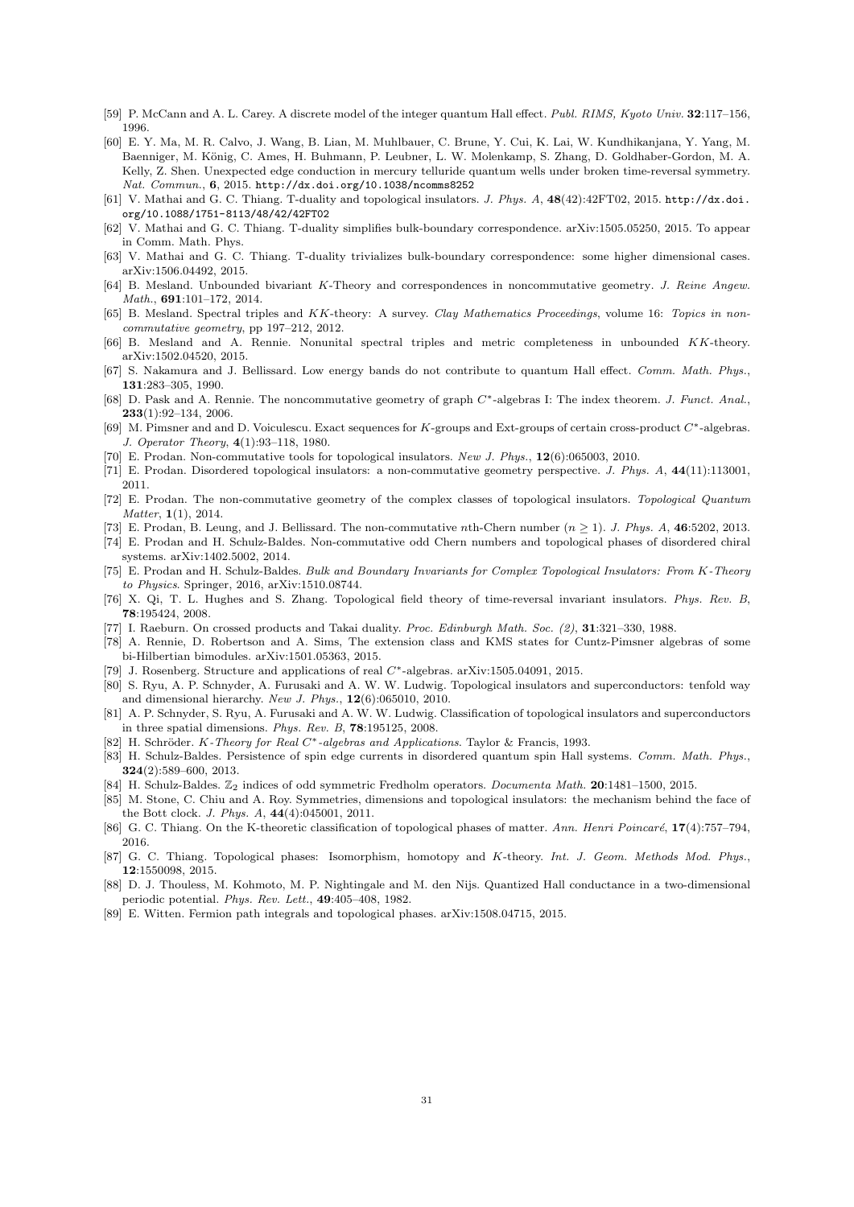[59] P. McCann and A. L. Carey. A discrete model of the integer quantum Hall effect. *Publ. RIMS, Kyoto Univ.* **32**:117–156, 1996.

[60] E. Y. Ma, M. R. Calvo, J. Wang, B. Lian, M. Muhlbauer, C. Brune, Y. Cui, K. Lai, W. Kundhikanjana, Y. Yang, M. Baenniger, M. König, C. Ames, H. Buhmann, P. Leubner, L. W. Molenkamp, S. Zhang, D. Goldhaber-Gordon, M. A. Kelly, Z. Shen. Unexpected edge conduction in mercury telluride quantum wells under broken time-reversal symmetry. *Nat. Commun.*, **6**, 2015. http://dx.doi.org/10.1038/ncomms8252

[61] V. Mathai and G. C. Thiang. T-duality and topological insulators. *J. Phys. A*, **48**(42):42FT02, 2015. http://dx.doi.org/10.1088/1751-8113/48/42/42FT02

[62] V. Mathai and G. C. Thiang. T-duality simplifies bulk-boundary correspondence. arXiv:1505.05250, 2015. To appear in Comm. Math. Phys.

[63] V. Mathai and G. C. Thiang. T-duality trivializes bulk-boundary correspondence: some higher dimensional cases. arXiv:1506.04492, 2015.

[64] B. Mesland. Unbounded bivariant $K$-Theory and correspondences in noncommutative geometry. *J. Reine Angew. Math.*, **691**:101–172, 2014.

[65] B. Mesland. Spectral triples and $KK$-theory: A survey. *Clay Mathematics Proceedings*, volume 16: *Topics in noncommutative geometry*, pp 197–212, 2012.

[66] B. Mesland and A. Rennie. Nonunital spectral triples and metric completeness in unbounded $KK$-theory. arXiv:1502.04520, 2015.

[67] S. Nakamura and J. Bellissard. Low energy bands do not contribute to quantum Hall effect. *Comm. Math. Phys.*, **131**:283–305, 1990.

[68] D. Pask and A. Rennie. The noncommutative geometry of graph $C^*$-algebras I: The index theorem. *J. Funct. Anal.*, **233**(1):92–134, 2006.

[69] M. Pimsner and and D. Voiculescu. Exact sequences for $K$-groups and Ext-groups of certain cross-product $C^*$-algebras. *J. Operator Theory*, **4**(1):93–118, 1980.

[70] E. Prodan. Non-commutative tools for topological insulators. *New J. Phys.*, **12**(6):065003, 2010.

[71] E. Prodan. Disordered topological insulators: a non-commutative geometry perspective. *J. Phys. A*, **44**(11):113001, 2011.

[72] E. Prodan. The non-commutative geometry of the complex classes of topological insulators. *Topological Quantum Matter*, **1**(1), 2014.

[73] E. Prodan, B. Leung, and J. Bellissard. The non-commutative $n$th-Chern number ($n \geq 1$). *J. Phys. A*, **46**:5202, 2013.

[74] E. Prodan and H. Schulz-Baldes. Non-commutative odd Chern numbers and topological phases of disordered chiral systems. arXiv:1402.5002, 2014.

[75] E. Prodan and H. Schulz-Baldes. *Bulk and Boundary Invariants for Complex Topological Insulators: From K-Theory to Physics*. Springer, 2016, arXiv:1510.08744.

[76] X. Qi, T. L. Hughes and S. Zhang. Topological field theory of time-reversal invariant insulators. *Phys. Rev. B*, **78**:195424, 2008.

[77] I. Raeburn. On crossed products and Takai duality. *Proc. Edinburgh Math. Soc. (2)*, **31**:321–330, 1988.

[78] A. Rennie, D. Robertson and A. Sims, The extension class and KMS states for Cuntz-Pimsner algebras of some bi-Hilbertian bimodules. arXiv:1501.05363, 2015.

[79] J. Rosenberg. Structure and applications of real $C^*$-algebras. arXiv:1505.04091, 2015.

[80] S. Ryu, A. P. Schnyder, A. Furusaki and A. W. W. Ludwig. Topological insulators and superconductors: tenfold way and dimensional hierarchy. *New J. Phys.*, **12**(6):065010, 2010.

[81] A. P. Schnyder, S. Ryu, A. Furusaki and A. W. W. Ludwig. Classification of topological insulators and superconductors in three spatial dimensions. *Phys. Rev. B*, **78**:195125, 2008.

[82] H. Schröder. *K-Theory for Real $C^*$-algebras and Applications*. Taylor & Francis, 1993.

[83] H. Schulz-Baldes. Persistence of spin edge currents in disordered quantum spin Hall systems. *Comm. Math. Phys.*, **324**(2):589–600, 2013.

[84] H. Schulz-Baldes. $\mathbb{Z}_2$ indices of odd symmetric Fredholm operators. *Documenta Math.* **20**:1481–1500, 2015.

[85] M. Stone, C. Chiu and A. Roy. Symmetries, dimensions and topological insulators: the mechanism behind the face of the Bott clock. *J. Phys. A*, **44**(4):045001, 2011.

[86] G. C. Thiang. On the K-theoretic classification of topological phases of matter. *Ann. Henri Poincaré*, **17**(4):757–794, 2016.

[87] G. C. Thiang. Topological phases: Isomorphism, homotopy and $K$-theory. *Int. J. Geom. Methods Mod. Phys.*, **12**:1550098, 2015.

[88] D. J. Thouless, M. Kohmoto, M. P. Nightingale and M. den Nijs. Quantized Hall conductance in a two-dimensional periodic potential. *Phys. Rev. Lett.*, **49**:405–408, 1982.

[89] E. Witten. Fermion path integrals and topological phases. arXiv:1508.04715, 2015.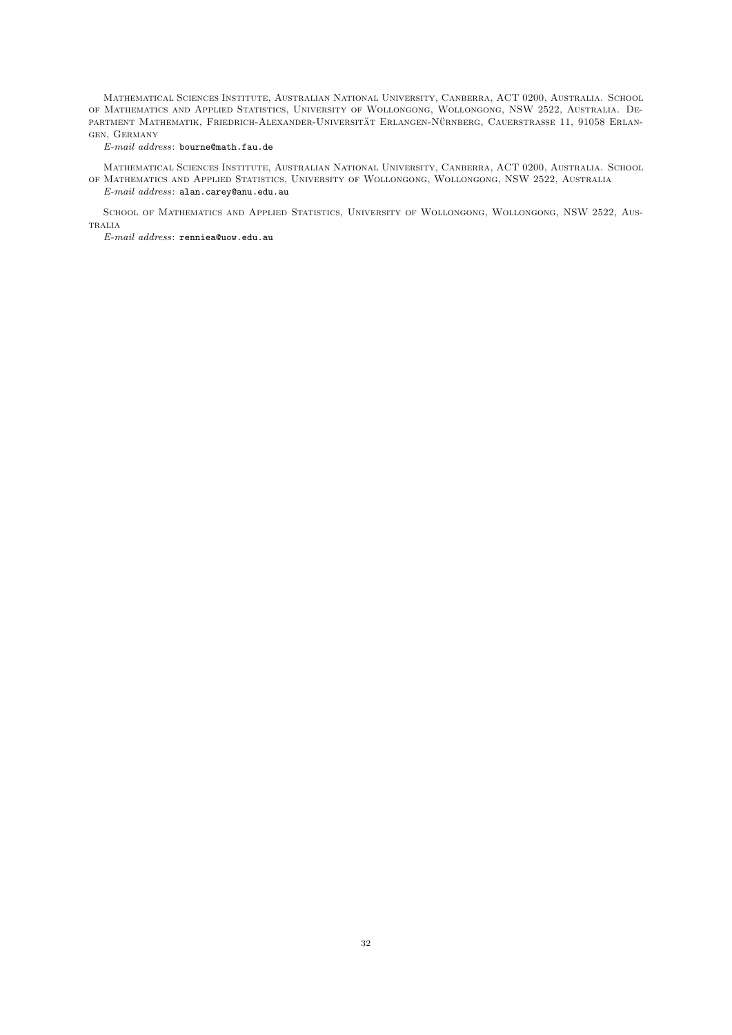Mathematical Sciences Institute, Australian National University, Canberra, ACT 0200, Australia. School of Mathematics and Applied Statistics, University of Wollongong, Wollongong, NSW 2522, Australia. Department Mathematik, Friedrich-Alexander-Universität Erlangen-Nürnberg, Cauerstrasse 11, 91058 Erlangen, Germany

*E-mail address*: bourne@math.fau.de

Mathematical Sciences Institute, Australian National University, Canberra, ACT 0200, Australia. School of Mathematics and Applied Statistics, University of Wollongong, Wollongong, NSW 2522, Australia

*E-mail address*: alan.carey@anu.edu.au

School of Mathematics and Applied Statistics, University of Wollongong, Wollongong, NSW 2522, Australia

*E-mail address*: renniea@uow.edu.au